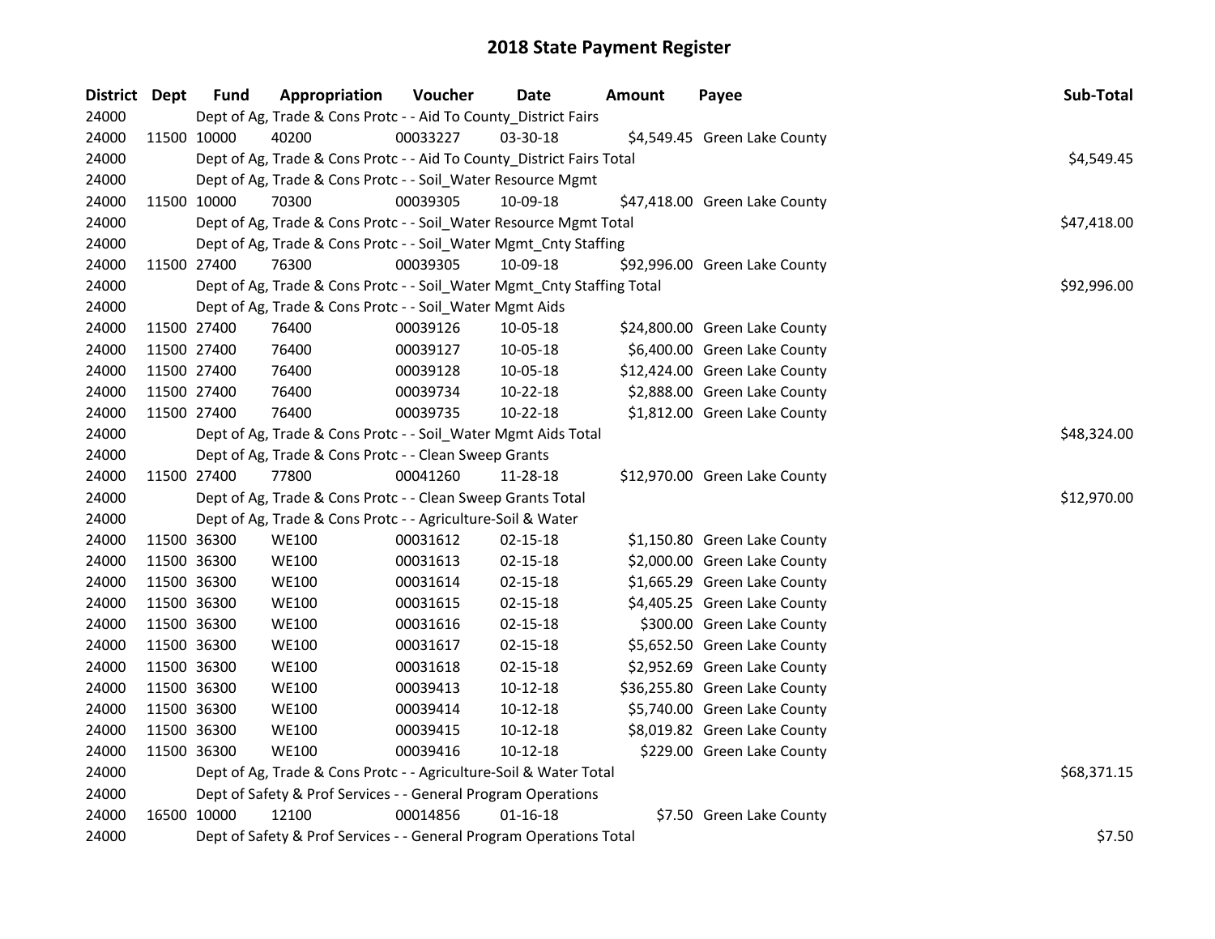# 2018 State Payment Register

| District | Dept | Fund | Appropriation | Voucher | Date | Amount | Payee | Sub-Total |
|---|---|---|---|---|---|---|---|---|
| 24000 | | Dept of Ag, Trade & Cons Protc - - Aid To County_District Fairs | | | | | | |
| 24000 | 11500 | 10000 | 40200 | 00033227 | 03-30-18 | $4,549.45 | Green Lake County | |
| 24000 | | Dept of Ag, Trade & Cons Protc - - Aid To County_District Fairs Total | | | | | | $4,549.45 |
| 24000 | | Dept of Ag, Trade & Cons Protc - - Soil_Water Resource Mgmt | | | | | | |
| 24000 | 11500 | 10000 | 70300 | 00039305 | 10-09-18 | $47,418.00 | Green Lake County | |
| 24000 | | Dept of Ag, Trade & Cons Protc - - Soil_Water Resource Mgmt Total | | | | | | $47,418.00 |
| 24000 | | Dept of Ag, Trade & Cons Protc - - Soil_Water Mgmt_Cnty Staffing | | | | | | |
| 24000 | 11500 | 27400 | 76300 | 00039305 | 10-09-18 | $92,996.00 | Green Lake County | |
| 24000 | | Dept of Ag, Trade & Cons Protc - - Soil_Water Mgmt_Cnty Staffing Total | | | | | | $92,996.00 |
| 24000 | | Dept of Ag, Trade & Cons Protc - - Soil_Water Mgmt Aids | | | | | | |
| 24000 | 11500 | 27400 | 76400 | 00039126 | 10-05-18 | $24,800.00 | Green Lake County | |
| 24000 | 11500 | 27400 | 76400 | 00039127 | 10-05-18 | $6,400.00 | Green Lake County | |
| 24000 | 11500 | 27400 | 76400 | 00039128 | 10-05-18 | $12,424.00 | Green Lake County | |
| 24000 | 11500 | 27400 | 76400 | 00039734 | 10-22-18 | $2,888.00 | Green Lake County | |
| 24000 | 11500 | 27400 | 76400 | 00039735 | 10-22-18 | $1,812.00 | Green Lake County | |
| 24000 | | Dept of Ag, Trade & Cons Protc - - Soil_Water Mgmt Aids Total | | | | | | $48,324.00 |
| 24000 | | Dept of Ag, Trade & Cons Protc - - Clean Sweep Grants | | | | | | |
| 24000 | 11500 | 27400 | 77800 | 00041260 | 11-28-18 | $12,970.00 | Green Lake County | |
| 24000 | | Dept of Ag, Trade & Cons Protc - - Clean Sweep Grants Total | | | | | | $12,970.00 |
| 24000 | | Dept of Ag, Trade & Cons Protc - - Agriculture-Soil & Water | | | | | | |
| 24000 | 11500 | 36300 | WE100 | 00031612 | 02-15-18 | $1,150.80 | Green Lake County | |
| 24000 | 11500 | 36300 | WE100 | 00031613 | 02-15-18 | $2,000.00 | Green Lake County | |
| 24000 | 11500 | 36300 | WE100 | 00031614 | 02-15-18 | $1,665.29 | Green Lake County | |
| 24000 | 11500 | 36300 | WE100 | 00031615 | 02-15-18 | $4,405.25 | Green Lake County | |
| 24000 | 11500 | 36300 | WE100 | 00031616 | 02-15-18 | $300.00 | Green Lake County | |
| 24000 | 11500 | 36300 | WE100 | 00031617 | 02-15-18 | $5,652.50 | Green Lake County | |
| 24000 | 11500 | 36300 | WE100 | 00031618 | 02-15-18 | $2,952.69 | Green Lake County | |
| 24000 | 11500 | 36300 | WE100 | 00039413 | 10-12-18 | $36,255.80 | Green Lake County | |
| 24000 | 11500 | 36300 | WE100 | 00039414 | 10-12-18 | $5,740.00 | Green Lake County | |
| 24000 | 11500 | 36300 | WE100 | 00039415 | 10-12-18 | $8,019.82 | Green Lake County | |
| 24000 | 11500 | 36300 | WE100 | 00039416 | 10-12-18 | $229.00 | Green Lake County | |
| 24000 | | Dept of Ag, Trade & Cons Protc - - Agriculture-Soil & Water Total | | | | | | $68,371.15 |
| 24000 | | Dept of Safety & Prof Services - - General Program Operations | | | | | | |
| 24000 | 16500 | 10000 | 12100 | 00014856 | 01-16-18 | $7.50 | Green Lake County | |
| 24000 | | Dept of Safety & Prof Services - - General Program Operations Total | | | | | | $7.50 |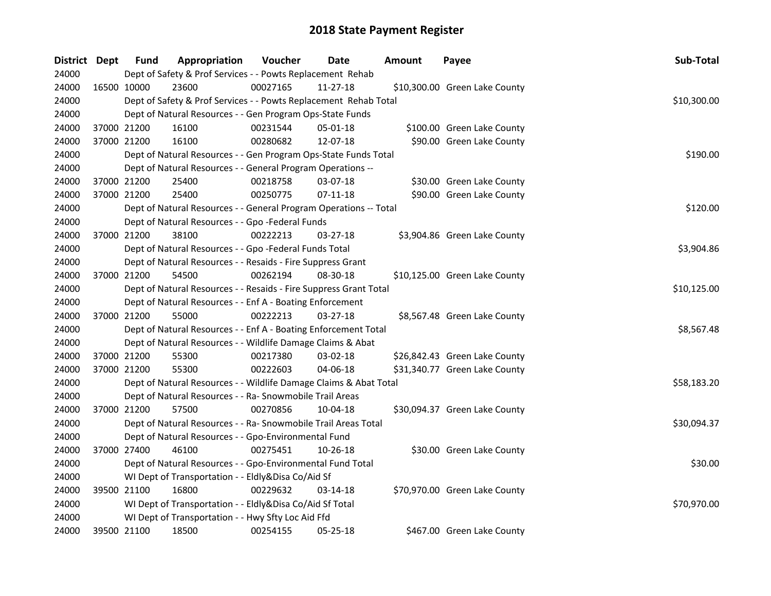## 2018 State Payment Register

| District | Dept | Fund | Appropriation | Voucher | Date | Amount | Payee | Sub-Total |
|---|---|---|---|---|---|---|---|---|
| 24000 | | Dept of Safety & Prof Services - - Powts Replacement Rehab | | | | | | |
| 24000 | 16500 | 10000 | 23600 | 00027165 | 11-27-18 | $10,300.00 | Green Lake County | |
| 24000 | | Dept of Safety & Prof Services - - Powts Replacement Rehab Total | | | | | | $10,300.00 |
| 24000 | | Dept of Natural Resources - - Gen Program Ops-State Funds | | | | | | |
| 24000 | 37000 | 21200 | 16100 | 00231544 | 05-01-18 | $100.00 | Green Lake County | |
| 24000 | 37000 | 21200 | 16100 | 00280682 | 12-07-18 | $90.00 | Green Lake County | |
| 24000 | | Dept of Natural Resources - - Gen Program Ops-State Funds Total | | | | | | $190.00 |
| 24000 | | Dept of Natural Resources - - General Program Operations -- | | | | | | |
| 24000 | 37000 | 21200 | 25400 | 00218758 | 03-07-18 | $30.00 | Green Lake County | |
| 24000 | 37000 | 21200 | 25400 | 00250775 | 07-11-18 | $90.00 | Green Lake County | |
| 24000 | | Dept of Natural Resources - - General Program Operations -- Total | | | | | | $120.00 |
| 24000 | | Dept of Natural Resources - - Gpo -Federal Funds | | | | | | |
| 24000 | 37000 | 21200 | 38100 | 00222213 | 03-27-18 | $3,904.86 | Green Lake County | |
| 24000 | | Dept of Natural Resources - - Gpo -Federal Funds Total | | | | | | $3,904.86 |
| 24000 | | Dept of Natural Resources - - Resaids - Fire Suppress Grant | | | | | | |
| 24000 | 37000 | 21200 | 54500 | 00262194 | 08-30-18 | $10,125.00 | Green Lake County | |
| 24000 | | Dept of Natural Resources - - Resaids - Fire Suppress Grant Total | | | | | | $10,125.00 |
| 24000 | | Dept of Natural Resources - - Enf A - Boating Enforcement | | | | | | |
| 24000 | 37000 | 21200 | 55000 | 00222213 | 03-27-18 | $8,567.48 | Green Lake County | |
| 24000 | | Dept of Natural Resources - - Enf A - Boating Enforcement Total | | | | | | $8,567.48 |
| 24000 | | Dept of Natural Resources - - Wildlife Damage Claims & Abat | | | | | | |
| 24000 | 37000 | 21200 | 55300 | 00217380 | 03-02-18 | $26,842.43 | Green Lake County | |
| 24000 | 37000 | 21200 | 55300 | 00222603 | 04-06-18 | $31,340.77 | Green Lake County | |
| 24000 | | Dept of Natural Resources - - Wildlife Damage Claims & Abat Total | | | | | | $58,183.20 |
| 24000 | | Dept of Natural Resources - - Ra- Snowmobile Trail Areas | | | | | | |
| 24000 | 37000 | 21200 | 57500 | 00270856 | 10-04-18 | $30,094.37 | Green Lake County | |
| 24000 | | Dept of Natural Resources - - Ra- Snowmobile Trail Areas Total | | | | | | $30,094.37 |
| 24000 | | Dept of Natural Resources - - Gpo-Environmental Fund | | | | | | |
| 24000 | 37000 | 27400 | 46100 | 00275451 | 10-26-18 | $30.00 | Green Lake County | |
| 24000 | | Dept of Natural Resources - - Gpo-Environmental Fund Total | | | | | | $30.00 |
| 24000 | | WI Dept of Transportation - - Eldly&Disa Co/Aid Sf | | | | | | |
| 24000 | 39500 | 21100 | 16800 | 00229632 | 03-14-18 | $70,970.00 | Green Lake County | |
| 24000 | | WI Dept of Transportation - - Eldly&Disa Co/Aid Sf Total | | | | | | $70,970.00 |
| 24000 | | WI Dept of Transportation - - Hwy Sfty Loc Aid Ffd | | | | | | |
| 24000 | 39500 | 21100 | 18500 | 00254155 | 05-25-18 | $467.00 | Green Lake County | |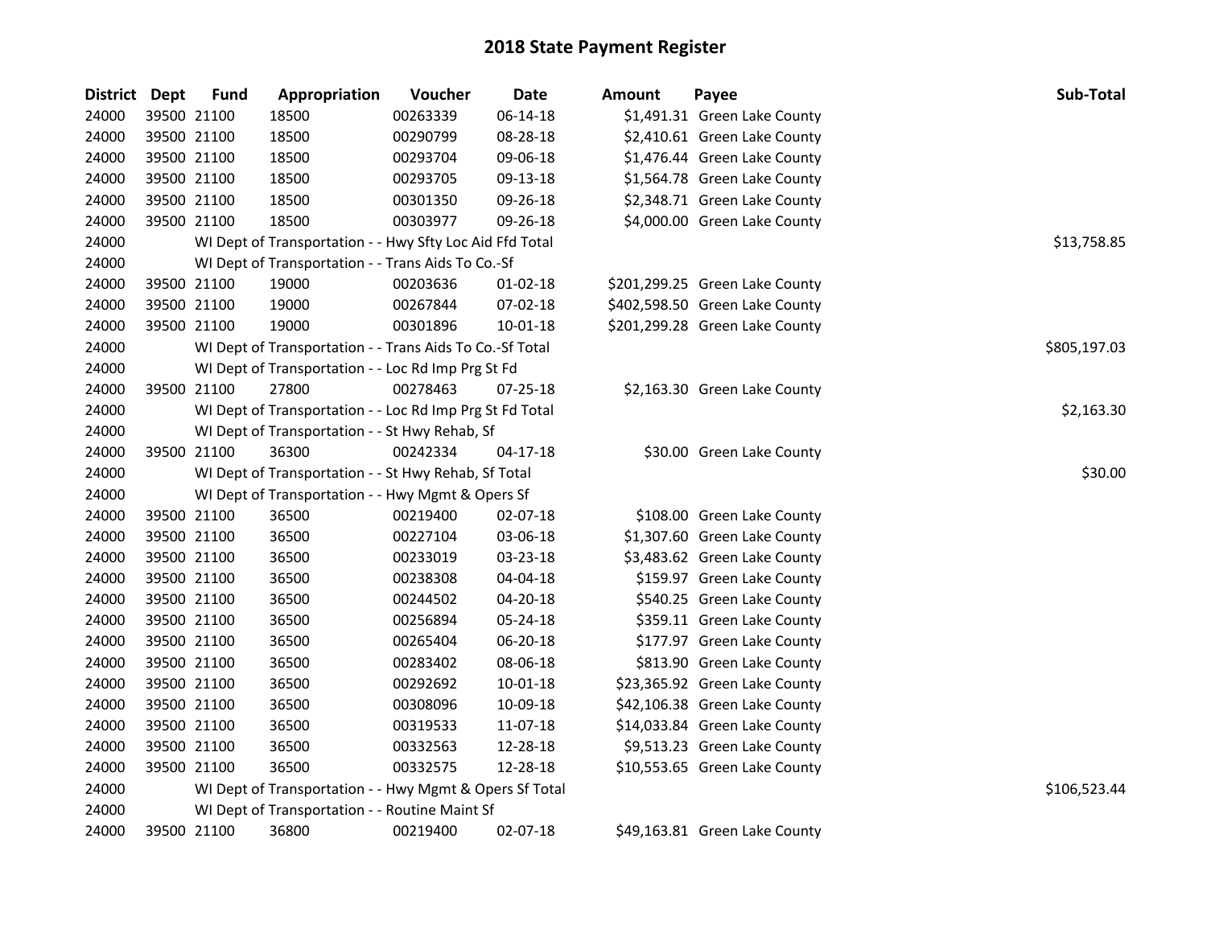## 2018 State Payment Register

| District | Dept | Fund | Appropriation | Voucher | Date | Amount | Payee | Sub-Total |
|---|---|---|---|---|---|---|---|---|
| 24000 | 39500 | 21100 | 18500 | 00263339 | 06-14-18 | $1,491.31 | Green Lake County | |
| 24000 | 39500 | 21100 | 18500 | 00290799 | 08-28-18 | $2,410.61 | Green Lake County | |
| 24000 | 39500 | 21100 | 18500 | 00293704 | 09-06-18 | $1,476.44 | Green Lake County | |
| 24000 | 39500 | 21100 | 18500 | 00293705 | 09-13-18 | $1,564.78 | Green Lake County | |
| 24000 | 39500 | 21100 | 18500 | 00301350 | 09-26-18 | $2,348.71 | Green Lake County | |
| 24000 | 39500 | 21100 | 18500 | 00303977 | 09-26-18 | $4,000.00 | Green Lake County | |
| 24000 | | WI Dept of Transportation - - Hwy Sfty Loc Aid Ffd Total | | | | | | $13,758.85 |
| 24000 | | WI Dept of Transportation - - Trans Aids To Co.-Sf | | | | | | |
| 24000 | 39500 | 21100 | 19000 | 00203636 | 01-02-18 | $201,299.25 | Green Lake County | |
| 24000 | 39500 | 21100 | 19000 | 00267844 | 07-02-18 | $402,598.50 | Green Lake County | |
| 24000 | 39500 | 21100 | 19000 | 00301896 | 10-01-18 | $201,299.28 | Green Lake County | |
| 24000 | | WI Dept of Transportation - - Trans Aids To Co.-Sf Total | | | | | | $805,197.03 |
| 24000 | | WI Dept of Transportation - - Loc Rd Imp Prg St Fd | | | | | | |
| 24000 | 39500 | 21100 | 27800 | 00278463 | 07-25-18 | $2,163.30 | Green Lake County | |
| 24000 | | WI Dept of Transportation - - Loc Rd Imp Prg St Fd Total | | | | | | $2,163.30 |
| 24000 | | WI Dept of Transportation - - St Hwy Rehab, Sf | | | | | | |
| 24000 | 39500 | 21100 | 36300 | 00242334 | 04-17-18 | $30.00 | Green Lake County | |
| 24000 | | WI Dept of Transportation - - St Hwy Rehab, Sf Total | | | | | | $30.00 |
| 24000 | | WI Dept of Transportation - - Hwy Mgmt & Opers Sf | | | | | | |
| 24000 | 39500 | 21100 | 36500 | 00219400 | 02-07-18 | $108.00 | Green Lake County | |
| 24000 | 39500 | 21100 | 36500 | 00227104 | 03-06-18 | $1,307.60 | Green Lake County | |
| 24000 | 39500 | 21100 | 36500 | 00233019 | 03-23-18 | $3,483.62 | Green Lake County | |
| 24000 | 39500 | 21100 | 36500 | 00238308 | 04-04-18 | $159.97 | Green Lake County | |
| 24000 | 39500 | 21100 | 36500 | 00244502 | 04-20-18 | $540.25 | Green Lake County | |
| 24000 | 39500 | 21100 | 36500 | 00256894 | 05-24-18 | $359.11 | Green Lake County | |
| 24000 | 39500 | 21100 | 36500 | 00265404 | 06-20-18 | $177.97 | Green Lake County | |
| 24000 | 39500 | 21100 | 36500 | 00283402 | 08-06-18 | $813.90 | Green Lake County | |
| 24000 | 39500 | 21100 | 36500 | 00292692 | 10-01-18 | $23,365.92 | Green Lake County | |
| 24000 | 39500 | 21100 | 36500 | 00308096 | 10-09-18 | $42,106.38 | Green Lake County | |
| 24000 | 39500 | 21100 | 36500 | 00319533 | 11-07-18 | $14,033.84 | Green Lake County | |
| 24000 | 39500 | 21100 | 36500 | 00332563 | 12-28-18 | $9,513.23 | Green Lake County | |
| 24000 | 39500 | 21100 | 36500 | 00332575 | 12-28-18 | $10,553.65 | Green Lake County | |
| 24000 | | WI Dept of Transportation - - Hwy Mgmt & Opers Sf Total | | | | | | $106,523.44 |
| 24000 | | WI Dept of Transportation - - Routine Maint Sf | | | | | | |
| 24000 | 39500 | 21100 | 36800 | 00219400 | 02-07-18 | $49,163.81 | Green Lake County | |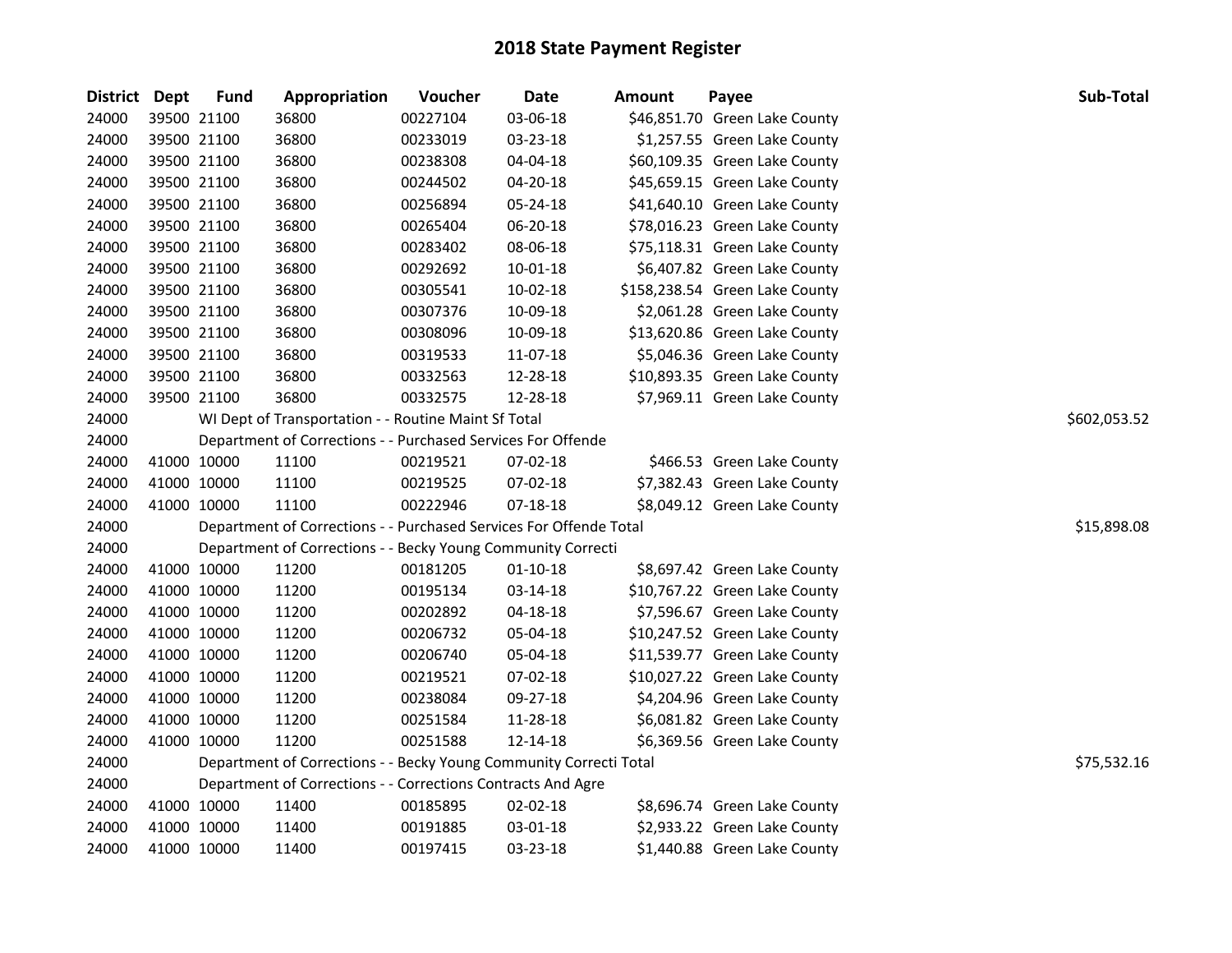## 2018 State Payment Register

| District | Dept | Fund | Appropriation | Voucher | Date | Amount | Payee | Sub-Total |
|---|---|---|---|---|---|---|---|---|
| 24000 | 39500 | 21100 | 36800 | 00227104 | 03-06-18 | $46,851.70 | Green Lake County | |
| 24000 | 39500 | 21100 | 36800 | 00233019 | 03-23-18 | $1,257.55 | Green Lake County | |
| 24000 | 39500 | 21100 | 36800 | 00238308 | 04-04-18 | $60,109.35 | Green Lake County | |
| 24000 | 39500 | 21100 | 36800 | 00244502 | 04-20-18 | $45,659.15 | Green Lake County | |
| 24000 | 39500 | 21100 | 36800 | 00256894 | 05-24-18 | $41,640.10 | Green Lake County | |
| 24000 | 39500 | 21100 | 36800 | 00265404 | 06-20-18 | $78,016.23 | Green Lake County | |
| 24000 | 39500 | 21100 | 36800 | 00283402 | 08-06-18 | $75,118.31 | Green Lake County | |
| 24000 | 39500 | 21100 | 36800 | 00292692 | 10-01-18 | $6,407.82 | Green Lake County | |
| 24000 | 39500 | 21100 | 36800 | 00305541 | 10-02-18 | $158,238.54 | Green Lake County | |
| 24000 | 39500 | 21100 | 36800 | 00307376 | 10-09-18 | $2,061.28 | Green Lake County | |
| 24000 | 39500 | 21100 | 36800 | 00308096 | 10-09-18 | $13,620.86 | Green Lake County | |
| 24000 | 39500 | 21100 | 36800 | 00319533 | 11-07-18 | $5,046.36 | Green Lake County | |
| 24000 | 39500 | 21100 | 36800 | 00332563 | 12-28-18 | $10,893.35 | Green Lake County | |
| 24000 | 39500 | 21100 | 36800 | 00332575 | 12-28-18 | $7,969.11 | Green Lake County | |
| 24000 | | | WI Dept of Transportation - - Routine Maint Sf Total | | | | | $602,053.52 |
| 24000 | | | Department of Corrections - - Purchased Services For Offende | | | | | |
| 24000 | 41000 | 10000 | 11100 | 00219521 | 07-02-18 | $466.53 | Green Lake County | |
| 24000 | 41000 | 10000 | 11100 | 00219525 | 07-02-18 | $7,382.43 | Green Lake County | |
| 24000 | 41000 | 10000 | 11100 | 00222946 | 07-18-18 | $8,049.12 | Green Lake County | |
| 24000 | | | Department of Corrections - - Purchased Services For Offende Total | | | | | $15,898.08 |
| 24000 | | | Department of Corrections - - Becky Young Community Correcti | | | | | |
| 24000 | 41000 | 10000 | 11200 | 00181205 | 01-10-18 | $8,697.42 | Green Lake County | |
| 24000 | 41000 | 10000 | 11200 | 00195134 | 03-14-18 | $10,767.22 | Green Lake County | |
| 24000 | 41000 | 10000 | 11200 | 00202892 | 04-18-18 | $7,596.67 | Green Lake County | |
| 24000 | 41000 | 10000 | 11200 | 00206732 | 05-04-18 | $10,247.52 | Green Lake County | |
| 24000 | 41000 | 10000 | 11200 | 00206740 | 05-04-18 | $11,539.77 | Green Lake County | |
| 24000 | 41000 | 10000 | 11200 | 00219521 | 07-02-18 | $10,027.22 | Green Lake County | |
| 24000 | 41000 | 10000 | 11200 | 00238084 | 09-27-18 | $4,204.96 | Green Lake County | |
| 24000 | 41000 | 10000 | 11200 | 00251584 | 11-28-18 | $6,081.82 | Green Lake County | |
| 24000 | 41000 | 10000 | 11200 | 00251588 | 12-14-18 | $6,369.56 | Green Lake County | |
| 24000 | | | Department of Corrections - - Becky Young Community Correcti Total | | | | | $75,532.16 |
| 24000 | | | Department of Corrections - - Corrections Contracts And Agre | | | | | |
| 24000 | 41000 | 10000 | 11400 | 00185895 | 02-02-18 | $8,696.74 | Green Lake County | |
| 24000 | 41000 | 10000 | 11400 | 00191885 | 03-01-18 | $2,933.22 | Green Lake County | |
| 24000 | 41000 | 10000 | 11400 | 00197415 | 03-23-18 | $1,440.88 | Green Lake County | |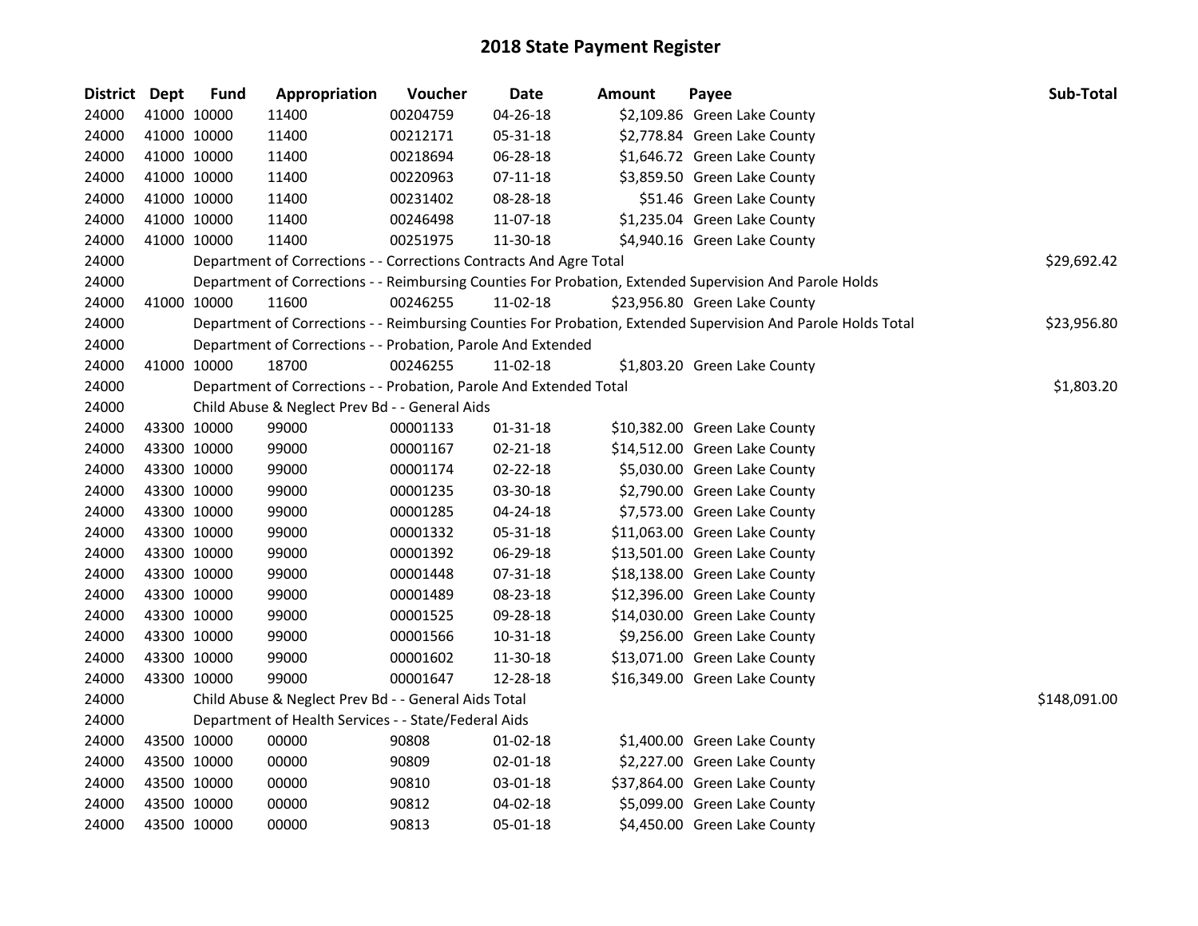## 2018 State Payment Register

| District | Dept | Fund | Appropriation | Voucher | Date | Amount | Payee | Sub-Total |
|---|---|---|---|---|---|---|---|---|
| 24000 | 41000 | 10000 | 11400 | 00204759 | 04-26-18 | $2,109.86 | Green Lake County | |
| 24000 | 41000 | 10000 | 11400 | 00212171 | 05-31-18 | $2,778.84 | Green Lake County | |
| 24000 | 41000 | 10000 | 11400 | 00218694 | 06-28-18 | $1,646.72 | Green Lake County | |
| 24000 | 41000 | 10000 | 11400 | 00220963 | 07-11-18 | $3,859.50 | Green Lake County | |
| 24000 | 41000 | 10000 | 11400 | 00231402 | 08-28-18 | $51.46 | Green Lake County | |
| 24000 | 41000 | 10000 | 11400 | 00246498 | 11-07-18 | $1,235.04 | Green Lake County | |
| 24000 | 41000 | 10000 | 11400 | 00251975 | 11-30-18 | $4,940.16 | Green Lake County | |
| 24000 | | Department of Corrections - - Corrections Contracts And Agre Total | | | | | | $29,692.42 |
| 24000 | | Department of Corrections - - Reimbursing Counties For Probation, Extended Supervision And Parole Holds | | | | | | |
| 24000 | 41000 | 10000 | 11600 | 00246255 | 11-02-18 | $23,956.80 | Green Lake County | |
| 24000 | | Department of Corrections - - Reimbursing Counties For Probation, Extended Supervision And Parole Holds Total | | | | | | $23,956.80 |
| 24000 | | Department of Corrections - - Probation, Parole And Extended | | | | | | |
| 24000 | 41000 | 10000 | 18700 | 00246255 | 11-02-18 | $1,803.20 | Green Lake County | |
| 24000 | | Department of Corrections - - Probation, Parole And Extended Total | | | | | | $1,803.20 |
| 24000 | | Child Abuse & Neglect Prev Bd - - General Aids | | | | | | |
| 24000 | 43300 | 10000 | 99000 | 00001133 | 01-31-18 | $10,382.00 | Green Lake County | |
| 24000 | 43300 | 10000 | 99000 | 00001167 | 02-21-18 | $14,512.00 | Green Lake County | |
| 24000 | 43300 | 10000 | 99000 | 00001174 | 02-22-18 | $5,030.00 | Green Lake County | |
| 24000 | 43300 | 10000 | 99000 | 00001235 | 03-30-18 | $2,790.00 | Green Lake County | |
| 24000 | 43300 | 10000 | 99000 | 00001285 | 04-24-18 | $7,573.00 | Green Lake County | |
| 24000 | 43300 | 10000 | 99000 | 00001332 | 05-31-18 | $11,063.00 | Green Lake County | |
| 24000 | 43300 | 10000 | 99000 | 00001392 | 06-29-18 | $13,501.00 | Green Lake County | |
| 24000 | 43300 | 10000 | 99000 | 00001448 | 07-31-18 | $18,138.00 | Green Lake County | |
| 24000 | 43300 | 10000 | 99000 | 00001489 | 08-23-18 | $12,396.00 | Green Lake County | |
| 24000 | 43300 | 10000 | 99000 | 00001525 | 09-28-18 | $14,030.00 | Green Lake County | |
| 24000 | 43300 | 10000 | 99000 | 00001566 | 10-31-18 | $9,256.00 | Green Lake County | |
| 24000 | 43300 | 10000 | 99000 | 00001602 | 11-30-18 | $13,071.00 | Green Lake County | |
| 24000 | 43300 | 10000 | 99000 | 00001647 | 12-28-18 | $16,349.00 | Green Lake County | |
| 24000 | | Child Abuse & Neglect Prev Bd - - General Aids Total | | | | | | $148,091.00 |
| 24000 | | Department of Health Services - - State/Federal Aids | | | | | | |
| 24000 | 43500 | 10000 | 00000 | 90808 | 01-02-18 | $1,400.00 | Green Lake County | |
| 24000 | 43500 | 10000 | 00000 | 90809 | 02-01-18 | $2,227.00 | Green Lake County | |
| 24000 | 43500 | 10000 | 00000 | 90810 | 03-01-18 | $37,864.00 | Green Lake County | |
| 24000 | 43500 | 10000 | 00000 | 90812 | 04-02-18 | $5,099.00 | Green Lake County | |
| 24000 | 43500 | 10000 | 00000 | 90813 | 05-01-18 | $4,450.00 | Green Lake County | |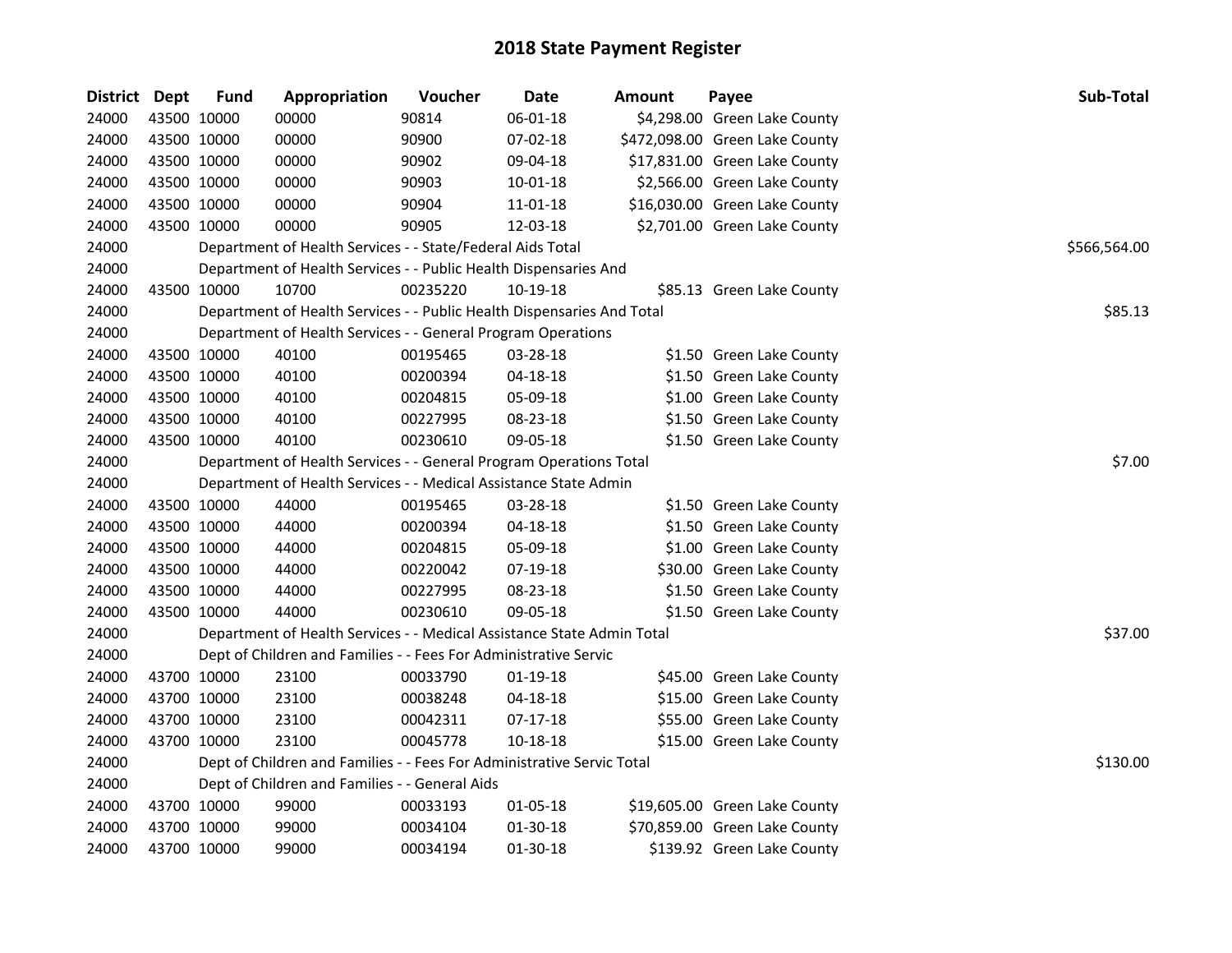# 2018 State Payment Register

| District | Dept | Fund | Appropriation | Voucher | Date | Amount | Payee | Sub-Total |
|---|---|---|---|---|---|---|---|---|
| 24000 | 43500 | 10000 | 00000 | 90814 | 06-01-18 | $4,298.00 | Green Lake County | |
| 24000 | 43500 | 10000 | 00000 | 90900 | 07-02-18 | $472,098.00 | Green Lake County | |
| 24000 | 43500 | 10000 | 00000 | 90902 | 09-04-18 | $17,831.00 | Green Lake County | |
| 24000 | 43500 | 10000 | 00000 | 90903 | 10-01-18 | $2,566.00 | Green Lake County | |
| 24000 | 43500 | 10000 | 00000 | 90904 | 11-01-18 | $16,030.00 | Green Lake County | |
| 24000 | 43500 | 10000 | 00000 | 90905 | 12-03-18 | $2,701.00 | Green Lake County | |
| 24000 | | | Department of Health Services - - State/Federal Aids Total | | | | | $566,564.00 |
| 24000 | | | Department of Health Services - - Public Health Dispensaries And | | | | | |
| 24000 | 43500 | 10000 | 10700 | 00235220 | 10-19-18 | $85.13 | Green Lake County | |
| 24000 | | | Department of Health Services - - Public Health Dispensaries And Total | | | | | $85.13 |
| 24000 | | | Department of Health Services - - General Program Operations | | | | | |
| 24000 | 43500 | 10000 | 40100 | 00195465 | 03-28-18 | $1.50 | Green Lake County | |
| 24000 | 43500 | 10000 | 40100 | 00200394 | 04-18-18 | $1.50 | Green Lake County | |
| 24000 | 43500 | 10000 | 40100 | 00204815 | 05-09-18 | $1.00 | Green Lake County | |
| 24000 | 43500 | 10000 | 40100 | 00227995 | 08-23-18 | $1.50 | Green Lake County | |
| 24000 | 43500 | 10000 | 40100 | 00230610 | 09-05-18 | $1.50 | Green Lake County | |
| 24000 | | | Department of Health Services - - General Program Operations Total | | | | | $7.00 |
| 24000 | | | Department of Health Services - - Medical Assistance State Admin | | | | | |
| 24000 | 43500 | 10000 | 44000 | 00195465 | 03-28-18 | $1.50 | Green Lake County | |
| 24000 | 43500 | 10000 | 44000 | 00200394 | 04-18-18 | $1.50 | Green Lake County | |
| 24000 | 43500 | 10000 | 44000 | 00204815 | 05-09-18 | $1.00 | Green Lake County | |
| 24000 | 43500 | 10000 | 44000 | 00220042 | 07-19-18 | $30.00 | Green Lake County | |
| 24000 | 43500 | 10000 | 44000 | 00227995 | 08-23-18 | $1.50 | Green Lake County | |
| 24000 | 43500 | 10000 | 44000 | 00230610 | 09-05-18 | $1.50 | Green Lake County | |
| 24000 | | | Department of Health Services - - Medical Assistance State Admin Total | | | | | $37.00 |
| 24000 | | | Dept of Children and Families - - Fees For Administrative Servic | | | | | |
| 24000 | 43700 | 10000 | 23100 | 00033790 | 01-19-18 | $45.00 | Green Lake County | |
| 24000 | 43700 | 10000 | 23100 | 00038248 | 04-18-18 | $15.00 | Green Lake County | |
| 24000 | 43700 | 10000 | 23100 | 00042311 | 07-17-18 | $55.00 | Green Lake County | |
| 24000 | 43700 | 10000 | 23100 | 00045778 | 10-18-18 | $15.00 | Green Lake County | |
| 24000 | | | Dept of Children and Families - - Fees For Administrative Servic Total | | | | | $130.00 |
| 24000 | | | Dept of Children and Families - - General Aids | | | | | |
| 24000 | 43700 | 10000 | 99000 | 00033193 | 01-05-18 | $19,605.00 | Green Lake County | |
| 24000 | 43700 | 10000 | 99000 | 00034104 | 01-30-18 | $70,859.00 | Green Lake County | |
| 24000 | 43700 | 10000 | 99000 | 00034194 | 01-30-18 | $139.92 | Green Lake County | |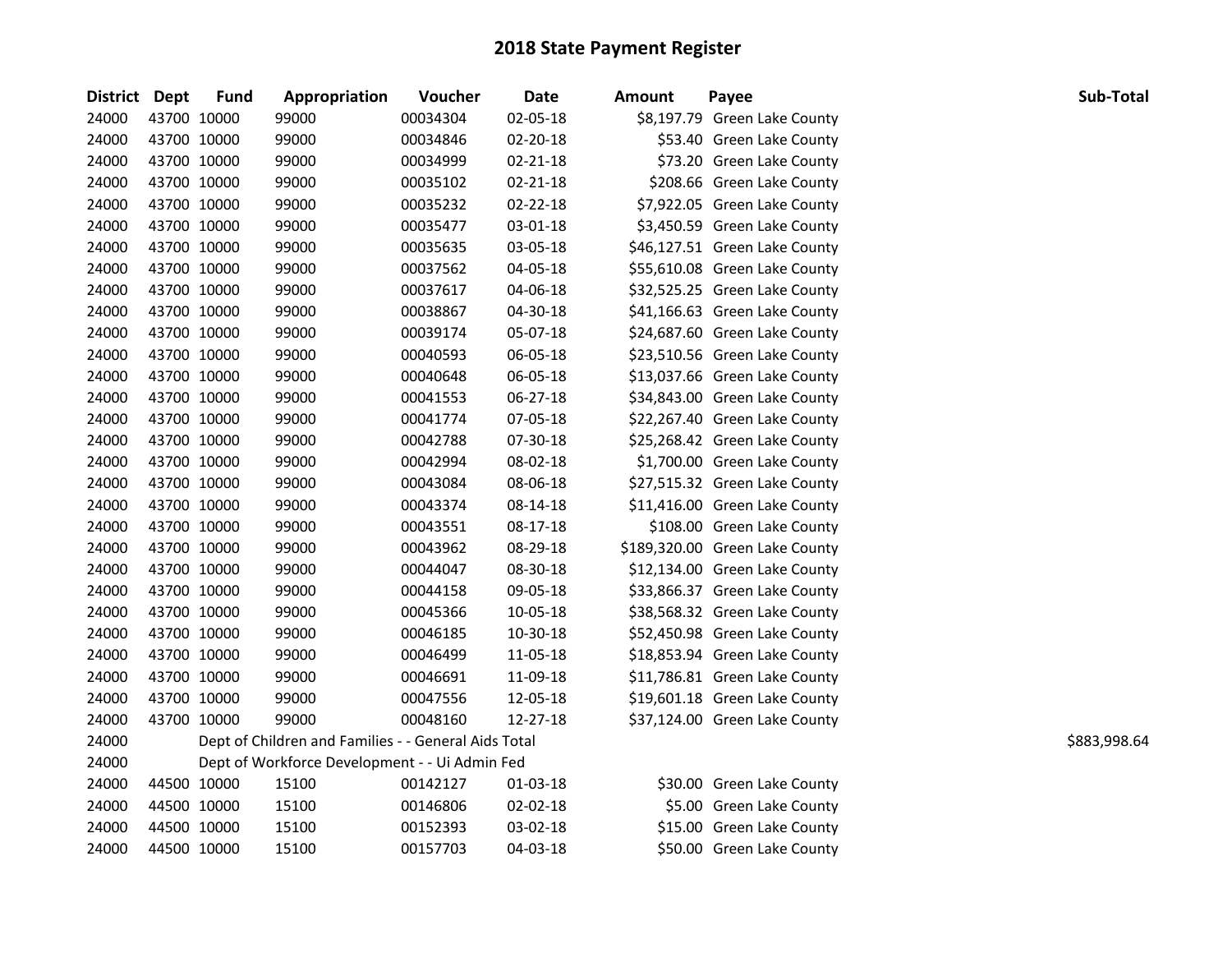# 2018 State Payment Register

| District | Dept | Fund | Appropriation | Voucher | Date | Amount | Payee | Sub-Total |
|---|---|---|---|---|---|---|---|---|
| 24000 | 43700 | 10000 | 99000 | 00034304 | 02-05-18 | $8,197.79 | Green Lake County | |
| 24000 | 43700 | 10000 | 99000 | 00034846 | 02-20-18 | $53.40 | Green Lake County | |
| 24000 | 43700 | 10000 | 99000 | 00034999 | 02-21-18 | $73.20 | Green Lake County | |
| 24000 | 43700 | 10000 | 99000 | 00035102 | 02-21-18 | $208.66 | Green Lake County | |
| 24000 | 43700 | 10000 | 99000 | 00035232 | 02-22-18 | $7,922.05 | Green Lake County | |
| 24000 | 43700 | 10000 | 99000 | 00035477 | 03-01-18 | $3,450.59 | Green Lake County | |
| 24000 | 43700 | 10000 | 99000 | 00035635 | 03-05-18 | $46,127.51 | Green Lake County | |
| 24000 | 43700 | 10000 | 99000 | 00037562 | 04-05-18 | $55,610.08 | Green Lake County | |
| 24000 | 43700 | 10000 | 99000 | 00037617 | 04-06-18 | $32,525.25 | Green Lake County | |
| 24000 | 43700 | 10000 | 99000 | 00038867 | 04-30-18 | $41,166.63 | Green Lake County | |
| 24000 | 43700 | 10000 | 99000 | 00039174 | 05-07-18 | $24,687.60 | Green Lake County | |
| 24000 | 43700 | 10000 | 99000 | 00040593 | 06-05-18 | $23,510.56 | Green Lake County | |
| 24000 | 43700 | 10000 | 99000 | 00040648 | 06-05-18 | $13,037.66 | Green Lake County | |
| 24000 | 43700 | 10000 | 99000 | 00041553 | 06-27-18 | $34,843.00 | Green Lake County | |
| 24000 | 43700 | 10000 | 99000 | 00041774 | 07-05-18 | $22,267.40 | Green Lake County | |
| 24000 | 43700 | 10000 | 99000 | 00042788 | 07-30-18 | $25,268.42 | Green Lake County | |
| 24000 | 43700 | 10000 | 99000 | 00042994 | 08-02-18 | $1,700.00 | Green Lake County | |
| 24000 | 43700 | 10000 | 99000 | 00043084 | 08-06-18 | $27,515.32 | Green Lake County | |
| 24000 | 43700 | 10000 | 99000 | 00043374 | 08-14-18 | $11,416.00 | Green Lake County | |
| 24000 | 43700 | 10000 | 99000 | 00043551 | 08-17-18 | $108.00 | Green Lake County | |
| 24000 | 43700 | 10000 | 99000 | 00043962 | 08-29-18 | $189,320.00 | Green Lake County | |
| 24000 | 43700 | 10000 | 99000 | 00044047 | 08-30-18 | $12,134.00 | Green Lake County | |
| 24000 | 43700 | 10000 | 99000 | 00044158 | 09-05-18 | $33,866.37 | Green Lake County | |
| 24000 | 43700 | 10000 | 99000 | 00045366 | 10-05-18 | $38,568.32 | Green Lake County | |
| 24000 | 43700 | 10000 | 99000 | 00046185 | 10-30-18 | $52,450.98 | Green Lake County | |
| 24000 | 43700 | 10000 | 99000 | 00046499 | 11-05-18 | $18,853.94 | Green Lake County | |
| 24000 | 43700 | 10000 | 99000 | 00046691 | 11-09-18 | $11,786.81 | Green Lake County | |
| 24000 | 43700 | 10000 | 99000 | 00047556 | 12-05-18 | $19,601.18 | Green Lake County | |
| 24000 | 43700 | 10000 | 99000 | 00048160 | 12-27-18 | $37,124.00 | Green Lake County | |
| 24000 | | | Dept of Children and Families - - General Aids Total | | | | | $883,998.64 |
| 24000 | | | Dept of Workforce Development - - Ui Admin Fed | | | | | |
| 24000 | 44500 | 10000 | 15100 | 00142127 | 01-03-18 | $30.00 | Green Lake County | |
| 24000 | 44500 | 10000 | 15100 | 00146806 | 02-02-18 | $5.00 | Green Lake County | |
| 24000 | 44500 | 10000 | 15100 | 00152393 | 03-02-18 | $15.00 | Green Lake County | |
| 24000 | 44500 | 10000 | 15100 | 00157703 | 04-03-18 | $50.00 | Green Lake County | |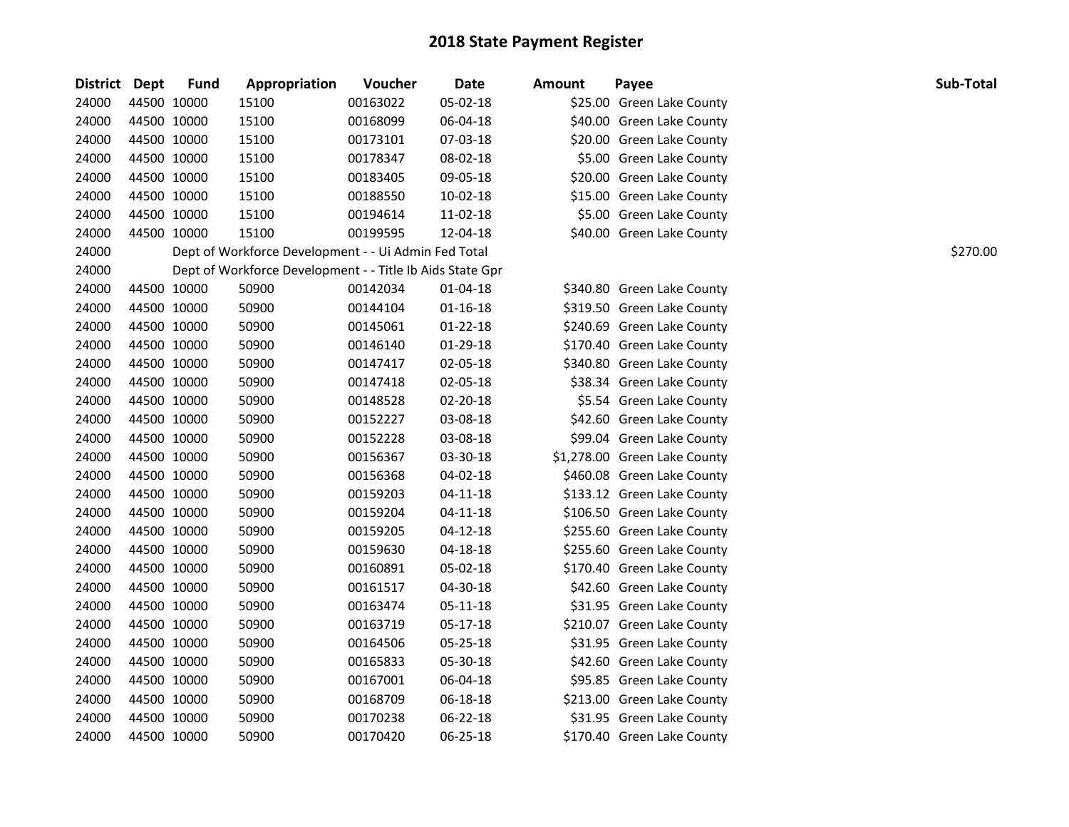# 2018 State Payment Register

| District | Dept | Fund | Appropriation | Voucher | Date | Amount | Payee | Sub-Total |
|---|---|---|---|---|---|---|---|---|
| 24000 | 44500 | 10000 | 15100 | 00163022 | 05-02-18 | $25.00 | Green Lake County | |
| 24000 | 44500 | 10000 | 15100 | 00168099 | 06-04-18 | $40.00 | Green Lake County | |
| 24000 | 44500 | 10000 | 15100 | 00173101 | 07-03-18 | $20.00 | Green Lake County | |
| 24000 | 44500 | 10000 | 15100 | 00178347 | 08-02-18 | $5.00 | Green Lake County | |
| 24000 | 44500 | 10000 | 15100 | 00183405 | 09-05-18 | $20.00 | Green Lake County | |
| 24000 | 44500 | 10000 | 15100 | 00188550 | 10-02-18 | $15.00 | Green Lake County | |
| 24000 | 44500 | 10000 | 15100 | 00194614 | 11-02-18 | $5.00 | Green Lake County | |
| 24000 | 44500 | 10000 | 15100 | 00199595 | 12-04-18 | $40.00 | Green Lake County | |
| 24000 | | Dept of Workforce Development - - Ui Admin Fed Total | | | | | | $270.00 |
| 24000 | | Dept of Workforce Development - - Title Ib Aids State Gpr | | | | | | |
| 24000 | 44500 | 10000 | 50900 | 00142034 | 01-04-18 | $340.80 | Green Lake County | |
| 24000 | 44500 | 10000 | 50900 | 00144104 | 01-16-18 | $319.50 | Green Lake County | |
| 24000 | 44500 | 10000 | 50900 | 00145061 | 01-22-18 | $240.69 | Green Lake County | |
| 24000 | 44500 | 10000 | 50900 | 00146140 | 01-29-18 | $170.40 | Green Lake County | |
| 24000 | 44500 | 10000 | 50900 | 00147417 | 02-05-18 | $340.80 | Green Lake County | |
| 24000 | 44500 | 10000 | 50900 | 00147418 | 02-05-18 | $38.34 | Green Lake County | |
| 24000 | 44500 | 10000 | 50900 | 00148528 | 02-20-18 | $5.54 | Green Lake County | |
| 24000 | 44500 | 10000 | 50900 | 00152227 | 03-08-18 | $42.60 | Green Lake County | |
| 24000 | 44500 | 10000 | 50900 | 00152228 | 03-08-18 | $99.04 | Green Lake County | |
| 24000 | 44500 | 10000 | 50900 | 00156367 | 03-30-18 | $1,278.00 | Green Lake County | |
| 24000 | 44500 | 10000 | 50900 | 00156368 | 04-02-18 | $460.08 | Green Lake County | |
| 24000 | 44500 | 10000 | 50900 | 00159203 | 04-11-18 | $133.12 | Green Lake County | |
| 24000 | 44500 | 10000 | 50900 | 00159204 | 04-11-18 | $106.50 | Green Lake County | |
| 24000 | 44500 | 10000 | 50900 | 00159205 | 04-12-18 | $255.60 | Green Lake County | |
| 24000 | 44500 | 10000 | 50900 | 00159630 | 04-18-18 | $255.60 | Green Lake County | |
| 24000 | 44500 | 10000 | 50900 | 00160891 | 05-02-18 | $170.40 | Green Lake County | |
| 24000 | 44500 | 10000 | 50900 | 00161517 | 04-30-18 | $42.60 | Green Lake County | |
| 24000 | 44500 | 10000 | 50900 | 00163474 | 05-11-18 | $31.95 | Green Lake County | |
| 24000 | 44500 | 10000 | 50900 | 00163719 | 05-17-18 | $210.07 | Green Lake County | |
| 24000 | 44500 | 10000 | 50900 | 00164506 | 05-25-18 | $31.95 | Green Lake County | |
| 24000 | 44500 | 10000 | 50900 | 00165833 | 05-30-18 | $42.60 | Green Lake County | |
| 24000 | 44500 | 10000 | 50900 | 00167001 | 06-04-18 | $95.85 | Green Lake County | |
| 24000 | 44500 | 10000 | 50900 | 00168709 | 06-18-18 | $213.00 | Green Lake County | |
| 24000 | 44500 | 10000 | 50900 | 00170238 | 06-22-18 | $31.95 | Green Lake County | |
| 24000 | 44500 | 10000 | 50900 | 00170420 | 06-25-18 | $170.40 | Green Lake County | |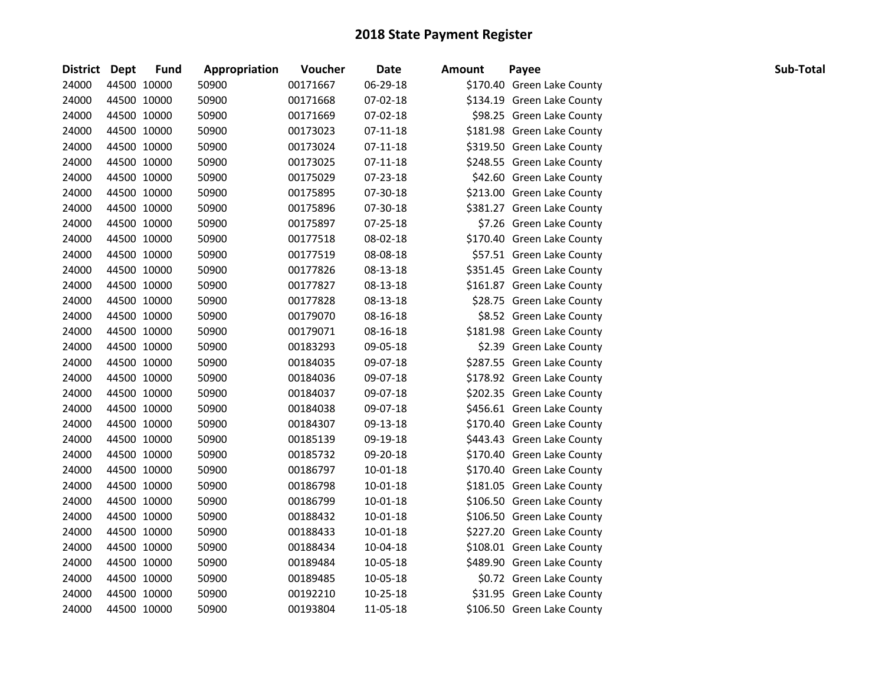# 2018 State Payment Register

| District | Dept | Fund | Appropriation | Voucher | Date | Amount | Payee | Sub-Total |
|---|---|---|---|---|---|---|---|---|
| 24000 | 44500 | 10000 | 50900 | 00171667 | 06-29-18 | $170.40 | Green Lake County | |
| 24000 | 44500 | 10000 | 50900 | 00171668 | 07-02-18 | $134.19 | Green Lake County | |
| 24000 | 44500 | 10000 | 50900 | 00171669 | 07-02-18 | $98.25 | Green Lake County | |
| 24000 | 44500 | 10000 | 50900 | 00173023 | 07-11-18 | $181.98 | Green Lake County | |
| 24000 | 44500 | 10000 | 50900 | 00173024 | 07-11-18 | $319.50 | Green Lake County | |
| 24000 | 44500 | 10000 | 50900 | 00173025 | 07-11-18 | $248.55 | Green Lake County | |
| 24000 | 44500 | 10000 | 50900 | 00175029 | 07-23-18 | $42.60 | Green Lake County | |
| 24000 | 44500 | 10000 | 50900 | 00175895 | 07-30-18 | $213.00 | Green Lake County | |
| 24000 | 44500 | 10000 | 50900 | 00175896 | 07-30-18 | $381.27 | Green Lake County | |
| 24000 | 44500 | 10000 | 50900 | 00175897 | 07-25-18 | $7.26 | Green Lake County | |
| 24000 | 44500 | 10000 | 50900 | 00177518 | 08-02-18 | $170.40 | Green Lake County | |
| 24000 | 44500 | 10000 | 50900 | 00177519 | 08-08-18 | $57.51 | Green Lake County | |
| 24000 | 44500 | 10000 | 50900 | 00177826 | 08-13-18 | $351.45 | Green Lake County | |
| 24000 | 44500 | 10000 | 50900 | 00177827 | 08-13-18 | $161.87 | Green Lake County | |
| 24000 | 44500 | 10000 | 50900 | 00177828 | 08-13-18 | $28.75 | Green Lake County | |
| 24000 | 44500 | 10000 | 50900 | 00179070 | 08-16-18 | $8.52 | Green Lake County | |
| 24000 | 44500 | 10000 | 50900 | 00179071 | 08-16-18 | $181.98 | Green Lake County | |
| 24000 | 44500 | 10000 | 50900 | 00183293 | 09-05-18 | $2.39 | Green Lake County | |
| 24000 | 44500 | 10000 | 50900 | 00184035 | 09-07-18 | $287.55 | Green Lake County | |
| 24000 | 44500 | 10000 | 50900 | 00184036 | 09-07-18 | $178.92 | Green Lake County | |
| 24000 | 44500 | 10000 | 50900 | 00184037 | 09-07-18 | $202.35 | Green Lake County | |
| 24000 | 44500 | 10000 | 50900 | 00184038 | 09-07-18 | $456.61 | Green Lake County | |
| 24000 | 44500 | 10000 | 50900 | 00184307 | 09-13-18 | $170.40 | Green Lake County | |
| 24000 | 44500 | 10000 | 50900 | 00185139 | 09-19-18 | $443.43 | Green Lake County | |
| 24000 | 44500 | 10000 | 50900 | 00185732 | 09-20-18 | $170.40 | Green Lake County | |
| 24000 | 44500 | 10000 | 50900 | 00186797 | 10-01-18 | $170.40 | Green Lake County | |
| 24000 | 44500 | 10000 | 50900 | 00186798 | 10-01-18 | $181.05 | Green Lake County | |
| 24000 | 44500 | 10000 | 50900 | 00186799 | 10-01-18 | $106.50 | Green Lake County | |
| 24000 | 44500 | 10000 | 50900 | 00188432 | 10-01-18 | $106.50 | Green Lake County | |
| 24000 | 44500 | 10000 | 50900 | 00188433 | 10-01-18 | $227.20 | Green Lake County | |
| 24000 | 44500 | 10000 | 50900 | 00188434 | 10-04-18 | $108.01 | Green Lake County | |
| 24000 | 44500 | 10000 | 50900 | 00189484 | 10-05-18 | $489.90 | Green Lake County | |
| 24000 | 44500 | 10000 | 50900 | 00189485 | 10-05-18 | $0.72 | Green Lake County | |
| 24000 | 44500 | 10000 | 50900 | 00192210 | 10-25-18 | $31.95 | Green Lake County | |
| 24000 | 44500 | 10000 | 50900 | 00193804 | 11-05-18 | $106.50 | Green Lake County | |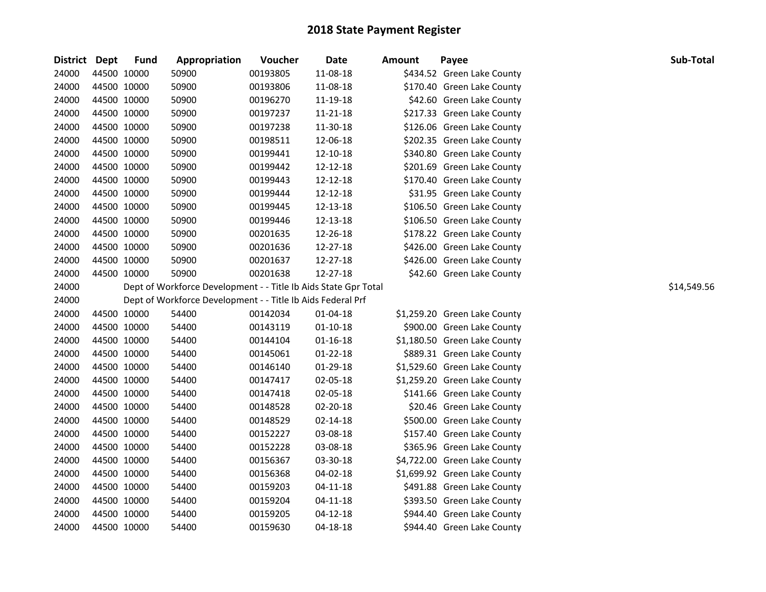# 2018 State Payment Register

| District | Dept | Fund | Appropriation | Voucher | Date | Amount | Payee | Sub-Total |
|---|---|---|---|---|---|---|---|---|
| 24000 | 44500 | 10000 | 50900 | 00193805 | 11-08-18 | $434.52 | Green Lake County | |
| 24000 | 44500 | 10000 | 50900 | 00193806 | 11-08-18 | $170.40 | Green Lake County | |
| 24000 | 44500 | 10000 | 50900 | 00196270 | 11-19-18 | $42.60 | Green Lake County | |
| 24000 | 44500 | 10000 | 50900 | 00197237 | 11-21-18 | $217.33 | Green Lake County | |
| 24000 | 44500 | 10000 | 50900 | 00197238 | 11-30-18 | $126.06 | Green Lake County | |
| 24000 | 44500 | 10000 | 50900 | 00198511 | 12-06-18 | $202.35 | Green Lake County | |
| 24000 | 44500 | 10000 | 50900 | 00199441 | 12-10-18 | $340.80 | Green Lake County | |
| 24000 | 44500 | 10000 | 50900 | 00199442 | 12-12-18 | $201.69 | Green Lake County | |
| 24000 | 44500 | 10000 | 50900 | 00199443 | 12-12-18 | $170.40 | Green Lake County | |
| 24000 | 44500 | 10000 | 50900 | 00199444 | 12-12-18 | $31.95 | Green Lake County | |
| 24000 | 44500 | 10000 | 50900 | 00199445 | 12-13-18 | $106.50 | Green Lake County | |
| 24000 | 44500 | 10000 | 50900 | 00199446 | 12-13-18 | $106.50 | Green Lake County | |
| 24000 | 44500 | 10000 | 50900 | 00201635 | 12-26-18 | $178.22 | Green Lake County | |
| 24000 | 44500 | 10000 | 50900 | 00201636 | 12-27-18 | $426.00 | Green Lake County | |
| 24000 | 44500 | 10000 | 50900 | 00201637 | 12-27-18 | $426.00 | Green Lake County | |
| 24000 | 44500 | 10000 | 50900 | 00201638 | 12-27-18 | $42.60 | Green Lake County | |
| 24000 | | | Dept of Workforce Development - - Title Ib Aids State Gpr Total | | | | | $14,549.56 |
| 24000 | | | Dept of Workforce Development - - Title Ib Aids Federal Prf | | | | | |
| 24000 | 44500 | 10000 | 54400 | 00142034 | 01-04-18 | $1,259.20 | Green Lake County | |
| 24000 | 44500 | 10000 | 54400 | 00143119 | 01-10-18 | $900.00 | Green Lake County | |
| 24000 | 44500 | 10000 | 54400 | 00144104 | 01-16-18 | $1,180.50 | Green Lake County | |
| 24000 | 44500 | 10000 | 54400 | 00145061 | 01-22-18 | $889.31 | Green Lake County | |
| 24000 | 44500 | 10000 | 54400 | 00146140 | 01-29-18 | $1,529.60 | Green Lake County | |
| 24000 | 44500 | 10000 | 54400 | 00147417 | 02-05-18 | $1,259.20 | Green Lake County | |
| 24000 | 44500 | 10000 | 54400 | 00147418 | 02-05-18 | $141.66 | Green Lake County | |
| 24000 | 44500 | 10000 | 54400 | 00148528 | 02-20-18 | $20.46 | Green Lake County | |
| 24000 | 44500 | 10000 | 54400 | 00148529 | 02-14-18 | $500.00 | Green Lake County | |
| 24000 | 44500 | 10000 | 54400 | 00152227 | 03-08-18 | $157.40 | Green Lake County | |
| 24000 | 44500 | 10000 | 54400 | 00152228 | 03-08-18 | $365.96 | Green Lake County | |
| 24000 | 44500 | 10000 | 54400 | 00156367 | 03-30-18 | $4,722.00 | Green Lake County | |
| 24000 | 44500 | 10000 | 54400 | 00156368 | 04-02-18 | $1,699.92 | Green Lake County | |
| 24000 | 44500 | 10000 | 54400 | 00159203 | 04-11-18 | $491.88 | Green Lake County | |
| 24000 | 44500 | 10000 | 54400 | 00159204 | 04-11-18 | $393.50 | Green Lake County | |
| 24000 | 44500 | 10000 | 54400 | 00159205 | 04-12-18 | $944.40 | Green Lake County | |
| 24000 | 44500 | 10000 | 54400 | 00159630 | 04-18-18 | $944.40 | Green Lake County | |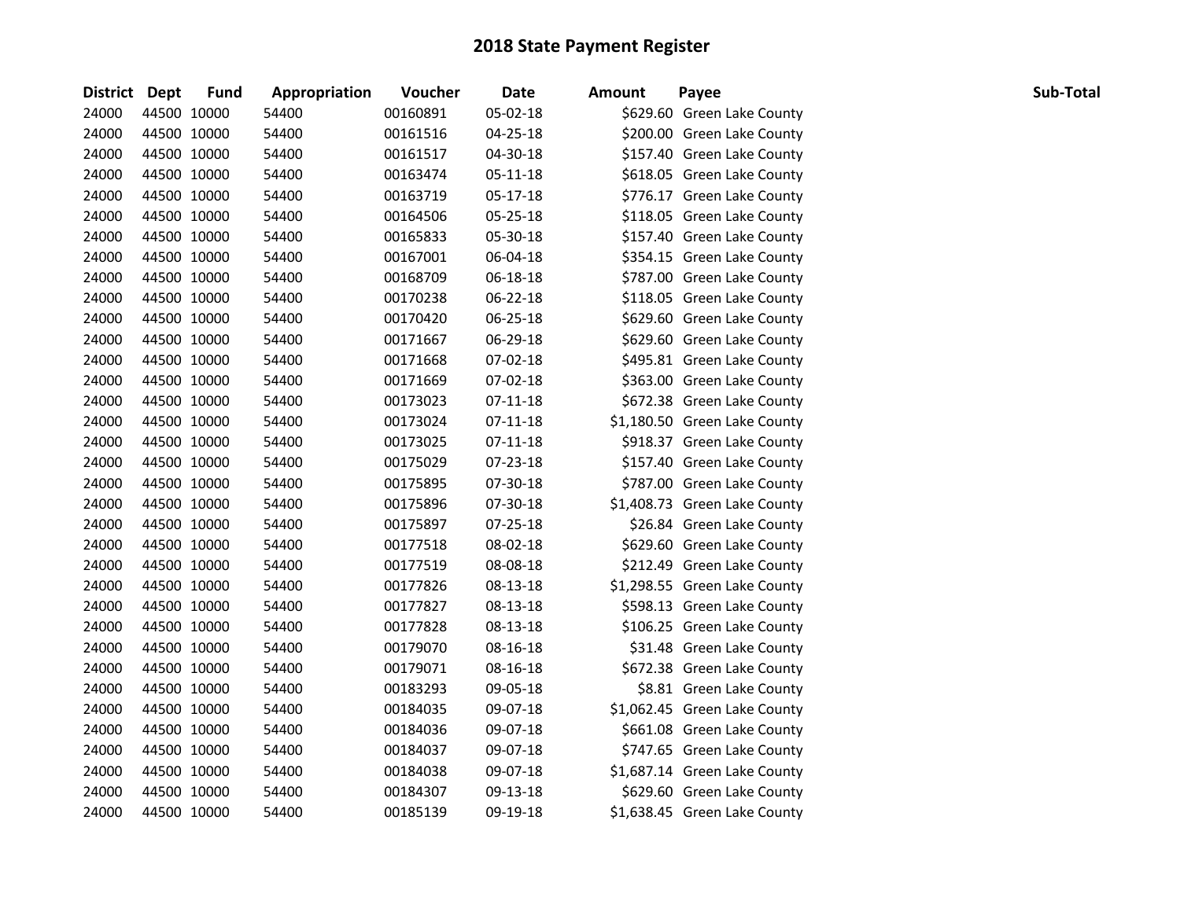# 2018 State Payment Register

| District | Dept | Fund | Appropriation | Voucher | Date | Amount | Payee | Sub-Total |
|---|---|---|---|---|---|---|---|---|
| 24000 | 44500 | 10000 | 54400 | 00160891 | 05-02-18 | $629.60 | Green Lake County | |
| 24000 | 44500 | 10000 | 54400 | 00161516 | 04-25-18 | $200.00 | Green Lake County | |
| 24000 | 44500 | 10000 | 54400 | 00161517 | 04-30-18 | $157.40 | Green Lake County | |
| 24000 | 44500 | 10000 | 54400 | 00163474 | 05-11-18 | $618.05 | Green Lake County | |
| 24000 | 44500 | 10000 | 54400 | 00163719 | 05-17-18 | $776.17 | Green Lake County | |
| 24000 | 44500 | 10000 | 54400 | 00164506 | 05-25-18 | $118.05 | Green Lake County | |
| 24000 | 44500 | 10000 | 54400 | 00165833 | 05-30-18 | $157.40 | Green Lake County | |
| 24000 | 44500 | 10000 | 54400 | 00167001 | 06-04-18 | $354.15 | Green Lake County | |
| 24000 | 44500 | 10000 | 54400 | 00168709 | 06-18-18 | $787.00 | Green Lake County | |
| 24000 | 44500 | 10000 | 54400 | 00170238 | 06-22-18 | $118.05 | Green Lake County | |
| 24000 | 44500 | 10000 | 54400 | 00170420 | 06-25-18 | $629.60 | Green Lake County | |
| 24000 | 44500 | 10000 | 54400 | 00171667 | 06-29-18 | $629.60 | Green Lake County | |
| 24000 | 44500 | 10000 | 54400 | 00171668 | 07-02-18 | $495.81 | Green Lake County | |
| 24000 | 44500 | 10000 | 54400 | 00171669 | 07-02-18 | $363.00 | Green Lake County | |
| 24000 | 44500 | 10000 | 54400 | 00173023 | 07-11-18 | $672.38 | Green Lake County | |
| 24000 | 44500 | 10000 | 54400 | 00173024 | 07-11-18 | $1,180.50 | Green Lake County | |
| 24000 | 44500 | 10000 | 54400 | 00173025 | 07-11-18 | $918.37 | Green Lake County | |
| 24000 | 44500 | 10000 | 54400 | 00175029 | 07-23-18 | $157.40 | Green Lake County | |
| 24000 | 44500 | 10000 | 54400 | 00175895 | 07-30-18 | $787.00 | Green Lake County | |
| 24000 | 44500 | 10000 | 54400 | 00175896 | 07-30-18 | $1,408.73 | Green Lake County | |
| 24000 | 44500 | 10000 | 54400 | 00175897 | 07-25-18 | $26.84 | Green Lake County | |
| 24000 | 44500 | 10000 | 54400 | 00177518 | 08-02-18 | $629.60 | Green Lake County | |
| 24000 | 44500 | 10000 | 54400 | 00177519 | 08-08-18 | $212.49 | Green Lake County | |
| 24000 | 44500 | 10000 | 54400 | 00177826 | 08-13-18 | $1,298.55 | Green Lake County | |
| 24000 | 44500 | 10000 | 54400 | 00177827 | 08-13-18 | $598.13 | Green Lake County | |
| 24000 | 44500 | 10000 | 54400 | 00177828 | 08-13-18 | $106.25 | Green Lake County | |
| 24000 | 44500 | 10000 | 54400 | 00179070 | 08-16-18 | $31.48 | Green Lake County | |
| 24000 | 44500 | 10000 | 54400 | 00179071 | 08-16-18 | $672.38 | Green Lake County | |
| 24000 | 44500 | 10000 | 54400 | 00183293 | 09-05-18 | $8.81 | Green Lake County | |
| 24000 | 44500 | 10000 | 54400 | 00184035 | 09-07-18 | $1,062.45 | Green Lake County | |
| 24000 | 44500 | 10000 | 54400 | 00184036 | 09-07-18 | $661.08 | Green Lake County | |
| 24000 | 44500 | 10000 | 54400 | 00184037 | 09-07-18 | $747.65 | Green Lake County | |
| 24000 | 44500 | 10000 | 54400 | 00184038 | 09-07-18 | $1,687.14 | Green Lake County | |
| 24000 | 44500 | 10000 | 54400 | 00184307 | 09-13-18 | $629.60 | Green Lake County | |
| 24000 | 44500 | 10000 | 54400 | 00185139 | 09-19-18 | $1,638.45 | Green Lake County | |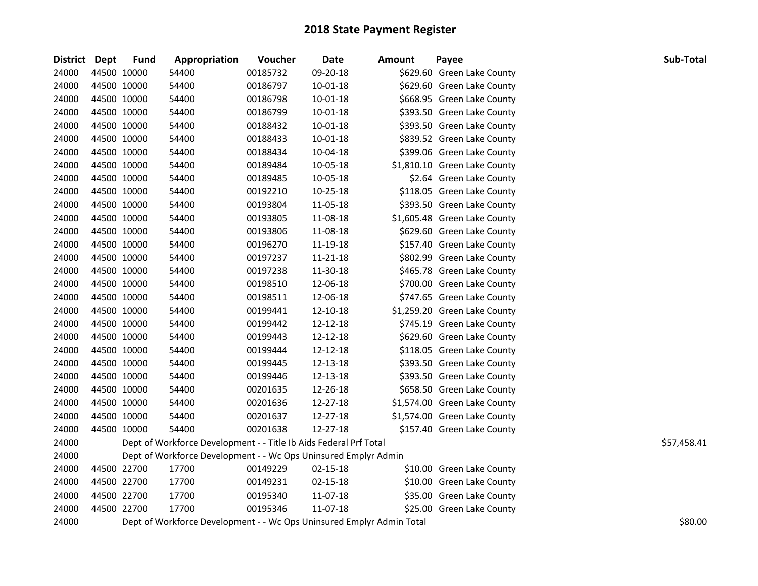# 2018 State Payment Register

| District | Dept | Fund | Appropriation | Voucher | Date | Amount | Payee | Sub-Total |
|---|---|---|---|---|---|---|---|---|
| 24000 | 44500 | 10000 | 54400 | 00185732 | 09-20-18 | $629.60 | Green Lake County | |
| 24000 | 44500 | 10000 | 54400 | 00186797 | 10-01-18 | $629.60 | Green Lake County | |
| 24000 | 44500 | 10000 | 54400 | 00186798 | 10-01-18 | $668.95 | Green Lake County | |
| 24000 | 44500 | 10000 | 54400 | 00186799 | 10-01-18 | $393.50 | Green Lake County | |
| 24000 | 44500 | 10000 | 54400 | 00188432 | 10-01-18 | $393.50 | Green Lake County | |
| 24000 | 44500 | 10000 | 54400 | 00188433 | 10-01-18 | $839.52 | Green Lake County | |
| 24000 | 44500 | 10000 | 54400 | 00188434 | 10-04-18 | $399.06 | Green Lake County | |
| 24000 | 44500 | 10000 | 54400 | 00189484 | 10-05-18 | $1,810.10 | Green Lake County | |
| 24000 | 44500 | 10000 | 54400 | 00189485 | 10-05-18 | $2.64 | Green Lake County | |
| 24000 | 44500 | 10000 | 54400 | 00192210 | 10-25-18 | $118.05 | Green Lake County | |
| 24000 | 44500 | 10000 | 54400 | 00193804 | 11-05-18 | $393.50 | Green Lake County | |
| 24000 | 44500 | 10000 | 54400 | 00193805 | 11-08-18 | $1,605.48 | Green Lake County | |
| 24000 | 44500 | 10000 | 54400 | 00193806 | 11-08-18 | $629.60 | Green Lake County | |
| 24000 | 44500 | 10000 | 54400 | 00196270 | 11-19-18 | $157.40 | Green Lake County | |
| 24000 | 44500 | 10000 | 54400 | 00197237 | 11-21-18 | $802.99 | Green Lake County | |
| 24000 | 44500 | 10000 | 54400 | 00197238 | 11-30-18 | $465.78 | Green Lake County | |
| 24000 | 44500 | 10000 | 54400 | 00198510 | 12-06-18 | $700.00 | Green Lake County | |
| 24000 | 44500 | 10000 | 54400 | 00198511 | 12-06-18 | $747.65 | Green Lake County | |
| 24000 | 44500 | 10000 | 54400 | 00199441 | 12-10-18 | $1,259.20 | Green Lake County | |
| 24000 | 44500 | 10000 | 54400 | 00199442 | 12-12-18 | $745.19 | Green Lake County | |
| 24000 | 44500 | 10000 | 54400 | 00199443 | 12-12-18 | $629.60 | Green Lake County | |
| 24000 | 44500 | 10000 | 54400 | 00199444 | 12-12-18 | $118.05 | Green Lake County | |
| 24000 | 44500 | 10000 | 54400 | 00199445 | 12-13-18 | $393.50 | Green Lake County | |
| 24000 | 44500 | 10000 | 54400 | 00199446 | 12-13-18 | $393.50 | Green Lake County | |
| 24000 | 44500 | 10000 | 54400 | 00201635 | 12-26-18 | $658.50 | Green Lake County | |
| 24000 | 44500 | 10000 | 54400 | 00201636 | 12-27-18 | $1,574.00 | Green Lake County | |
| 24000 | 44500 | 10000 | 54400 | 00201637 | 12-27-18 | $1,574.00 | Green Lake County | |
| 24000 | 44500 | 10000 | 54400 | 00201638 | 12-27-18 | $157.40 | Green Lake County | |
| 24000 | | | Dept of Workforce Development - - Title Ib Aids Federal Prf Total | | | | | $57,458.41 |
| 24000 | | | Dept of Workforce Development - - Wc Ops Uninsured Emplyr Admin | | | | | |
| 24000 | 44500 | 22700 | 17700 | 00149229 | 02-15-18 | $10.00 | Green Lake County | |
| 24000 | 44500 | 22700 | 17700 | 00149231 | 02-15-18 | $10.00 | Green Lake County | |
| 24000 | 44500 | 22700 | 17700 | 00195340 | 11-07-18 | $35.00 | Green Lake County | |
| 24000 | 44500 | 22700 | 17700 | 00195346 | 11-07-18 | $25.00 | Green Lake County | |
| 24000 | | | Dept of Workforce Development - - Wc Ops Uninsured Emplyr Admin Total | | | | | $80.00 |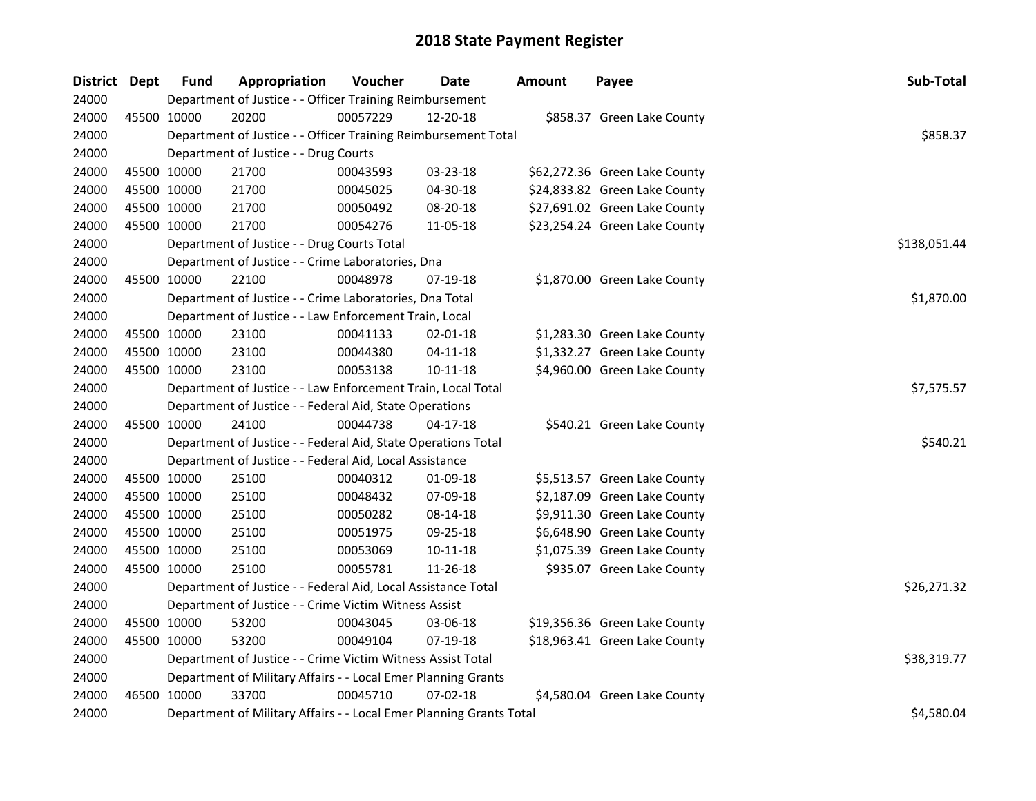# 2018 State Payment Register

| District | Dept | Fund | Appropriation | Voucher | Date | Amount | Payee | Sub-Total |
|---|---|---|---|---|---|---|---|---|
| 24000 | | Department of Justice - - Officer Training Reimbursement | | | | | | |
| 24000 | 45500 | 10000 | 20200 | 00057229 | 12-20-18 | $858.37 | Green Lake County | |
| 24000 | | Department of Justice - - Officer Training Reimbursement Total | | | | | | $858.37 |
| 24000 | | Department of Justice - - Drug Courts | | | | | | |
| 24000 | 45500 | 10000 | 21700 | 00043593 | 03-23-18 | $62,272.36 | Green Lake County | |
| 24000 | 45500 | 10000 | 21700 | 00045025 | 04-30-18 | $24,833.82 | Green Lake County | |
| 24000 | 45500 | 10000 | 21700 | 00050492 | 08-20-18 | $27,691.02 | Green Lake County | |
| 24000 | 45500 | 10000 | 21700 | 00054276 | 11-05-18 | $23,254.24 | Green Lake County | |
| 24000 | | Department of Justice - - Drug Courts Total | | | | | | $138,051.44 |
| 24000 | | Department of Justice - - Crime Laboratories, Dna | | | | | | |
| 24000 | 45500 | 10000 | 22100 | 00048978 | 07-19-18 | $1,870.00 | Green Lake County | |
| 24000 | | Department of Justice - - Crime Laboratories, Dna Total | | | | | | $1,870.00 |
| 24000 | | Department of Justice - - Law Enforcement Train, Local | | | | | | |
| 24000 | 45500 | 10000 | 23100 | 00041133 | 02-01-18 | $1,283.30 | Green Lake County | |
| 24000 | 45500 | 10000 | 23100 | 00044380 | 04-11-18 | $1,332.27 | Green Lake County | |
| 24000 | 45500 | 10000 | 23100 | 00053138 | 10-11-18 | $4,960.00 | Green Lake County | |
| 24000 | | Department of Justice - - Law Enforcement Train, Local Total | | | | | | $7,575.57 |
| 24000 | | Department of Justice - - Federal Aid, State Operations | | | | | | |
| 24000 | 45500 | 10000 | 24100 | 00044738 | 04-17-18 | $540.21 | Green Lake County | |
| 24000 | | Department of Justice - - Federal Aid, State Operations Total | | | | | | $540.21 |
| 24000 | | Department of Justice - - Federal Aid, Local Assistance | | | | | | |
| 24000 | 45500 | 10000 | 25100 | 00040312 | 01-09-18 | $5,513.57 | Green Lake County | |
| 24000 | 45500 | 10000 | 25100 | 00048432 | 07-09-18 | $2,187.09 | Green Lake County | |
| 24000 | 45500 | 10000 | 25100 | 00050282 | 08-14-18 | $9,911.30 | Green Lake County | |
| 24000 | 45500 | 10000 | 25100 | 00051975 | 09-25-18 | $6,648.90 | Green Lake County | |
| 24000 | 45500 | 10000 | 25100 | 00053069 | 10-11-18 | $1,075.39 | Green Lake County | |
| 24000 | 45500 | 10000 | 25100 | 00055781 | 11-26-18 | $935.07 | Green Lake County | |
| 24000 | | Department of Justice - - Federal Aid, Local Assistance Total | | | | | | $26,271.32 |
| 24000 | | Department of Justice - - Crime Victim Witness Assist | | | | | | |
| 24000 | 45500 | 10000 | 53200 | 00043045 | 03-06-18 | $19,356.36 | Green Lake County | |
| 24000 | 45500 | 10000 | 53200 | 00049104 | 07-19-18 | $18,963.41 | Green Lake County | |
| 24000 | | Department of Justice - - Crime Victim Witness Assist Total | | | | | | $38,319.77 |
| 24000 | | Department of Military Affairs - - Local Emer Planning Grants | | | | | | |
| 24000 | 46500 | 10000 | 33700 | 00045710 | 07-02-18 | $4,580.04 | Green Lake County | |
| 24000 | | Department of Military Affairs - - Local Emer Planning Grants Total | | | | | | $4,580.04 |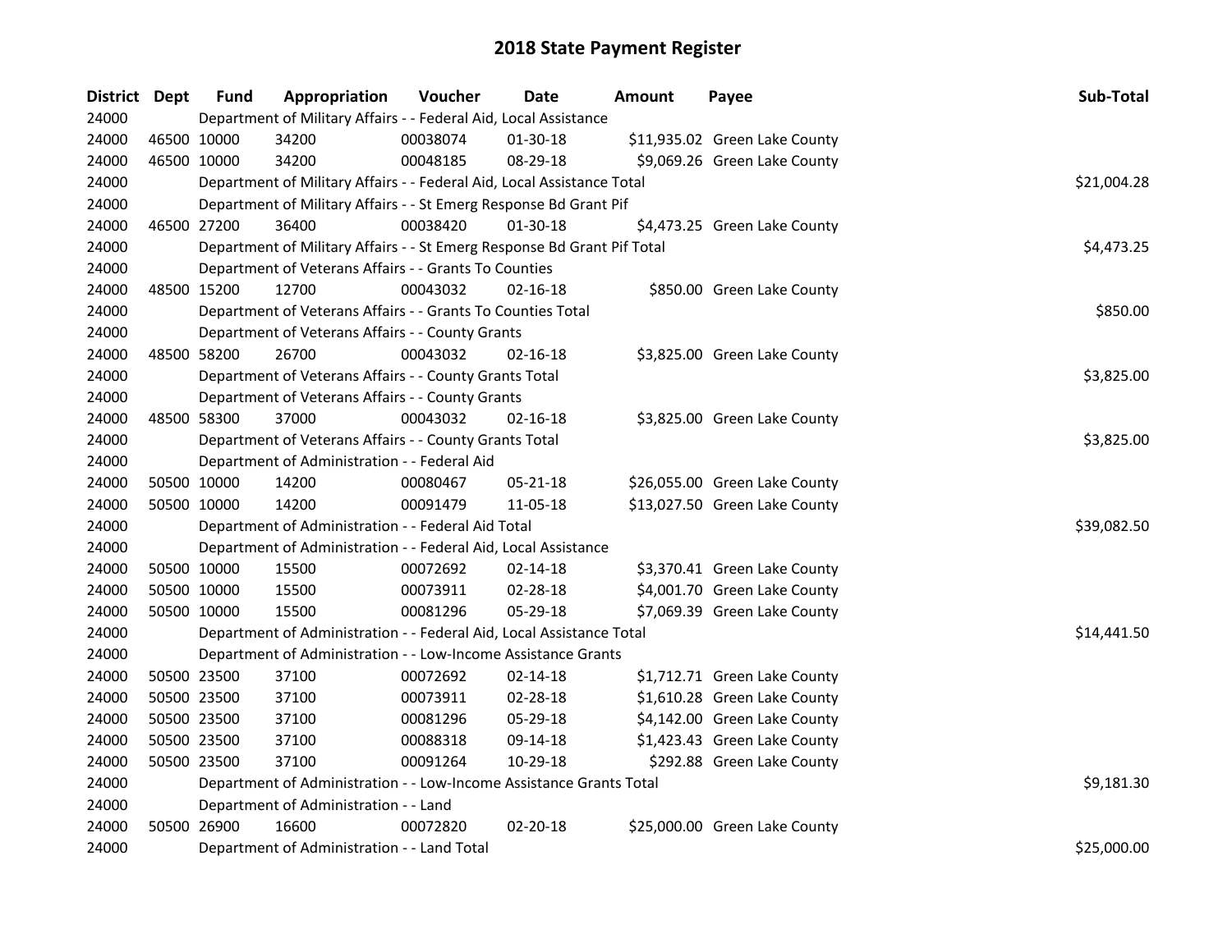# 2018 State Payment Register

| District | Dept | Fund | Appropriation | Voucher | Date | Amount | Payee | Sub-Total |
|---|---|---|---|---|---|---|---|---|
| 24000 | | Department of Military Affairs - - Federal Aid, Local Assistance | | | | | | |
| 24000 | 46500 | 10000 | 34200 | 00038074 | 01-30-18 | $11,935.02 | Green Lake County | |
| 24000 | 46500 | 10000 | 34200 | 00048185 | 08-29-18 | $9,069.26 | Green Lake County | |
| 24000 | | Department of Military Affairs - - Federal Aid, Local Assistance Total | | | | | | $21,004.28 |
| 24000 | | Department of Military Affairs - - St Emerg Response Bd Grant Pif | | | | | | |
| 24000 | 46500 | 27200 | 36400 | 00038420 | 01-30-18 | $4,473.25 | Green Lake County | |
| 24000 | | Department of Military Affairs - - St Emerg Response Bd Grant Pif Total | | | | | | $4,473.25 |
| 24000 | | Department of Veterans Affairs - - Grants To Counties | | | | | | |
| 24000 | 48500 | 15200 | 12700 | 00043032 | 02-16-18 | $850.00 | Green Lake County | |
| 24000 | | Department of Veterans Affairs - - Grants To Counties Total | | | | | | $850.00 |
| 24000 | | Department of Veterans Affairs - - County Grants | | | | | | |
| 24000 | 48500 | 58200 | 26700 | 00043032 | 02-16-18 | $3,825.00 | Green Lake County | |
| 24000 | | Department of Veterans Affairs - - County Grants Total | | | | | | $3,825.00 |
| 24000 | | Department of Veterans Affairs - - County Grants | | | | | | |
| 24000 | 48500 | 58300 | 37000 | 00043032 | 02-16-18 | $3,825.00 | Green Lake County | |
| 24000 | | Department of Veterans Affairs - - County Grants Total | | | | | | $3,825.00 |
| 24000 | | Department of Administration - - Federal Aid | | | | | | |
| 24000 | 50500 | 10000 | 14200 | 00080467 | 05-21-18 | $26,055.00 | Green Lake County | |
| 24000 | 50500 | 10000 | 14200 | 00091479 | 11-05-18 | $13,027.50 | Green Lake County | |
| 24000 | | Department of Administration - - Federal Aid Total | | | | | | $39,082.50 |
| 24000 | | Department of Administration - - Federal Aid, Local Assistance | | | | | | |
| 24000 | 50500 | 10000 | 15500 | 00072692 | 02-14-18 | $3,370.41 | Green Lake County | |
| 24000 | 50500 | 10000 | 15500 | 00073911 | 02-28-18 | $4,001.70 | Green Lake County | |
| 24000 | 50500 | 10000 | 15500 | 00081296 | 05-29-18 | $7,069.39 | Green Lake County | |
| 24000 | | Department of Administration - - Federal Aid, Local Assistance Total | | | | | | $14,441.50 |
| 24000 | | Department of Administration - - Low-Income Assistance Grants | | | | | | |
| 24000 | 50500 | 23500 | 37100 | 00072692 | 02-14-18 | $1,712.71 | Green Lake County | |
| 24000 | 50500 | 23500 | 37100 | 00073911 | 02-28-18 | $1,610.28 | Green Lake County | |
| 24000 | 50500 | 23500 | 37100 | 00081296 | 05-29-18 | $4,142.00 | Green Lake County | |
| 24000 | 50500 | 23500 | 37100 | 00088318 | 09-14-18 | $1,423.43 | Green Lake County | |
| 24000 | 50500 | 23500 | 37100 | 00091264 | 10-29-18 | $292.88 | Green Lake County | |
| 24000 | | Department of Administration - - Low-Income Assistance Grants Total | | | | | | $9,181.30 |
| 24000 | | Department of Administration - - Land | | | | | | |
| 24000 | 50500 | 26900 | 16600 | 00072820 | 02-20-18 | $25,000.00 | Green Lake County | |
| 24000 | | Department of Administration - - Land Total | | | | | | $25,000.00 |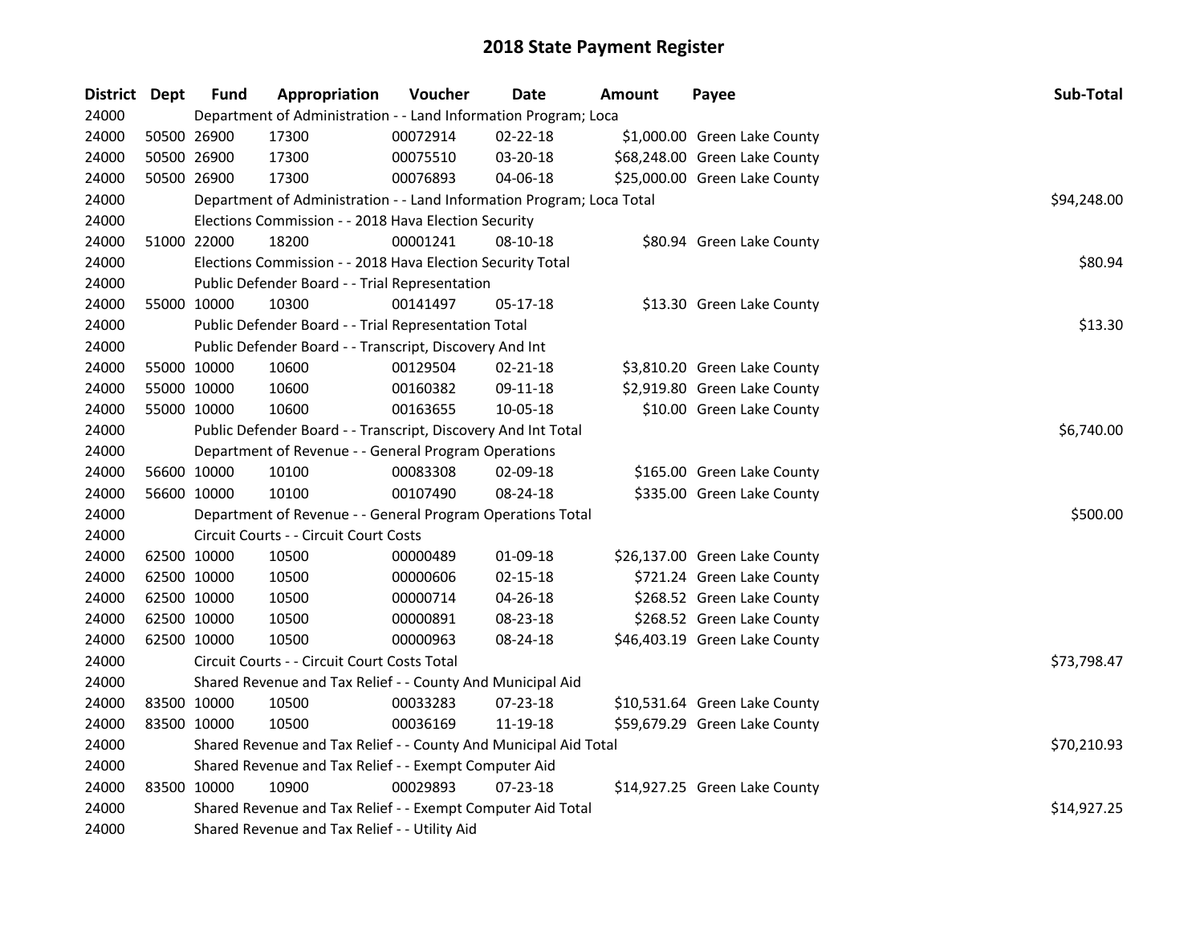# 2018 State Payment Register

| District | Dept | Fund | Appropriation | Voucher | Date | Amount | Payee | Sub-Total |
|---|---|---|---|---|---|---|---|---|
| 24000 | | Department of Administration - - Land Information Program; Loca | | | | | | |
| 24000 | 50500 | 26900 | 17300 | 00072914 | 02-22-18 | $1,000.00 | Green Lake County | |
| 24000 | 50500 | 26900 | 17300 | 00075510 | 03-20-18 | $68,248.00 | Green Lake County | |
| 24000 | 50500 | 26900 | 17300 | 00076893 | 04-06-18 | $25,000.00 | Green Lake County | |
| 24000 | | Department of Administration - - Land Information Program; Loca Total | | | | | | $94,248.00 |
| 24000 | | Elections Commission - - 2018 Hava Election Security | | | | | | |
| 24000 | 51000 | 22000 | 18200 | 00001241 | 08-10-18 | $80.94 | Green Lake County | |
| 24000 | | Elections Commission - - 2018 Hava Election Security Total | | | | | | $80.94 |
| 24000 | | Public Defender Board - - Trial Representation | | | | | | |
| 24000 | 55000 | 10000 | 10300 | 00141497 | 05-17-18 | $13.30 | Green Lake County | |
| 24000 | | Public Defender Board - - Trial Representation Total | | | | | | $13.30 |
| 24000 | | Public Defender Board - - Transcript, Discovery And Int | | | | | | |
| 24000 | 55000 | 10000 | 10600 | 00129504 | 02-21-18 | $3,810.20 | Green Lake County | |
| 24000 | 55000 | 10000 | 10600 | 00160382 | 09-11-18 | $2,919.80 | Green Lake County | |
| 24000 | 55000 | 10000 | 10600 | 00163655 | 10-05-18 | $10.00 | Green Lake County | |
| 24000 | | Public Defender Board - - Transcript, Discovery And Int Total | | | | | | $6,740.00 |
| 24000 | | Department of Revenue - - General Program Operations | | | | | | |
| 24000 | 56600 | 10000 | 10100 | 00083308 | 02-09-18 | $165.00 | Green Lake County | |
| 24000 | 56600 | 10000 | 10100 | 00107490 | 08-24-18 | $335.00 | Green Lake County | |
| 24000 | | Department of Revenue - - General Program Operations Total | | | | | | $500.00 |
| 24000 | | Circuit Courts - - Circuit Court Costs | | | | | | |
| 24000 | 62500 | 10000 | 10500 | 00000489 | 01-09-18 | $26,137.00 | Green Lake County | |
| 24000 | 62500 | 10000 | 10500 | 00000606 | 02-15-18 | $721.24 | Green Lake County | |
| 24000 | 62500 | 10000 | 10500 | 00000714 | 04-26-18 | $268.52 | Green Lake County | |
| 24000 | 62500 | 10000 | 10500 | 00000891 | 08-23-18 | $268.52 | Green Lake County | |
| 24000 | 62500 | 10000 | 10500 | 00000963 | 08-24-18 | $46,403.19 | Green Lake County | |
| 24000 | | Circuit Courts - - Circuit Court Costs Total | | | | | | $73,798.47 |
| 24000 | | Shared Revenue and Tax Relief - - County And Municipal Aid | | | | | | |
| 24000 | 83500 | 10000 | 10500 | 00033283 | 07-23-18 | $10,531.64 | Green Lake County | |
| 24000 | 83500 | 10000 | 10500 | 00036169 | 11-19-18 | $59,679.29 | Green Lake County | |
| 24000 | | Shared Revenue and Tax Relief - - County And Municipal Aid Total | | | | | | $70,210.93 |
| 24000 | | Shared Revenue and Tax Relief - - Exempt Computer Aid | | | | | | |
| 24000 | 83500 | 10000 | 10900 | 00029893 | 07-23-18 | $14,927.25 | Green Lake County | |
| 24000 | | Shared Revenue and Tax Relief - - Exempt Computer Aid Total | | | | | | $14,927.25 |
| 24000 | | Shared Revenue and Tax Relief - - Utility Aid | | | | | | |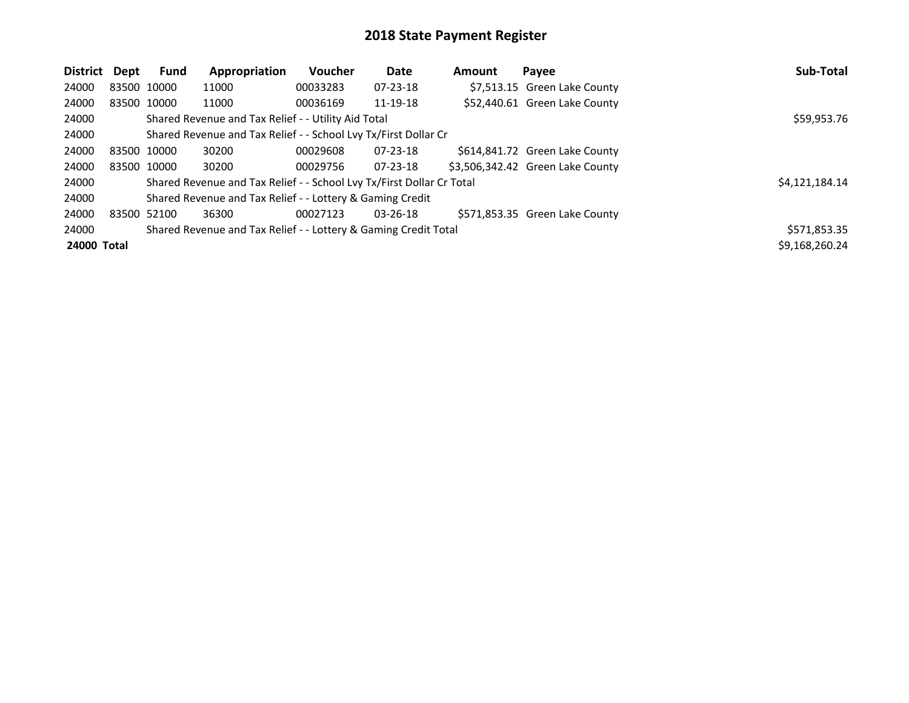# 2018 State Payment Register

| District | Dept | Fund | Appropriation | Voucher | Date | Amount | Payee | Sub-Total |
|---|---|---|---|---|---|---|---|---|
| 24000 | 83500 | 10000 | 11000 | 00033283 | 07-23-18 | $7,513.15 | Green Lake County | |
| 24000 | 83500 | 10000 | 11000 | 00036169 | 11-19-18 | $52,440.61 | Green Lake County | |
| 24000 | | Shared Revenue and Tax Relief - - Utility Aid Total | | | | | | $59,953.76 |
| 24000 | | Shared Revenue and Tax Relief - - School Lvy Tx/First Dollar Cr | | | | | | |
| 24000 | 83500 | 10000 | 30200 | 00029608 | 07-23-18 | $614,841.72 | Green Lake County | |
| 24000 | 83500 | 10000 | 30200 | 00029756 | 07-23-18 | $3,506,342.42 | Green Lake County | |
| 24000 | | Shared Revenue and Tax Relief - - School Lvy Tx/First Dollar Cr Total | | | | | | $4,121,184.14 |
| 24000 | | Shared Revenue and Tax Relief - - Lottery & Gaming Credit | | | | | | |
| 24000 | 83500 | 52100 | 36300 | 00027123 | 03-26-18 | $571,853.35 | Green Lake County | |
| 24000 | | Shared Revenue and Tax Relief - - Lottery & Gaming Credit Total | | | | | | $571,853.35 |
| **24000 Total** | | | | | | | | $9,168,260.24 |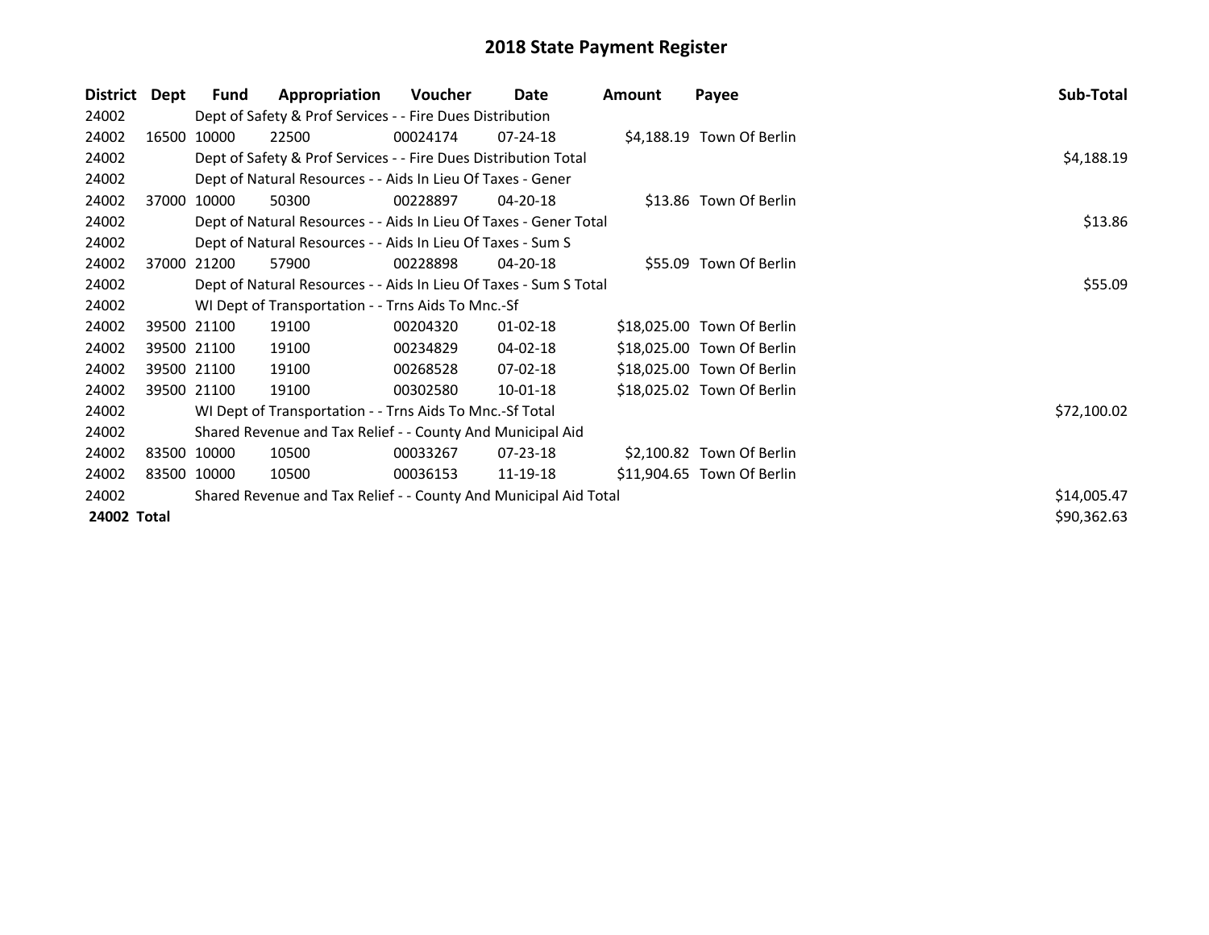# 2018 State Payment Register

| District | Dept | Fund | Appropriation | Voucher | Date | Amount | Payee | Sub-Total |
|---|---|---|---|---|---|---|---|---|
| 24002 | | Dept of Safety & Prof Services - - Fire Dues Distribution | | | | | | |
| 24002 | 16500 | 10000 | 22500 | 00024174 | 07-24-18 | $4,188.19 | Town Of Berlin | |
| 24002 | | Dept of Safety & Prof Services - - Fire Dues Distribution Total | | | | | | $4,188.19 |
| 24002 | | Dept of Natural Resources - - Aids In Lieu Of Taxes - Gener | | | | | | |
| 24002 | 37000 | 10000 | 50300 | 00228897 | 04-20-18 | $13.86 | Town Of Berlin | |
| 24002 | | Dept of Natural Resources - - Aids In Lieu Of Taxes - Gener Total | | | | | | $13.86 |
| 24002 | | Dept of Natural Resources - - Aids In Lieu Of Taxes - Sum S | | | | | | |
| 24002 | 37000 | 21200 | 57900 | 00228898 | 04-20-18 | $55.09 | Town Of Berlin | |
| 24002 | | Dept of Natural Resources - - Aids In Lieu Of Taxes - Sum S Total | | | | | | $55.09 |
| 24002 | | WI Dept of Transportation - - Trns Aids To Mnc.-Sf | | | | | | |
| 24002 | 39500 | 21100 | 19100 | 00204320 | 01-02-18 | $18,025.00 | Town Of Berlin | |
| 24002 | 39500 | 21100 | 19100 | 00234829 | 04-02-18 | $18,025.00 | Town Of Berlin | |
| 24002 | 39500 | 21100 | 19100 | 00268528 | 07-02-18 | $18,025.00 | Town Of Berlin | |
| 24002 | 39500 | 21100 | 19100 | 00302580 | 10-01-18 | $18,025.02 | Town Of Berlin | |
| 24002 | | WI Dept of Transportation - - Trns Aids To Mnc.-Sf Total | | | | | | $72,100.02 |
| 24002 | | Shared Revenue and Tax Relief - - County And Municipal Aid | | | | | | |
| 24002 | 83500 | 10000 | 10500 | 00033267 | 07-23-18 | $2,100.82 | Town Of Berlin | |
| 24002 | 83500 | 10000 | 10500 | 00036153 | 11-19-18 | $11,904.65 | Town Of Berlin | |
| 24002 | | Shared Revenue and Tax Relief - - County And Municipal Aid Total | | | | | | $14,005.47 |
| **24002 Total** | | | | | | | | $90,362.63 |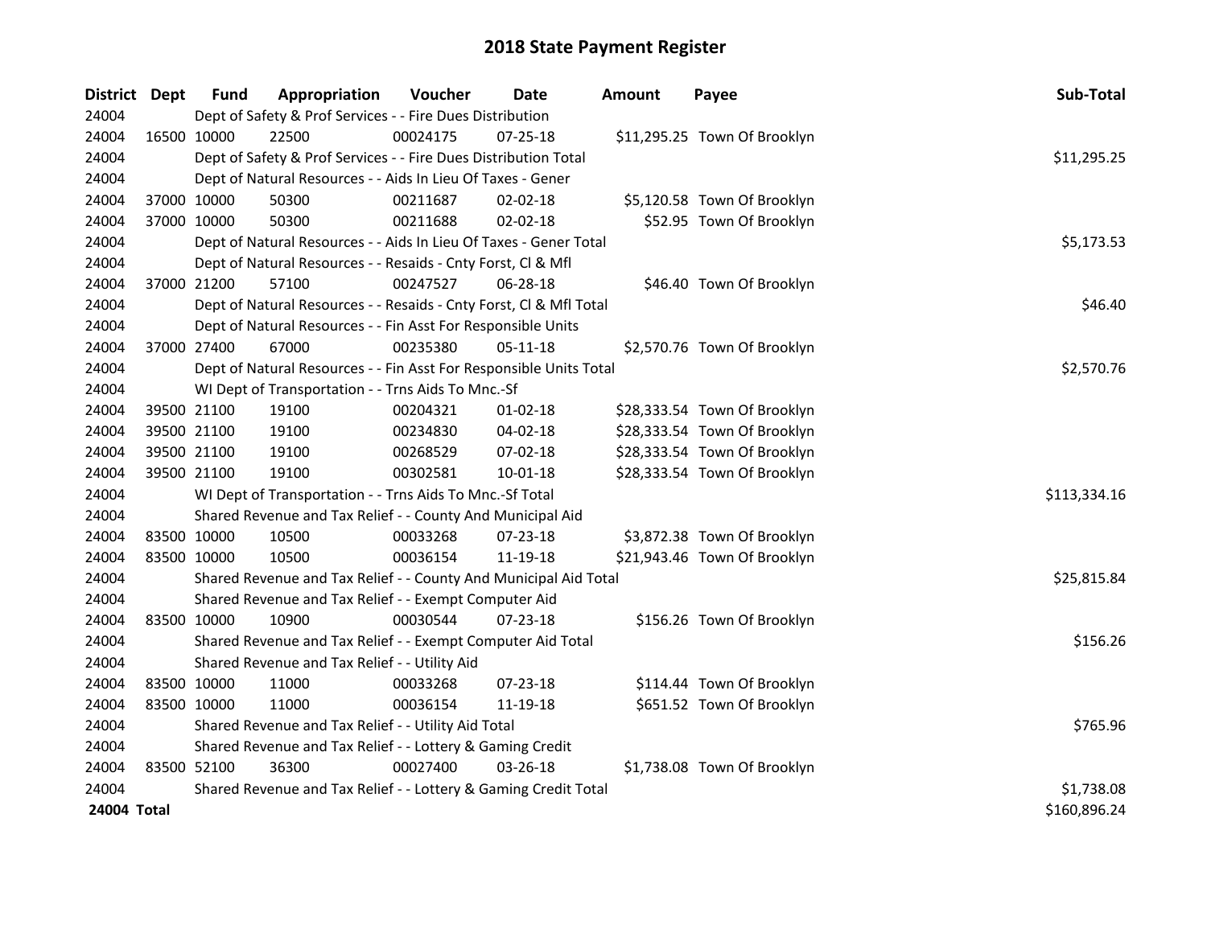# 2018 State Payment Register

| District | Dept | Fund | Appropriation | Voucher | Date | Amount | Payee | Sub-Total |
|---|---|---|---|---|---|---|---|---|
| 24004 | | Dept of Safety & Prof Services - - Fire Dues Distribution | | | | | | |
| 24004 | 16500 | 10000 | 22500 | 00024175 | 07-25-18 | $11,295.25 | Town Of Brooklyn | |
| 24004 | | Dept of Safety & Prof Services - - Fire Dues Distribution Total | | | | | | $11,295.25 |
| 24004 | | Dept of Natural Resources - - Aids In Lieu Of Taxes - Gener | | | | | | |
| 24004 | 37000 | 10000 | 50300 | 00211687 | 02-02-18 | $5,120.58 | Town Of Brooklyn | |
| 24004 | 37000 | 10000 | 50300 | 00211688 | 02-02-18 | $52.95 | Town Of Brooklyn | |
| 24004 | | Dept of Natural Resources - - Aids In Lieu Of Taxes - Gener Total | | | | | | $5,173.53 |
| 24004 | | Dept of Natural Resources - - Resaids - Cnty Forst, Cl & Mfl | | | | | | |
| 24004 | 37000 | 21200 | 57100 | 00247527 | 06-28-18 | $46.40 | Town Of Brooklyn | |
| 24004 | | Dept of Natural Resources - - Resaids - Cnty Forst, Cl & Mfl Total | | | | | | $46.40 |
| 24004 | | Dept of Natural Resources - - Fin Asst For Responsible Units | | | | | | |
| 24004 | 37000 | 27400 | 67000 | 00235380 | 05-11-18 | $2,570.76 | Town Of Brooklyn | |
| 24004 | | Dept of Natural Resources - - Fin Asst For Responsible Units Total | | | | | | $2,570.76 |
| 24004 | | WI Dept of Transportation - - Trns Aids To Mnc.-Sf | | | | | | |
| 24004 | 39500 | 21100 | 19100 | 00204321 | 01-02-18 | $28,333.54 | Town Of Brooklyn | |
| 24004 | 39500 | 21100 | 19100 | 00234830 | 04-02-18 | $28,333.54 | Town Of Brooklyn | |
| 24004 | 39500 | 21100 | 19100 | 00268529 | 07-02-18 | $28,333.54 | Town Of Brooklyn | |
| 24004 | 39500 | 21100 | 19100 | 00302581 | 10-01-18 | $28,333.54 | Town Of Brooklyn | |
| 24004 | | WI Dept of Transportation - - Trns Aids To Mnc.-Sf Total | | | | | | $113,334.16 |
| 24004 | | Shared Revenue and Tax Relief - - County And Municipal Aid | | | | | | |
| 24004 | 83500 | 10000 | 10500 | 00033268 | 07-23-18 | $3,872.38 | Town Of Brooklyn | |
| 24004 | 83500 | 10000 | 10500 | 00036154 | 11-19-18 | $21,943.46 | Town Of Brooklyn | |
| 24004 | | Shared Revenue and Tax Relief - - County And Municipal Aid Total | | | | | | $25,815.84 |
| 24004 | | Shared Revenue and Tax Relief - - Exempt Computer Aid | | | | | | |
| 24004 | 83500 | 10000 | 10900 | 00030544 | 07-23-18 | $156.26 | Town Of Brooklyn | |
| 24004 | | Shared Revenue and Tax Relief - - Exempt Computer Aid Total | | | | | | $156.26 |
| 24004 | | Shared Revenue and Tax Relief - - Utility Aid | | | | | | |
| 24004 | 83500 | 10000 | 11000 | 00033268 | 07-23-18 | $114.44 | Town Of Brooklyn | |
| 24004 | 83500 | 10000 | 11000 | 00036154 | 11-19-18 | $651.52 | Town Of Brooklyn | |
| 24004 | | Shared Revenue and Tax Relief - - Utility Aid Total | | | | | | $765.96 |
| 24004 | | Shared Revenue and Tax Relief - - Lottery & Gaming Credit | | | | | | |
| 24004 | 83500 | 52100 | 36300 | 00027400 | 03-26-18 | $1,738.08 | Town Of Brooklyn | |
| 24004 | | Shared Revenue and Tax Relief - - Lottery & Gaming Credit Total | | | | | | $1,738.08 |
| **24004 Total** | | | | | | | | $160,896.24 |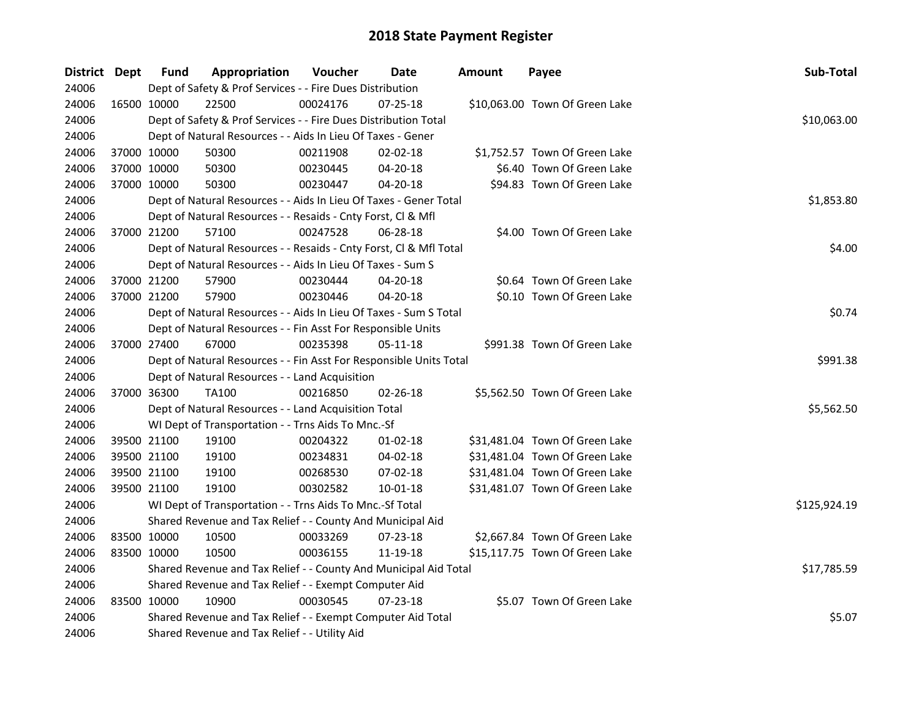# 2018 State Payment Register

| District | Dept | Fund | Appropriation | Voucher | Date | Amount | Payee | Sub-Total |
|---|---|---|---|---|---|---|---|---|
| 24006 | | Dept of Safety & Prof Services - - Fire Dues Distribution | | | | | | |
| 24006 | 16500 | 10000 | 22500 | 00024176 | 07-25-18 | $10,063.00 | Town Of Green Lake | |
| 24006 | | Dept of Safety & Prof Services - - Fire Dues Distribution Total | | | | | | $10,063.00 |
| 24006 | | Dept of Natural Resources - - Aids In Lieu Of Taxes - Gener | | | | | | |
| 24006 | 37000 | 10000 | 50300 | 00211908 | 02-02-18 | $1,752.57 | Town Of Green Lake | |
| 24006 | 37000 | 10000 | 50300 | 00230445 | 04-20-18 | $6.40 | Town Of Green Lake | |
| 24006 | 37000 | 10000 | 50300 | 00230447 | 04-20-18 | $94.83 | Town Of Green Lake | |
| 24006 | | Dept of Natural Resources - - Aids In Lieu Of Taxes - Gener Total | | | | | | $1,853.80 |
| 24006 | | Dept of Natural Resources - - Resaids - Cnty Forst, Cl & Mfl | | | | | | |
| 24006 | 37000 | 21200 | 57100 | 00247528 | 06-28-18 | $4.00 | Town Of Green Lake | |
| 24006 | | Dept of Natural Resources - - Resaids - Cnty Forst, Cl & Mfl Total | | | | | | $4.00 |
| 24006 | | Dept of Natural Resources - - Aids In Lieu Of Taxes - Sum S | | | | | | |
| 24006 | 37000 | 21200 | 57900 | 00230444 | 04-20-18 | $0.64 | Town Of Green Lake | |
| 24006 | 37000 | 21200 | 57900 | 00230446 | 04-20-18 | $0.10 | Town Of Green Lake | |
| 24006 | | Dept of Natural Resources - - Aids In Lieu Of Taxes - Sum S Total | | | | | | $0.74 |
| 24006 | | Dept of Natural Resources - - Fin Asst For Responsible Units | | | | | | |
| 24006 | 37000 | 27400 | 67000 | 00235398 | 05-11-18 | $991.38 | Town Of Green Lake | |
| 24006 | | Dept of Natural Resources - - Fin Asst For Responsible Units Total | | | | | | $991.38 |
| 24006 | | Dept of Natural Resources - - Land Acquisition | | | | | | |
| 24006 | 37000 | 36300 | TA100 | 00216850 | 02-26-18 | $5,562.50 | Town Of Green Lake | |
| 24006 | | Dept of Natural Resources - - Land Acquisition Total | | | | | | $5,562.50 |
| 24006 | | WI Dept of Transportation - - Trns Aids To Mnc.-Sf | | | | | | |
| 24006 | 39500 | 21100 | 19100 | 00204322 | 01-02-18 | $31,481.04 | Town Of Green Lake | |
| 24006 | 39500 | 21100 | 19100 | 00234831 | 04-02-18 | $31,481.04 | Town Of Green Lake | |
| 24006 | 39500 | 21100 | 19100 | 00268530 | 07-02-18 | $31,481.04 | Town Of Green Lake | |
| 24006 | 39500 | 21100 | 19100 | 00302582 | 10-01-18 | $31,481.07 | Town Of Green Lake | |
| 24006 | | WI Dept of Transportation - - Trns Aids To Mnc.-Sf Total | | | | | | $125,924.19 |
| 24006 | | Shared Revenue and Tax Relief - - County And Municipal Aid | | | | | | |
| 24006 | 83500 | 10000 | 10500 | 00033269 | 07-23-18 | $2,667.84 | Town Of Green Lake | |
| 24006 | 83500 | 10000 | 10500 | 00036155 | 11-19-18 | $15,117.75 | Town Of Green Lake | |
| 24006 | | Shared Revenue and Tax Relief - - County And Municipal Aid Total | | | | | | $17,785.59 |
| 24006 | | Shared Revenue and Tax Relief - - Exempt Computer Aid | | | | | | |
| 24006 | 83500 | 10000 | 10900 | 00030545 | 07-23-18 | $5.07 | Town Of Green Lake | |
| 24006 | | Shared Revenue and Tax Relief - - Exempt Computer Aid Total | | | | | | $5.07 |
| 24006 | | Shared Revenue and Tax Relief - - Utility Aid | | | | | | |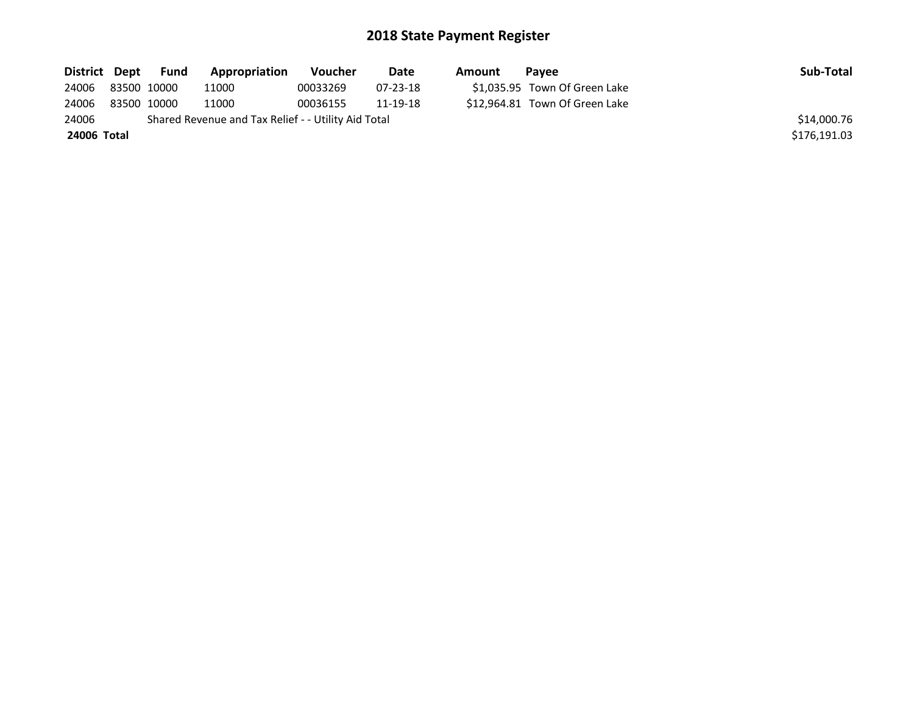# 2018 State Payment Register

| District | Dept | Fund | Appropriation | Voucher | Date | Amount | Payee | Sub-Total |
|---|---|---|---|---|---|---|---|---|
| 24006 | 83500 | 10000 | 11000 | 00033269 | 07-23-18 | $1,035.95 | Town Of Green Lake | |
| 24006 | 83500 | 10000 | 11000 | 00036155 | 11-19-18 | $12,964.81 | Town Of Green Lake | |
| 24006 | Shared Revenue and Tax Relief - - Utility Aid Total | | | | | | | $14,000.76 |
| **24006** | **Total** | | | | | | | $176,191.03 |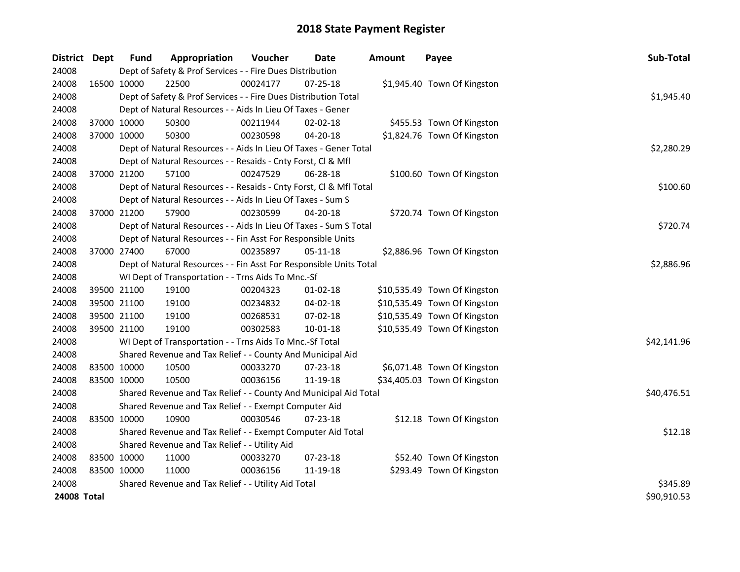# 2018 State Payment Register

| District | Dept | Fund | Appropriation | Voucher | Date | Amount | Payee | Sub-Total |
|---|---|---|---|---|---|---|---|---|
| 24008 | | Dept of Safety & Prof Services - - Fire Dues Distribution | | | | | | |
| 24008 | 16500 | 10000 | 22500 | 00024177 | 07-25-18 | $1,945.40 | Town Of Kingston | |
| 24008 | | Dept of Safety & Prof Services - - Fire Dues Distribution Total | | | | | | $1,945.40 |
| 24008 | | Dept of Natural Resources - - Aids In Lieu Of Taxes - Gener | | | | | | |
| 24008 | 37000 | 10000 | 50300 | 00211944 | 02-02-18 | $455.53 | Town Of Kingston | |
| 24008 | 37000 | 10000 | 50300 | 00230598 | 04-20-18 | $1,824.76 | Town Of Kingston | |
| 24008 | | Dept of Natural Resources - - Aids In Lieu Of Taxes - Gener Total | | | | | | $2,280.29 |
| 24008 | | Dept of Natural Resources - - Resaids - Cnty Forst, Cl & Mfl | | | | | | |
| 24008 | 37000 | 21200 | 57100 | 00247529 | 06-28-18 | $100.60 | Town Of Kingston | |
| 24008 | | Dept of Natural Resources - - Resaids - Cnty Forst, Cl & Mfl Total | | | | | | $100.60 |
| 24008 | | Dept of Natural Resources - - Aids In Lieu Of Taxes - Sum S | | | | | | |
| 24008 | 37000 | 21200 | 57900 | 00230599 | 04-20-18 | $720.74 | Town Of Kingston | |
| 24008 | | Dept of Natural Resources - - Aids In Lieu Of Taxes - Sum S Total | | | | | | $720.74 |
| 24008 | | Dept of Natural Resources - - Fin Asst For Responsible Units | | | | | | |
| 24008 | 37000 | 27400 | 67000 | 00235897 | 05-11-18 | $2,886.96 | Town Of Kingston | |
| 24008 | | Dept of Natural Resources - - Fin Asst For Responsible Units Total | | | | | | $2,886.96 |
| 24008 | | WI Dept of Transportation - - Trns Aids To Mnc.-Sf | | | | | | |
| 24008 | 39500 | 21100 | 19100 | 00204323 | 01-02-18 | $10,535.49 | Town Of Kingston | |
| 24008 | 39500 | 21100 | 19100 | 00234832 | 04-02-18 | $10,535.49 | Town Of Kingston | |
| 24008 | 39500 | 21100 | 19100 | 00268531 | 07-02-18 | $10,535.49 | Town Of Kingston | |
| 24008 | 39500 | 21100 | 19100 | 00302583 | 10-01-18 | $10,535.49 | Town Of Kingston | |
| 24008 | | WI Dept of Transportation - - Trns Aids To Mnc.-Sf Total | | | | | | $42,141.96 |
| 24008 | | Shared Revenue and Tax Relief - - County And Municipal Aid | | | | | | |
| 24008 | 83500 | 10000 | 10500 | 00033270 | 07-23-18 | $6,071.48 | Town Of Kingston | |
| 24008 | 83500 | 10000 | 10500 | 00036156 | 11-19-18 | $34,405.03 | Town Of Kingston | |
| 24008 | | Shared Revenue and Tax Relief - - County And Municipal Aid Total | | | | | | $40,476.51 |
| 24008 | | Shared Revenue and Tax Relief - - Exempt Computer Aid | | | | | | |
| 24008 | 83500 | 10000 | 10900 | 00030546 | 07-23-18 | $12.18 | Town Of Kingston | |
| 24008 | | Shared Revenue and Tax Relief - - Exempt Computer Aid Total | | | | | | $12.18 |
| 24008 | | Shared Revenue and Tax Relief - - Utility Aid | | | | | | |
| 24008 | 83500 | 10000 | 11000 | 00033270 | 07-23-18 | $52.40 | Town Of Kingston | |
| 24008 | 83500 | 10000 | 11000 | 00036156 | 11-19-18 | $293.49 | Town Of Kingston | |
| 24008 | | Shared Revenue and Tax Relief - - Utility Aid Total | | | | | | $345.89 |
| **24008 Total** | | | | | | | | $90,910.53 |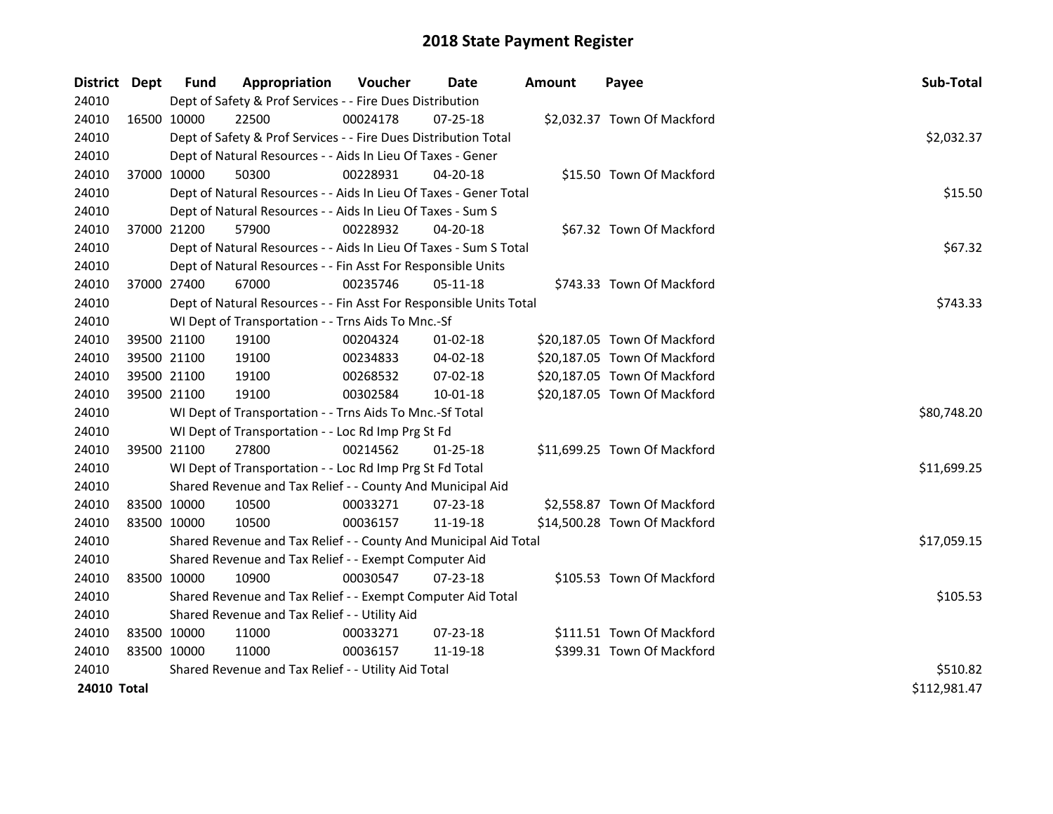# 2018 State Payment Register

| District | Dept | Fund | Appropriation | Voucher | Date | Amount | Payee | Sub-Total |
|---|---|---|---|---|---|---|---|---|
| 24010 | | Dept of Safety & Prof Services - - Fire Dues Distribution | | | | | | |
| 24010 | 16500 | 10000 | 22500 | 00024178 | 07-25-18 | $2,032.37 | Town Of Mackford | |
| 24010 | | Dept of Safety & Prof Services - - Fire Dues Distribution Total | | | | | | $2,032.37 |
| 24010 | | Dept of Natural Resources - - Aids In Lieu Of Taxes - Gener | | | | | | |
| 24010 | 37000 | 10000 | 50300 | 00228931 | 04-20-18 | $15.50 | Town Of Mackford | |
| 24010 | | Dept of Natural Resources - - Aids In Lieu Of Taxes - Gener Total | | | | | | $15.50 |
| 24010 | | Dept of Natural Resources - - Aids In Lieu Of Taxes - Sum S | | | | | | |
| 24010 | 37000 | 21200 | 57900 | 00228932 | 04-20-18 | $67.32 | Town Of Mackford | |
| 24010 | | Dept of Natural Resources - - Aids In Lieu Of Taxes - Sum S Total | | | | | | $67.32 |
| 24010 | | Dept of Natural Resources - - Fin Asst For Responsible Units | | | | | | |
| 24010 | 37000 | 27400 | 67000 | 00235746 | 05-11-18 | $743.33 | Town Of Mackford | |
| 24010 | | Dept of Natural Resources - - Fin Asst For Responsible Units Total | | | | | | $743.33 |
| 24010 | | WI Dept of Transportation - - Trns Aids To Mnc.-Sf | | | | | | |
| 24010 | 39500 | 21100 | 19100 | 00204324 | 01-02-18 | $20,187.05 | Town Of Mackford | |
| 24010 | 39500 | 21100 | 19100 | 00234833 | 04-02-18 | $20,187.05 | Town Of Mackford | |
| 24010 | 39500 | 21100 | 19100 | 00268532 | 07-02-18 | $20,187.05 | Town Of Mackford | |
| 24010 | 39500 | 21100 | 19100 | 00302584 | 10-01-18 | $20,187.05 | Town Of Mackford | |
| 24010 | | WI Dept of Transportation - - Trns Aids To Mnc.-Sf Total | | | | | | $80,748.20 |
| 24010 | | WI Dept of Transportation - - Loc Rd Imp Prg St Fd | | | | | | |
| 24010 | 39500 | 21100 | 27800 | 00214562 | 01-25-18 | $11,699.25 | Town Of Mackford | |
| 24010 | | WI Dept of Transportation - - Loc Rd Imp Prg St Fd Total | | | | | | $11,699.25 |
| 24010 | | Shared Revenue and Tax Relief - - County And Municipal Aid | | | | | | |
| 24010 | 83500 | 10000 | 10500 | 00033271 | 07-23-18 | $2,558.87 | Town Of Mackford | |
| 24010 | 83500 | 10000 | 10500 | 00036157 | 11-19-18 | $14,500.28 | Town Of Mackford | |
| 24010 | | Shared Revenue and Tax Relief - - County And Municipal Aid Total | | | | | | $17,059.15 |
| 24010 | | Shared Revenue and Tax Relief - - Exempt Computer Aid | | | | | | |
| 24010 | 83500 | 10000 | 10900 | 00030547 | 07-23-18 | $105.53 | Town Of Mackford | |
| 24010 | | Shared Revenue and Tax Relief - - Exempt Computer Aid Total | | | | | | $105.53 |
| 24010 | | Shared Revenue and Tax Relief - - Utility Aid | | | | | | |
| 24010 | 83500 | 10000 | 11000 | 00033271 | 07-23-18 | $111.51 | Town Of Mackford | |
| 24010 | 83500 | 10000 | 11000 | 00036157 | 11-19-18 | $399.31 | Town Of Mackford | |
| 24010 | | Shared Revenue and Tax Relief - - Utility Aid Total | | | | | | $510.82 |
| **24010 Total** | | | | | | | | $112,981.47 |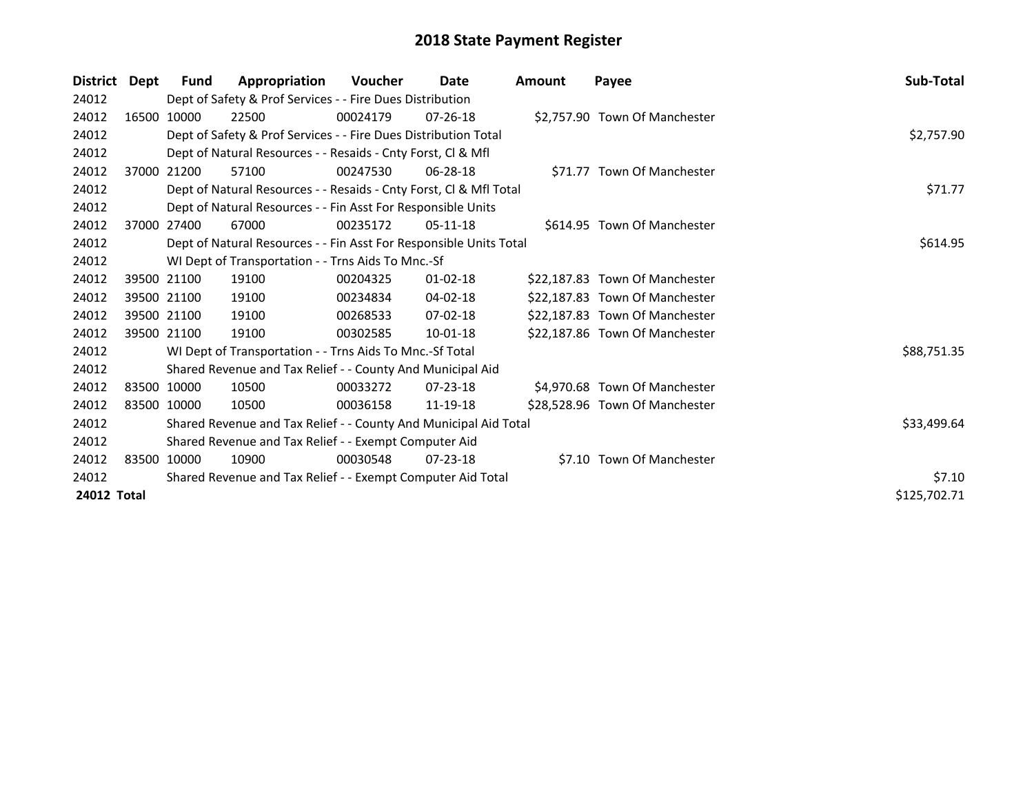# 2018 State Payment Register

| District | Dept | Fund | Appropriation | Voucher | Date | Amount | Payee | Sub-Total |
|---|---|---|---|---|---|---|---|---|
| 24012 | | Dept of Safety & Prof Services - - Fire Dues Distribution | | | | | | |
| 24012 | 16500 | 10000 | 22500 | 00024179 | 07-26-18 | $2,757.90 | Town Of Manchester | |
| 24012 | | Dept of Safety & Prof Services - - Fire Dues Distribution Total | | | | | | $2,757.90 |
| 24012 | | Dept of Natural Resources - - Resaids - Cnty Forst, Cl & Mfl | | | | | | |
| 24012 | 37000 | 21200 | 57100 | 00247530 | 06-28-18 | $71.77 | Town Of Manchester | |
| 24012 | | Dept of Natural Resources - - Resaids - Cnty Forst, Cl & Mfl Total | | | | | | $71.77 |
| 24012 | | Dept of Natural Resources - - Fin Asst For Responsible Units | | | | | | |
| 24012 | 37000 | 27400 | 67000 | 00235172 | 05-11-18 | $614.95 | Town Of Manchester | |
| 24012 | | Dept of Natural Resources - - Fin Asst For Responsible Units Total | | | | | | $614.95 |
| 24012 | | WI Dept of Transportation - - Trns Aids To Mnc.-Sf | | | | | | |
| 24012 | 39500 | 21100 | 19100 | 00204325 | 01-02-18 | $22,187.83 | Town Of Manchester | |
| 24012 | 39500 | 21100 | 19100 | 00234834 | 04-02-18 | $22,187.83 | Town Of Manchester | |
| 24012 | 39500 | 21100 | 19100 | 00268533 | 07-02-18 | $22,187.83 | Town Of Manchester | |
| 24012 | 39500 | 21100 | 19100 | 00302585 | 10-01-18 | $22,187.86 | Town Of Manchester | |
| 24012 | | WI Dept of Transportation - - Trns Aids To Mnc.-Sf Total | | | | | | $88,751.35 |
| 24012 | | Shared Revenue and Tax Relief - - County And Municipal Aid | | | | | | |
| 24012 | 83500 | 10000 | 10500 | 00033272 | 07-23-18 | $4,970.68 | Town Of Manchester | |
| 24012 | 83500 | 10000 | 10500 | 00036158 | 11-19-18 | $28,528.96 | Town Of Manchester | |
| 24012 | | Shared Revenue and Tax Relief - - County And Municipal Aid Total | | | | | | $33,499.64 |
| 24012 | | Shared Revenue and Tax Relief - - Exempt Computer Aid | | | | | | |
| 24012 | 83500 | 10000 | 10900 | 00030548 | 07-23-18 | $7.10 | Town Of Manchester | |
| 24012 | | Shared Revenue and Tax Relief - - Exempt Computer Aid Total | | | | | | $7.10 |
| **24012 Total** | | | | | | | | $125,702.71 |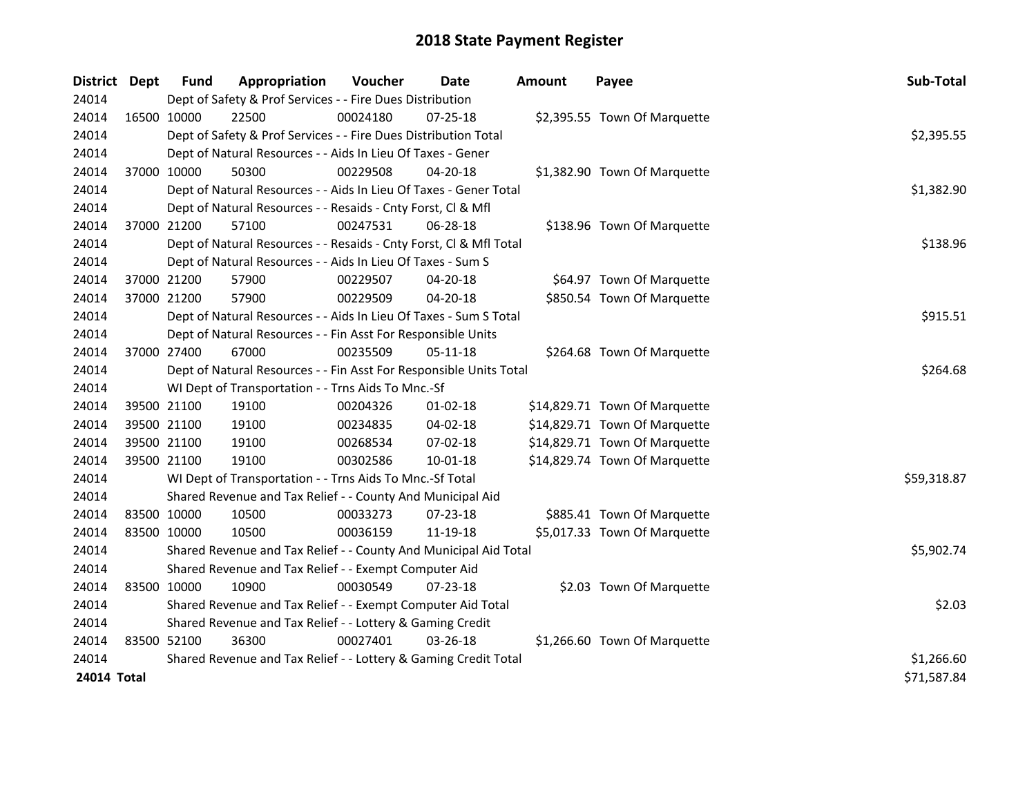# 2018 State Payment Register

| District | Dept | Fund | Appropriation | Voucher | Date | Amount | Payee | Sub-Total |
|---|---|---|---|---|---|---|---|---|
| 24014 | | Dept of Safety & Prof Services - - Fire Dues Distribution | | | | | | |
| 24014 | 16500 | 10000 | 22500 | 00024180 | 07-25-18 | $2,395.55 | Town Of Marquette | |
| 24014 | | Dept of Safety & Prof Services - - Fire Dues Distribution Total | | | | | | $2,395.55 |
| 24014 | | Dept of Natural Resources - - Aids In Lieu Of Taxes - Gener | | | | | | |
| 24014 | 37000 | 10000 | 50300 | 00229508 | 04-20-18 | $1,382.90 | Town Of Marquette | |
| 24014 | | Dept of Natural Resources - - Aids In Lieu Of Taxes - Gener Total | | | | | | $1,382.90 |
| 24014 | | Dept of Natural Resources - - Resaids - Cnty Forst, Cl & Mfl | | | | | | |
| 24014 | 37000 | 21200 | 57100 | 00247531 | 06-28-18 | $138.96 | Town Of Marquette | |
| 24014 | | Dept of Natural Resources - - Resaids - Cnty Forst, Cl & Mfl Total | | | | | | $138.96 |
| 24014 | | Dept of Natural Resources - - Aids In Lieu Of Taxes - Sum S | | | | | | |
| 24014 | 37000 | 21200 | 57900 | 00229507 | 04-20-18 | $64.97 | Town Of Marquette | |
| 24014 | 37000 | 21200 | 57900 | 00229509 | 04-20-18 | $850.54 | Town Of Marquette | |
| 24014 | | Dept of Natural Resources - - Aids In Lieu Of Taxes - Sum S Total | | | | | | $915.51 |
| 24014 | | Dept of Natural Resources - - Fin Asst For Responsible Units | | | | | | |
| 24014 | 37000 | 27400 | 67000 | 00235509 | 05-11-18 | $264.68 | Town Of Marquette | |
| 24014 | | Dept of Natural Resources - - Fin Asst For Responsible Units Total | | | | | | $264.68 |
| 24014 | | WI Dept of Transportation - - Trns Aids To Mnc.-Sf | | | | | | |
| 24014 | 39500 | 21100 | 19100 | 00204326 | 01-02-18 | $14,829.71 | Town Of Marquette | |
| 24014 | 39500 | 21100 | 19100 | 00234835 | 04-02-18 | $14,829.71 | Town Of Marquette | |
| 24014 | 39500 | 21100 | 19100 | 00268534 | 07-02-18 | $14,829.71 | Town Of Marquette | |
| 24014 | 39500 | 21100 | 19100 | 00302586 | 10-01-18 | $14,829.74 | Town Of Marquette | |
| 24014 | | WI Dept of Transportation - - Trns Aids To Mnc.-Sf Total | | | | | | $59,318.87 |
| 24014 | | Shared Revenue and Tax Relief - - County And Municipal Aid | | | | | | |
| 24014 | 83500 | 10000 | 10500 | 00033273 | 07-23-18 | $885.41 | Town Of Marquette | |
| 24014 | 83500 | 10000 | 10500 | 00036159 | 11-19-18 | $5,017.33 | Town Of Marquette | |
| 24014 | | Shared Revenue and Tax Relief - - County And Municipal Aid Total | | | | | | $5,902.74 |
| 24014 | | Shared Revenue and Tax Relief - - Exempt Computer Aid | | | | | | |
| 24014 | 83500 | 10000 | 10900 | 00030549 | 07-23-18 | $2.03 | Town Of Marquette | |
| 24014 | | Shared Revenue and Tax Relief - - Exempt Computer Aid Total | | | | | | $2.03 |
| 24014 | | Shared Revenue and Tax Relief - - Lottery & Gaming Credit | | | | | | |
| 24014 | 83500 | 52100 | 36300 | 00027401 | 03-26-18 | $1,266.60 | Town Of Marquette | |
| 24014 | | Shared Revenue and Tax Relief - - Lottery & Gaming Credit Total | | | | | | $1,266.60 |
| **24014 Total** | | | | | | | | $71,587.84 |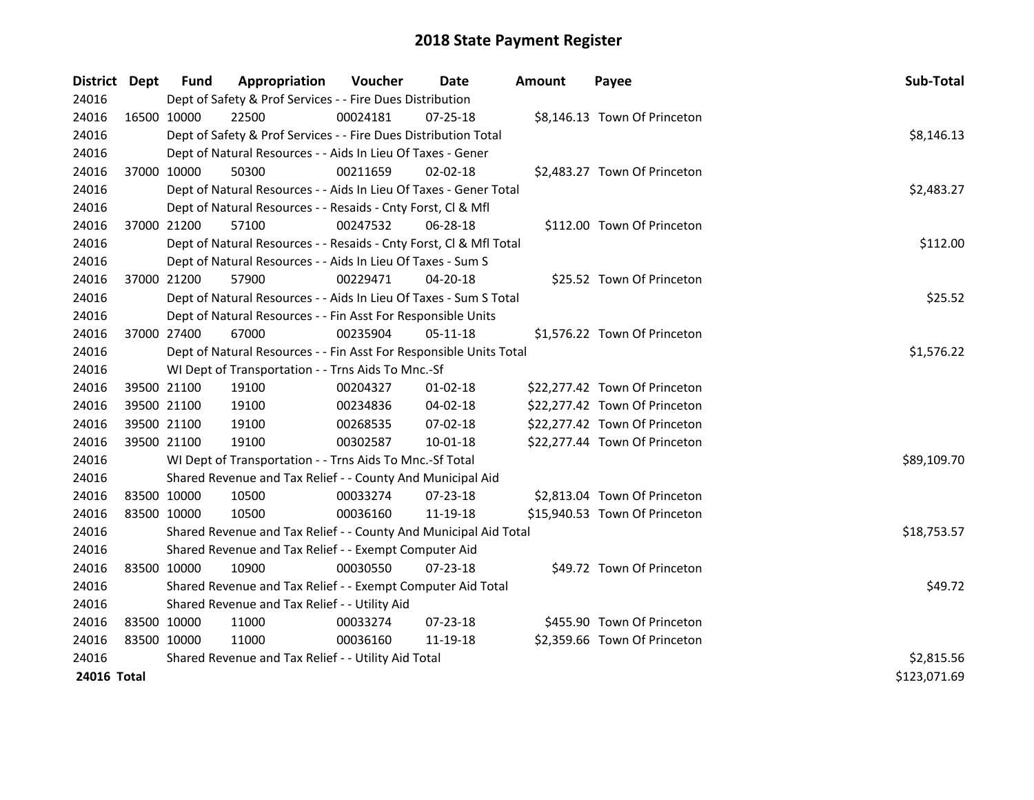# 2018 State Payment Register

| District | Dept | Fund | Appropriation | Voucher | Date | Amount | Payee | Sub-Total |
|---|---|---|---|---|---|---|---|---|
| 24016 | | Dept of Safety & Prof Services - - Fire Dues Distribution | | | | | | |
| 24016 | 16500 | 10000 | 22500 | 00024181 | 07-25-18 | $8,146.13 | Town Of Princeton | |
| 24016 | | Dept of Safety & Prof Services - - Fire Dues Distribution Total | | | | | | $8,146.13 |
| 24016 | | Dept of Natural Resources - - Aids In Lieu Of Taxes - Gener | | | | | | |
| 24016 | 37000 | 10000 | 50300 | 00211659 | 02-02-18 | $2,483.27 | Town Of Princeton | |
| 24016 | | Dept of Natural Resources - - Aids In Lieu Of Taxes - Gener Total | | | | | | $2,483.27 |
| 24016 | | Dept of Natural Resources - - Resaids - Cnty Forst, Cl & Mfl | | | | | | |
| 24016 | 37000 | 21200 | 57100 | 00247532 | 06-28-18 | $112.00 | Town Of Princeton | |
| 24016 | | Dept of Natural Resources - - Resaids - Cnty Forst, Cl & Mfl Total | | | | | | $112.00 |
| 24016 | | Dept of Natural Resources - - Aids In Lieu Of Taxes - Sum S | | | | | | |
| 24016 | 37000 | 21200 | 57900 | 00229471 | 04-20-18 | $25.52 | Town Of Princeton | |
| 24016 | | Dept of Natural Resources - - Aids In Lieu Of Taxes - Sum S Total | | | | | | $25.52 |
| 24016 | | Dept of Natural Resources - - Fin Asst For Responsible Units | | | | | | |
| 24016 | 37000 | 27400 | 67000 | 00235904 | 05-11-18 | $1,576.22 | Town Of Princeton | |
| 24016 | | Dept of Natural Resources - - Fin Asst For Responsible Units Total | | | | | | $1,576.22 |
| 24016 | | WI Dept of Transportation - - Trns Aids To Mnc.-Sf | | | | | | |
| 24016 | 39500 | 21100 | 19100 | 00204327 | 01-02-18 | $22,277.42 | Town Of Princeton | |
| 24016 | 39500 | 21100 | 19100 | 00234836 | 04-02-18 | $22,277.42 | Town Of Princeton | |
| 24016 | 39500 | 21100 | 19100 | 00268535 | 07-02-18 | $22,277.42 | Town Of Princeton | |
| 24016 | 39500 | 21100 | 19100 | 00302587 | 10-01-18 | $22,277.44 | Town Of Princeton | |
| 24016 | | WI Dept of Transportation - - Trns Aids To Mnc.-Sf Total | | | | | | $89,109.70 |
| 24016 | | Shared Revenue and Tax Relief - - County And Municipal Aid | | | | | | |
| 24016 | 83500 | 10000 | 10500 | 00033274 | 07-23-18 | $2,813.04 | Town Of Princeton | |
| 24016 | 83500 | 10000 | 10500 | 00036160 | 11-19-18 | $15,940.53 | Town Of Princeton | |
| 24016 | | Shared Revenue and Tax Relief - - County And Municipal Aid Total | | | | | | $18,753.57 |
| 24016 | | Shared Revenue and Tax Relief - - Exempt Computer Aid | | | | | | |
| 24016 | 83500 | 10000 | 10900 | 00030550 | 07-23-18 | $49.72 | Town Of Princeton | |
| 24016 | | Shared Revenue and Tax Relief - - Exempt Computer Aid Total | | | | | | $49.72 |
| 24016 | | Shared Revenue and Tax Relief - - Utility Aid | | | | | | |
| 24016 | 83500 | 10000 | 11000 | 00033274 | 07-23-18 | $455.90 | Town Of Princeton | |
| 24016 | 83500 | 10000 | 11000 | 00036160 | 11-19-18 | $2,359.66 | Town Of Princeton | |
| 24016 | | Shared Revenue and Tax Relief - - Utility Aid Total | | | | | | $2,815.56 |
| **24016 Total** | | | | | | | | $123,071.69 |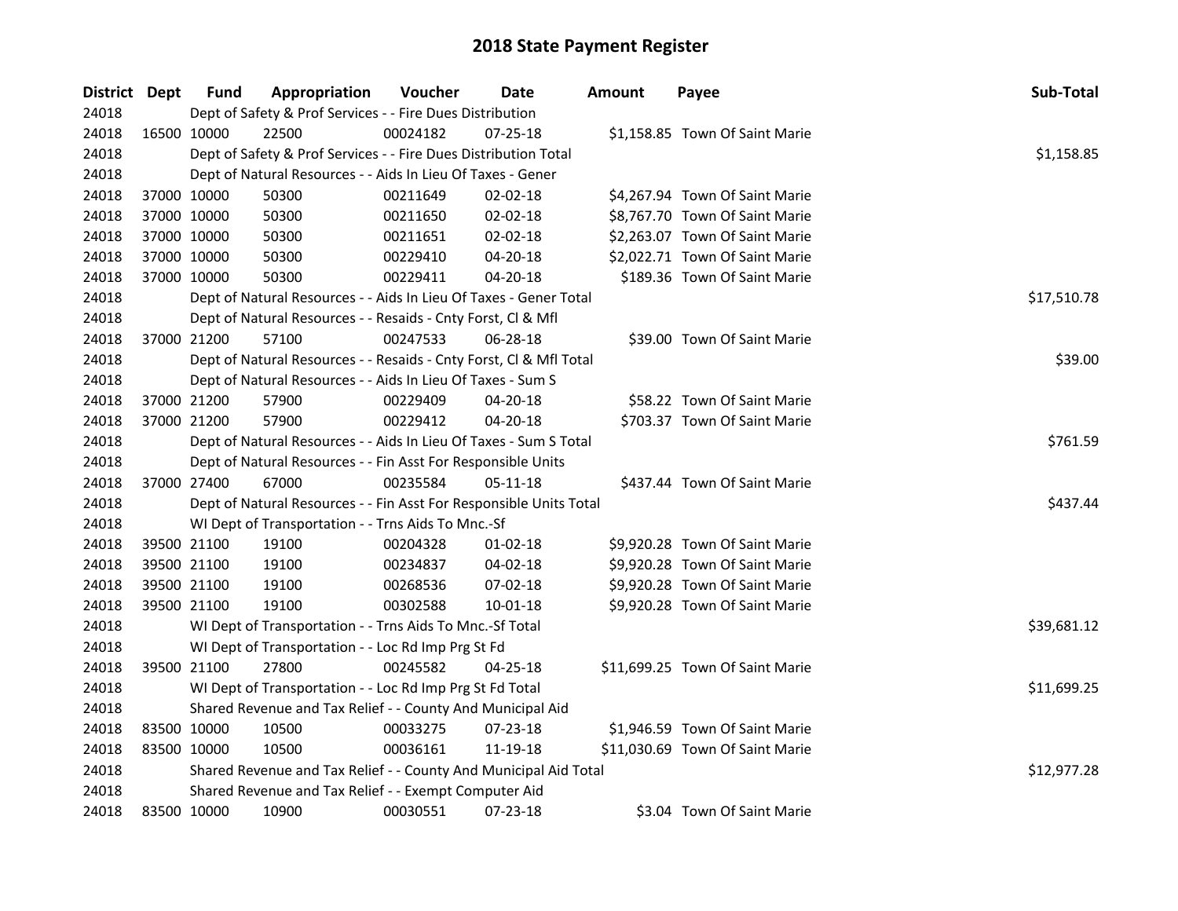# 2018 State Payment Register

| District | Dept | Fund | Appropriation | Voucher | Date | Amount | Payee | Sub-Total |
|---|---|---|---|---|---|---|---|---|
| 24018 | | Dept of Safety & Prof Services - - Fire Dues Distribution | | | | | | |
| 24018 | 16500 | 10000 | 22500 | 00024182 | 07-25-18 | $1,158.85 | Town Of Saint Marie | |
| 24018 | | Dept of Safety & Prof Services - - Fire Dues Distribution Total | | | | | | $1,158.85 |
| 24018 | | Dept of Natural Resources - - Aids In Lieu Of Taxes - Gener | | | | | | |
| 24018 | 37000 | 10000 | 50300 | 00211649 | 02-02-18 | $4,267.94 | Town Of Saint Marie | |
| 24018 | 37000 | 10000 | 50300 | 00211650 | 02-02-18 | $8,767.70 | Town Of Saint Marie | |
| 24018 | 37000 | 10000 | 50300 | 00211651 | 02-02-18 | $2,263.07 | Town Of Saint Marie | |
| 24018 | 37000 | 10000 | 50300 | 00229410 | 04-20-18 | $2,022.71 | Town Of Saint Marie | |
| 24018 | 37000 | 10000 | 50300 | 00229411 | 04-20-18 | $189.36 | Town Of Saint Marie | |
| 24018 | | Dept of Natural Resources - - Aids In Lieu Of Taxes - Gener Total | | | | | | $17,510.78 |
| 24018 | | Dept of Natural Resources - - Resaids - Cnty Forst, Cl & Mfl | | | | | | |
| 24018 | 37000 | 21200 | 57100 | 00247533 | 06-28-18 | $39.00 | Town Of Saint Marie | |
| 24018 | | Dept of Natural Resources - - Resaids - Cnty Forst, Cl & Mfl Total | | | | | | $39.00 |
| 24018 | | Dept of Natural Resources - - Aids In Lieu Of Taxes - Sum S | | | | | | |
| 24018 | 37000 | 21200 | 57900 | 00229409 | 04-20-18 | $58.22 | Town Of Saint Marie | |
| 24018 | 37000 | 21200 | 57900 | 00229412 | 04-20-18 | $703.37 | Town Of Saint Marie | |
| 24018 | | Dept of Natural Resources - - Aids In Lieu Of Taxes - Sum S Total | | | | | | $761.59 |
| 24018 | | Dept of Natural Resources - - Fin Asst For Responsible Units | | | | | | |
| 24018 | 37000 | 27400 | 67000 | 00235584 | 05-11-18 | $437.44 | Town Of Saint Marie | |
| 24018 | | Dept of Natural Resources - - Fin Asst For Responsible Units Total | | | | | | $437.44 |
| 24018 | | WI Dept of Transportation - - Trns Aids To Mnc.-Sf | | | | | | |
| 24018 | 39500 | 21100 | 19100 | 00204328 | 01-02-18 | $9,920.28 | Town Of Saint Marie | |
| 24018 | 39500 | 21100 | 19100 | 00234837 | 04-02-18 | $9,920.28 | Town Of Saint Marie | |
| 24018 | 39500 | 21100 | 19100 | 00268536 | 07-02-18 | $9,920.28 | Town Of Saint Marie | |
| 24018 | 39500 | 21100 | 19100 | 00302588 | 10-01-18 | $9,920.28 | Town Of Saint Marie | |
| 24018 | | WI Dept of Transportation - - Trns Aids To Mnc.-Sf Total | | | | | | $39,681.12 |
| 24018 | | WI Dept of Transportation - - Loc Rd Imp Prg St Fd | | | | | | |
| 24018 | 39500 | 21100 | 27800 | 00245582 | 04-25-18 | $11,699.25 | Town Of Saint Marie | |
| 24018 | | WI Dept of Transportation - - Loc Rd Imp Prg St Fd Total | | | | | | $11,699.25 |
| 24018 | | Shared Revenue and Tax Relief - - County And Municipal Aid | | | | | | |
| 24018 | 83500 | 10000 | 10500 | 00033275 | 07-23-18 | $1,946.59 | Town Of Saint Marie | |
| 24018 | 83500 | 10000 | 10500 | 00036161 | 11-19-18 | $11,030.69 | Town Of Saint Marie | |
| 24018 | | Shared Revenue and Tax Relief - - County And Municipal Aid Total | | | | | | $12,977.28 |
| 24018 | | Shared Revenue and Tax Relief - - Exempt Computer Aid | | | | | | |
| 24018 | 83500 | 10000 | 10900 | 00030551 | 07-23-18 | $3.04 | Town Of Saint Marie | |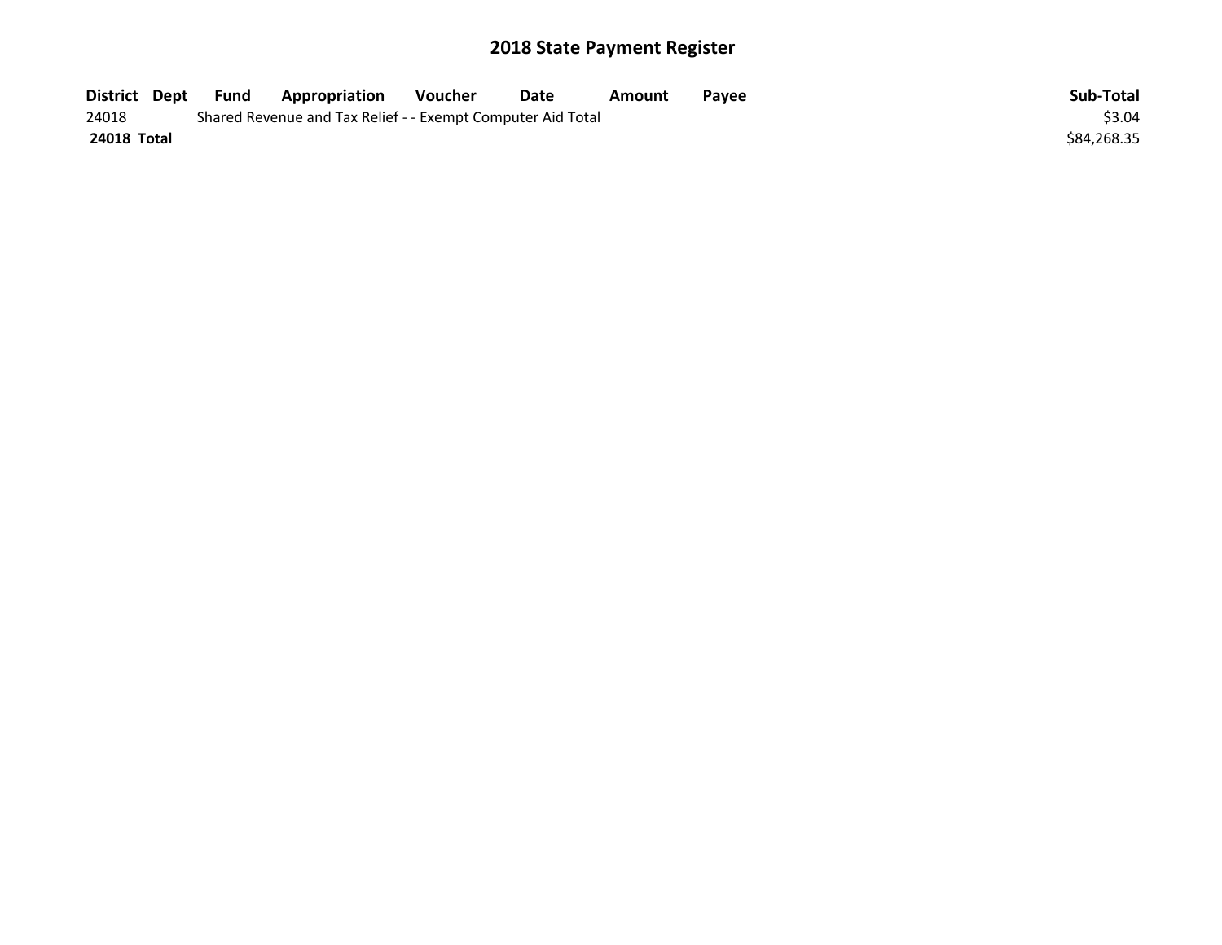# 2018 State Payment Register

| District | Dept | Fund | Appropriation | Voucher | Date | Amount | Payee | Sub-Total |
|---|---|---|---|---|---|---|---|---|
| 24018 | | Shared Revenue and Tax Relief - - Exempt Computer Aid Total | | | | | | $3.04 |
| **24018 Total** | | | | | | | | $84,268.35 |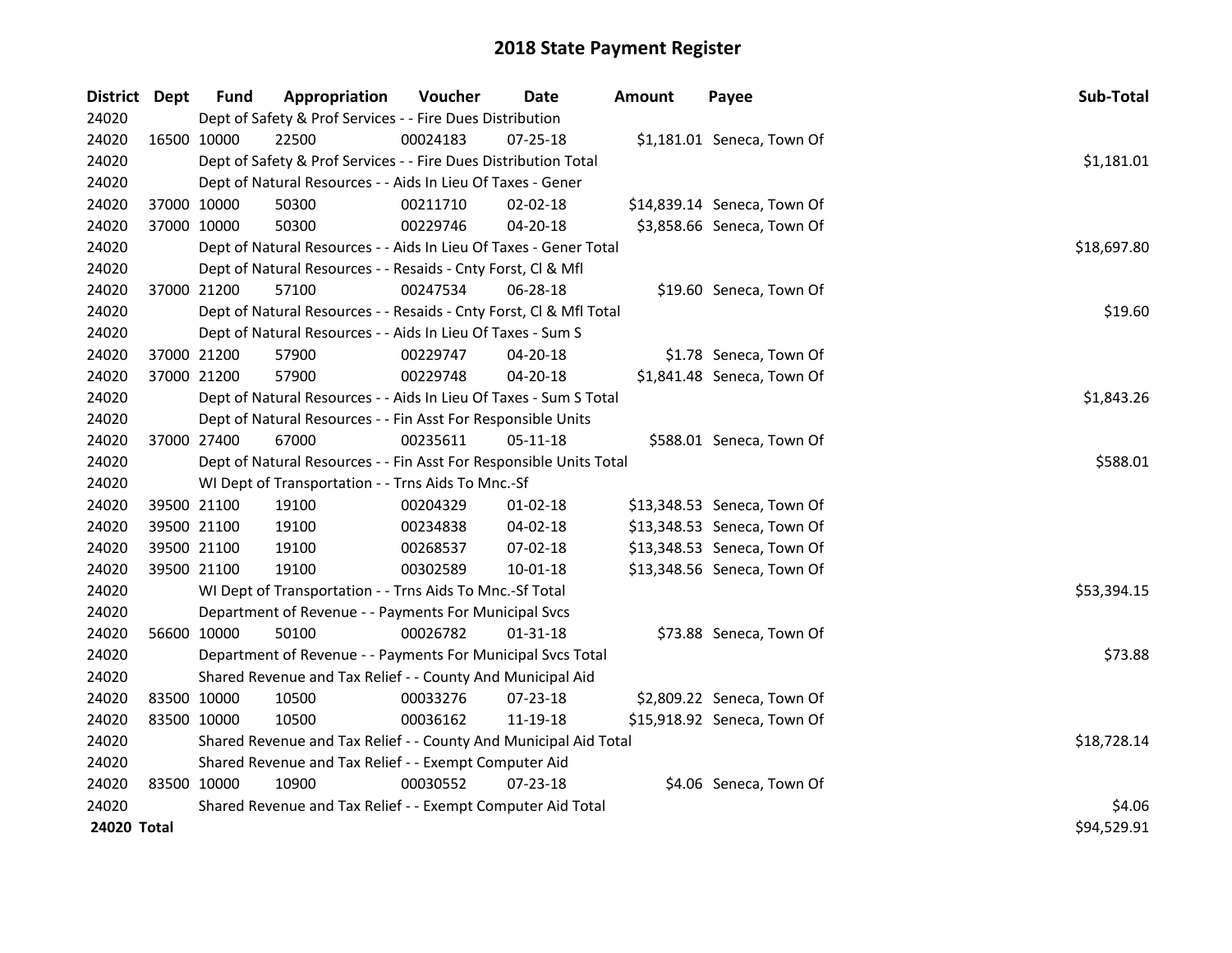# 2018 State Payment Register

| District | Dept | Fund | Appropriation | Voucher | Date | Amount | Payee | Sub-Total |
|---|---|---|---|---|---|---|---|---|
| 24020 | | Dept of Safety & Prof Services - - Fire Dues Distribution | | | | | | |
| 24020 | 16500 | 10000 | 22500 | 00024183 | 07-25-18 | $1,181.01 | Seneca, Town Of | |
| 24020 | | Dept of Safety & Prof Services - - Fire Dues Distribution Total | | | | | | $1,181.01 |
| 24020 | | Dept of Natural Resources - - Aids In Lieu Of Taxes - Gener | | | | | | |
| 24020 | 37000 | 10000 | 50300 | 00211710 | 02-02-18 | $14,839.14 | Seneca, Town Of | |
| 24020 | 37000 | 10000 | 50300 | 00229746 | 04-20-18 | $3,858.66 | Seneca, Town Of | |
| 24020 | | Dept of Natural Resources - - Aids In Lieu Of Taxes - Gener Total | | | | | | $18,697.80 |
| 24020 | | Dept of Natural Resources - - Resaids - Cnty Forst, Cl & Mfl | | | | | | |
| 24020 | 37000 | 21200 | 57100 | 00247534 | 06-28-18 | $19.60 | Seneca, Town Of | |
| 24020 | | Dept of Natural Resources - - Resaids - Cnty Forst, Cl & Mfl Total | | | | | | $19.60 |
| 24020 | | Dept of Natural Resources - - Aids In Lieu Of Taxes - Sum S | | | | | | |
| 24020 | 37000 | 21200 | 57900 | 00229747 | 04-20-18 | $1.78 | Seneca, Town Of | |
| 24020 | 37000 | 21200 | 57900 | 00229748 | 04-20-18 | $1,841.48 | Seneca, Town Of | |
| 24020 | | Dept of Natural Resources - - Aids In Lieu Of Taxes - Sum S Total | | | | | | $1,843.26 |
| 24020 | | Dept of Natural Resources - - Fin Asst For Responsible Units | | | | | | |
| 24020 | 37000 | 27400 | 67000 | 00235611 | 05-11-18 | $588.01 | Seneca, Town Of | |
| 24020 | | Dept of Natural Resources - - Fin Asst For Responsible Units Total | | | | | | $588.01 |
| 24020 | | WI Dept of Transportation - - Trns Aids To Mnc.-Sf | | | | | | |
| 24020 | 39500 | 21100 | 19100 | 00204329 | 01-02-18 | $13,348.53 | Seneca, Town Of | |
| 24020 | 39500 | 21100 | 19100 | 00234838 | 04-02-18 | $13,348.53 | Seneca, Town Of | |
| 24020 | 39500 | 21100 | 19100 | 00268537 | 07-02-18 | $13,348.53 | Seneca, Town Of | |
| 24020 | 39500 | 21100 | 19100 | 00302589 | 10-01-18 | $13,348.56 | Seneca, Town Of | |
| 24020 | | WI Dept of Transportation - - Trns Aids To Mnc.-Sf Total | | | | | | $53,394.15 |
| 24020 | | Department of Revenue - - Payments For Municipal Svcs | | | | | | |
| 24020 | 56600 | 10000 | 50100 | 00026782 | 01-31-18 | $73.88 | Seneca, Town Of | |
| 24020 | | Department of Revenue - - Payments For Municipal Svcs Total | | | | | | $73.88 |
| 24020 | | Shared Revenue and Tax Relief - - County And Municipal Aid | | | | | | |
| 24020 | 83500 | 10000 | 10500 | 00033276 | 07-23-18 | $2,809.22 | Seneca, Town Of | |
| 24020 | 83500 | 10000 | 10500 | 00036162 | 11-19-18 | $15,918.92 | Seneca, Town Of | |
| 24020 | | Shared Revenue and Tax Relief - - County And Municipal Aid Total | | | | | | $18,728.14 |
| 24020 | | Shared Revenue and Tax Relief - - Exempt Computer Aid | | | | | | |
| 24020 | 83500 | 10000 | 10900 | 00030552 | 07-23-18 | $4.06 | Seneca, Town Of | |
| 24020 | | Shared Revenue and Tax Relief - - Exempt Computer Aid Total | | | | | | $4.06 |
| **24020 Total** | | | | | | | | $94,529.91 |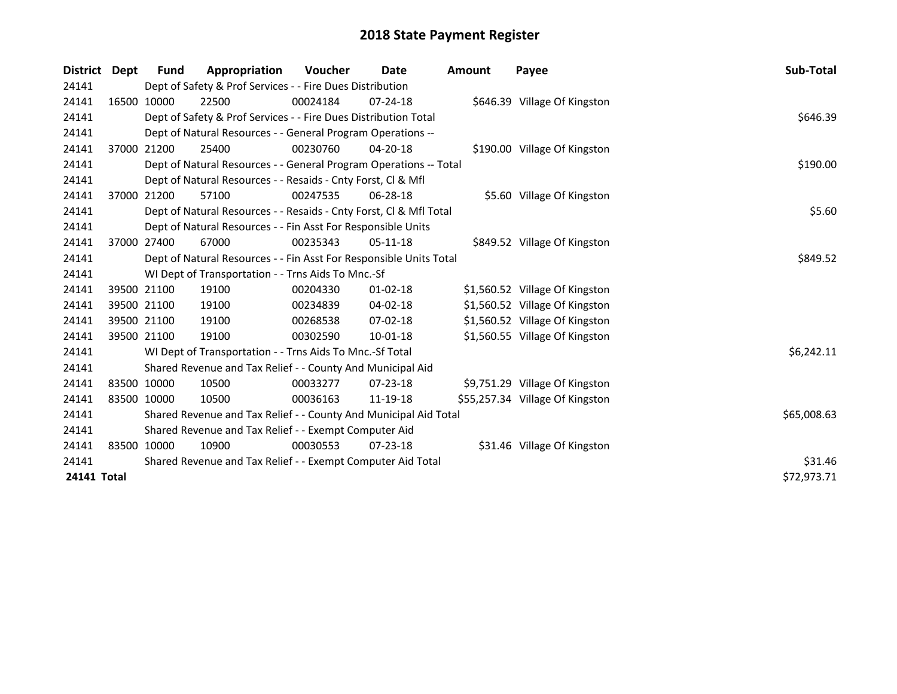# 2018 State Payment Register

| District | Dept | Fund | Appropriation | Voucher | Date | Amount | Payee | Sub-Total |
|---|---|---|---|---|---|---|---|---|
| 24141 | | Dept of Safety & Prof Services - - Fire Dues Distribution | | | | | | |
| 24141 | 16500 | 10000 | 22500 | 00024184 | 07-24-18 | $646.39 | Village Of Kingston | |
| 24141 | | Dept of Safety & Prof Services - - Fire Dues Distribution Total | | | | | | $646.39 |
| 24141 | | Dept of Natural Resources - - General Program Operations -- | | | | | | |
| 24141 | 37000 | 21200 | 25400 | 00230760 | 04-20-18 | $190.00 | Village Of Kingston | |
| 24141 | | Dept of Natural Resources - - General Program Operations -- Total | | | | | | $190.00 |
| 24141 | | Dept of Natural Resources - - Resaids - Cnty Forst, Cl & Mfl | | | | | | |
| 24141 | 37000 | 21200 | 57100 | 00247535 | 06-28-18 | $5.60 | Village Of Kingston | |
| 24141 | | Dept of Natural Resources - - Resaids - Cnty Forst, Cl & Mfl Total | | | | | | $5.60 |
| 24141 | | Dept of Natural Resources - - Fin Asst For Responsible Units | | | | | | |
| 24141 | 37000 | 27400 | 67000 | 00235343 | 05-11-18 | $849.52 | Village Of Kingston | |
| 24141 | | Dept of Natural Resources - - Fin Asst For Responsible Units Total | | | | | | $849.52 |
| 24141 | | WI Dept of Transportation - - Trns Aids To Mnc.-Sf | | | | | | |
| 24141 | 39500 | 21100 | 19100 | 00204330 | 01-02-18 | $1,560.52 | Village Of Kingston | |
| 24141 | 39500 | 21100 | 19100 | 00234839 | 04-02-18 | $1,560.52 | Village Of Kingston | |
| 24141 | 39500 | 21100 | 19100 | 00268538 | 07-02-18 | $1,560.52 | Village Of Kingston | |
| 24141 | 39500 | 21100 | 19100 | 00302590 | 10-01-18 | $1,560.55 | Village Of Kingston | |
| 24141 | | WI Dept of Transportation - - Trns Aids To Mnc.-Sf Total | | | | | | $6,242.11 |
| 24141 | | Shared Revenue and Tax Relief - - County And Municipal Aid | | | | | | |
| 24141 | 83500 | 10000 | 10500 | 00033277 | 07-23-18 | $9,751.29 | Village Of Kingston | |
| 24141 | 83500 | 10000 | 10500 | 00036163 | 11-19-18 | $55,257.34 | Village Of Kingston | |
| 24141 | | Shared Revenue and Tax Relief - - County And Municipal Aid Total | | | | | | $65,008.63 |
| 24141 | | Shared Revenue and Tax Relief - - Exempt Computer Aid | | | | | | |
| 24141 | 83500 | 10000 | 10900 | 00030553 | 07-23-18 | $31.46 | Village Of Kingston | |
| 24141 | | Shared Revenue and Tax Relief - - Exempt Computer Aid Total | | | | | | $31.46 |
| **24141 Total** | | | | | | | | $72,973.71 |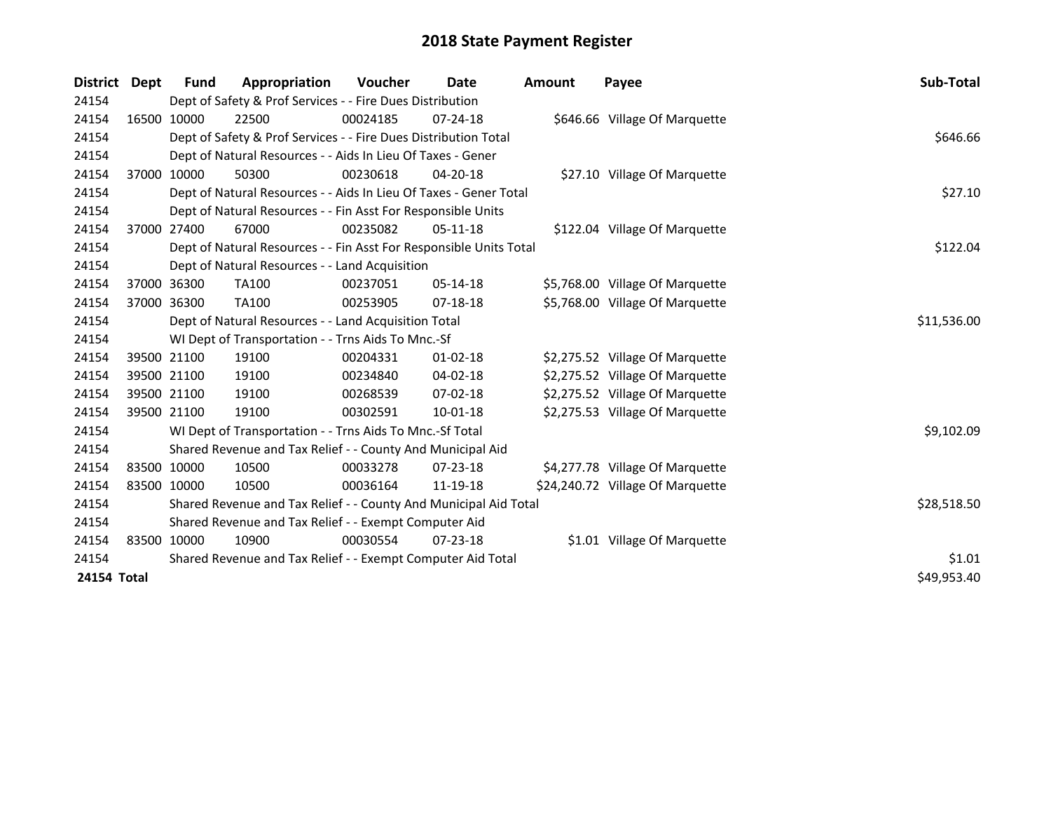# 2018 State Payment Register

| District | Dept | Fund | Appropriation | Voucher | Date | Amount | Payee | Sub-Total |
|---|---|---|---|---|---|---|---|---|
| 24154 | | Dept of Safety & Prof Services - - Fire Dues Distribution | | | | | | |
| 24154 | 16500 | 10000 | 22500 | 00024185 | 07-24-18 | $646.66 | Village Of Marquette | |
| 24154 | | Dept of Safety & Prof Services - - Fire Dues Distribution Total | | | | | | $646.66 |
| 24154 | | Dept of Natural Resources - - Aids In Lieu Of Taxes - Gener | | | | | | |
| 24154 | 37000 | 10000 | 50300 | 00230618 | 04-20-18 | $27.10 | Village Of Marquette | |
| 24154 | | Dept of Natural Resources - - Aids In Lieu Of Taxes - Gener Total | | | | | | $27.10 |
| 24154 | | Dept of Natural Resources - - Fin Asst For Responsible Units | | | | | | |
| 24154 | 37000 | 27400 | 67000 | 00235082 | 05-11-18 | $122.04 | Village Of Marquette | |
| 24154 | | Dept of Natural Resources - - Fin Asst For Responsible Units Total | | | | | | $122.04 |
| 24154 | | Dept of Natural Resources - - Land Acquisition | | | | | | |
| 24154 | 37000 | 36300 | TA100 | 00237051 | 05-14-18 | $5,768.00 | Village Of Marquette | |
| 24154 | 37000 | 36300 | TA100 | 00253905 | 07-18-18 | $5,768.00 | Village Of Marquette | |
| 24154 | | Dept of Natural Resources - - Land Acquisition Total | | | | | | $11,536.00 |
| 24154 | | WI Dept of Transportation - - Trns Aids To Mnc.-Sf | | | | | | |
| 24154 | 39500 | 21100 | 19100 | 00204331 | 01-02-18 | $2,275.52 | Village Of Marquette | |
| 24154 | 39500 | 21100 | 19100 | 00234840 | 04-02-18 | $2,275.52 | Village Of Marquette | |
| 24154 | 39500 | 21100 | 19100 | 00268539 | 07-02-18 | $2,275.52 | Village Of Marquette | |
| 24154 | 39500 | 21100 | 19100 | 00302591 | 10-01-18 | $2,275.53 | Village Of Marquette | |
| 24154 | | WI Dept of Transportation - - Trns Aids To Mnc.-Sf Total | | | | | | $9,102.09 |
| 24154 | | Shared Revenue and Tax Relief - - County And Municipal Aid | | | | | | |
| 24154 | 83500 | 10000 | 10500 | 00033278 | 07-23-18 | $4,277.78 | Village Of Marquette | |
| 24154 | 83500 | 10000 | 10500 | 00036164 | 11-19-18 | $24,240.72 | Village Of Marquette | |
| 24154 | | Shared Revenue and Tax Relief - - County And Municipal Aid Total | | | | | | $28,518.50 |
| 24154 | | Shared Revenue and Tax Relief - - Exempt Computer Aid | | | | | | |
| 24154 | 83500 | 10000 | 10900 | 00030554 | 07-23-18 | $1.01 | Village Of Marquette | |
| 24154 | | Shared Revenue and Tax Relief - - Exempt Computer Aid Total | | | | | | $1.01 |
| **24154 Total** | | | | | | | | $49,953.40 |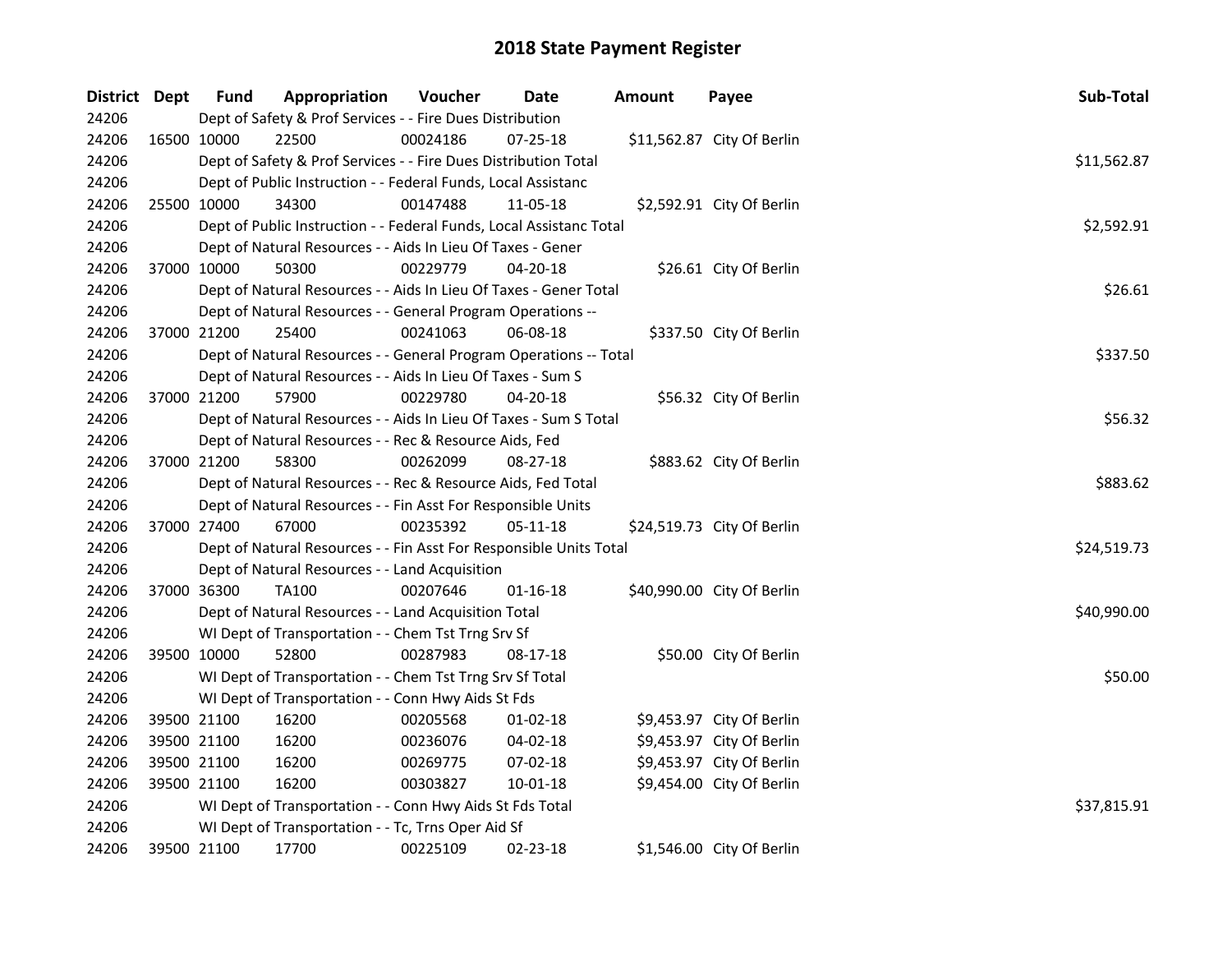# 2018 State Payment Register

| District | Dept | Fund | Appropriation | Voucher | Date | Amount | Payee | Sub-Total |
|---|---|---|---|---|---|---|---|---|
| 24206 | | Dept of Safety & Prof Services - - Fire Dues Distribution | | | | | | |
| 24206 | 16500 | 10000 | 22500 | 00024186 | 07-25-18 | $11,562.87 | City Of Berlin | |
| 24206 | | Dept of Safety & Prof Services - - Fire Dues Distribution Total | | | | | | $11,562.87 |
| 24206 | | Dept of Public Instruction - - Federal Funds, Local Assistanc | | | | | | |
| 24206 | 25500 | 10000 | 34300 | 00147488 | 11-05-18 | $2,592.91 | City Of Berlin | |
| 24206 | | Dept of Public Instruction - - Federal Funds, Local Assistanc Total | | | | | | $2,592.91 |
| 24206 | | Dept of Natural Resources - - Aids In Lieu Of Taxes - Gener | | | | | | |
| 24206 | 37000 | 10000 | 50300 | 00229779 | 04-20-18 | $26.61 | City Of Berlin | |
| 24206 | | Dept of Natural Resources - - Aids In Lieu Of Taxes - Gener Total | | | | | | $26.61 |
| 24206 | | Dept of Natural Resources - - General Program Operations -- | | | | | | |
| 24206 | 37000 | 21200 | 25400 | 00241063 | 06-08-18 | $337.50 | City Of Berlin | |
| 24206 | | Dept of Natural Resources - - General Program Operations -- Total | | | | | | $337.50 |
| 24206 | | Dept of Natural Resources - - Aids In Lieu Of Taxes - Sum S | | | | | | |
| 24206 | 37000 | 21200 | 57900 | 00229780 | 04-20-18 | $56.32 | City Of Berlin | |
| 24206 | | Dept of Natural Resources - - Aids In Lieu Of Taxes - Sum S Total | | | | | | $56.32 |
| 24206 | | Dept of Natural Resources - - Rec & Resource Aids, Fed | | | | | | |
| 24206 | 37000 | 21200 | 58300 | 00262099 | 08-27-18 | $883.62 | City Of Berlin | |
| 24206 | | Dept of Natural Resources - - Rec & Resource Aids, Fed Total | | | | | | $883.62 |
| 24206 | | Dept of Natural Resources - - Fin Asst For Responsible Units | | | | | | |
| 24206 | 37000 | 27400 | 67000 | 00235392 | 05-11-18 | $24,519.73 | City Of Berlin | |
| 24206 | | Dept of Natural Resources - - Fin Asst For Responsible Units Total | | | | | | $24,519.73 |
| 24206 | | Dept of Natural Resources - - Land Acquisition | | | | | | |
| 24206 | 37000 | 36300 | TA100 | 00207646 | 01-16-18 | $40,990.00 | City Of Berlin | |
| 24206 | | Dept of Natural Resources - - Land Acquisition Total | | | | | | $40,990.00 |
| 24206 | | WI Dept of Transportation - - Chem Tst Trng Srv Sf | | | | | | |
| 24206 | 39500 | 10000 | 52800 | 00287983 | 08-17-18 | $50.00 | City Of Berlin | |
| 24206 | | WI Dept of Transportation - - Chem Tst Trng Srv Sf Total | | | | | | $50.00 |
| 24206 | | WI Dept of Transportation - - Conn Hwy Aids St Fds | | | | | | |
| 24206 | 39500 | 21100 | 16200 | 00205568 | 01-02-18 | $9,453.97 | City Of Berlin | |
| 24206 | 39500 | 21100 | 16200 | 00236076 | 04-02-18 | $9,453.97 | City Of Berlin | |
| 24206 | 39500 | 21100 | 16200 | 00269775 | 07-02-18 | $9,453.97 | City Of Berlin | |
| 24206 | 39500 | 21100 | 16200 | 00303827 | 10-01-18 | $9,454.00 | City Of Berlin | |
| 24206 | | WI Dept of Transportation - - Conn Hwy Aids St Fds Total | | | | | | $37,815.91 |
| 24206 | | WI Dept of Transportation - - Tc, Trns Oper Aid Sf | | | | | | |
| 24206 | 39500 | 21100 | 17700 | 00225109 | 02-23-18 | $1,546.00 | City Of Berlin | |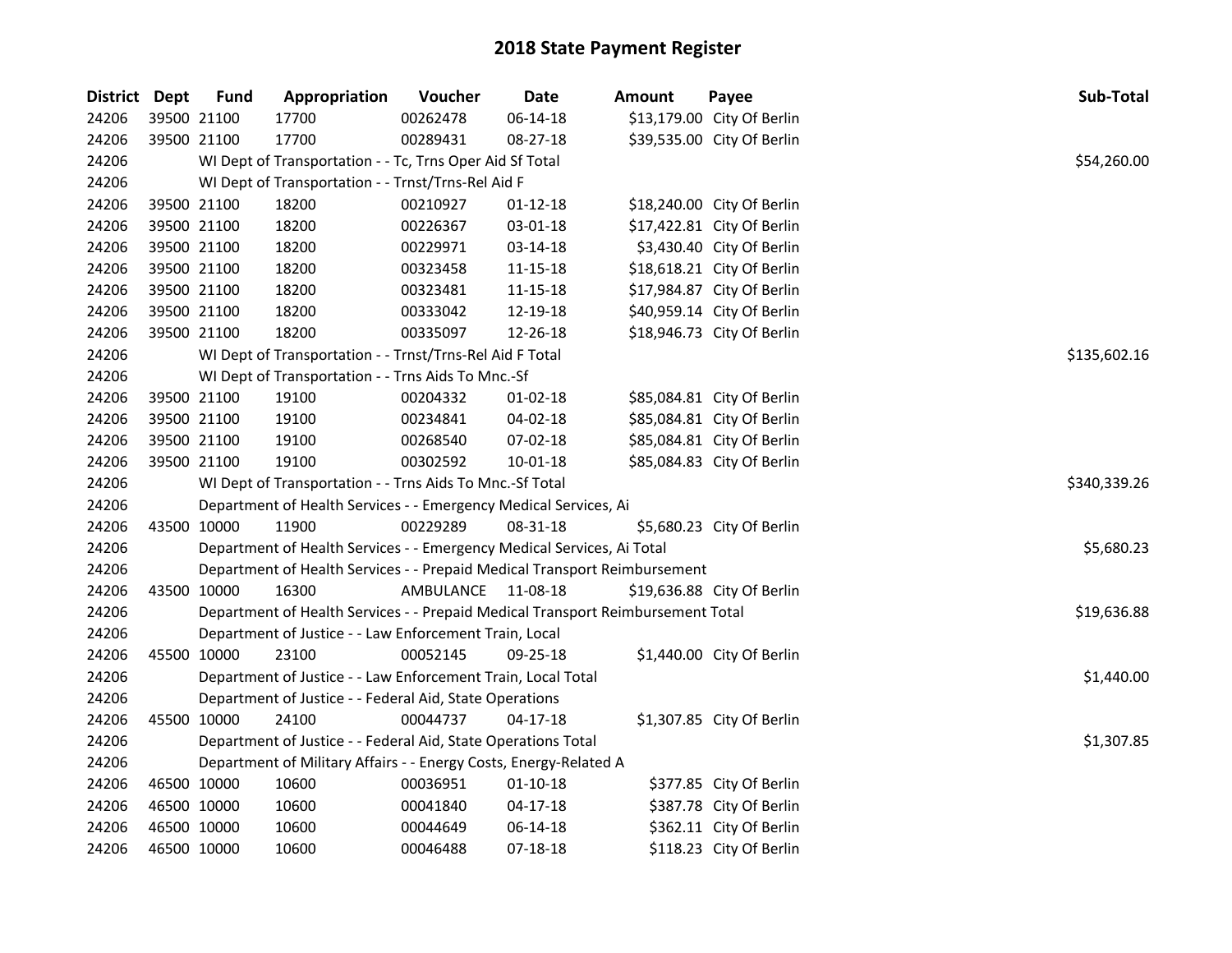# 2018 State Payment Register

| District | Dept | Fund | Appropriation | Voucher | Date | Amount | Payee | Sub-Total |
|---|---|---|---|---|---|---|---|---|
| 24206 | 39500 | 21100 | 17700 | 00262478 | 06-14-18 | $13,179.00 | City Of Berlin | |
| 24206 | 39500 | 21100 | 17700 | 00289431 | 08-27-18 | $39,535.00 | City Of Berlin | |
| 24206 | | | WI Dept of Transportation - - Tc, Trns Oper Aid Sf Total | | | | | $54,260.00 |
| 24206 | | | WI Dept of Transportation - - Trnst/Trns-Rel Aid F | | | | | |
| 24206 | 39500 | 21100 | 18200 | 00210927 | 01-12-18 | $18,240.00 | City Of Berlin | |
| 24206 | 39500 | 21100 | 18200 | 00226367 | 03-01-18 | $17,422.81 | City Of Berlin | |
| 24206 | 39500 | 21100 | 18200 | 00229971 | 03-14-18 | $3,430.40 | City Of Berlin | |
| 24206 | 39500 | 21100 | 18200 | 00323458 | 11-15-18 | $18,618.21 | City Of Berlin | |
| 24206 | 39500 | 21100 | 18200 | 00323481 | 11-15-18 | $17,984.87 | City Of Berlin | |
| 24206 | 39500 | 21100 | 18200 | 00333042 | 12-19-18 | $40,959.14 | City Of Berlin | |
| 24206 | 39500 | 21100 | 18200 | 00335097 | 12-26-18 | $18,946.73 | City Of Berlin | |
| 24206 | | | WI Dept of Transportation - - Trnst/Trns-Rel Aid F Total | | | | | $135,602.16 |
| 24206 | | | WI Dept of Transportation - - Trns Aids To Mnc.-Sf | | | | | |
| 24206 | 39500 | 21100 | 19100 | 00204332 | 01-02-18 | $85,084.81 | City Of Berlin | |
| 24206 | 39500 | 21100 | 19100 | 00234841 | 04-02-18 | $85,084.81 | City Of Berlin | |
| 24206 | 39500 | 21100 | 19100 | 00268540 | 07-02-18 | $85,084.81 | City Of Berlin | |
| 24206 | 39500 | 21100 | 19100 | 00302592 | 10-01-18 | $85,084.83 | City Of Berlin | |
| 24206 | | | WI Dept of Transportation - - Trns Aids To Mnc.-Sf Total | | | | | $340,339.26 |
| 24206 | | | Department of Health Services - - Emergency Medical Services, Ai | | | | | |
| 24206 | 43500 | 10000 | 11900 | 00229289 | 08-31-18 | $5,680.23 | City Of Berlin | |
| 24206 | | | Department of Health Services - - Emergency Medical Services, Ai Total | | | | | $5,680.23 |
| 24206 | | | Department of Health Services - - Prepaid Medical Transport Reimbursement | | | | | |
| 24206 | 43500 | 10000 | 16300 | AMBULANCE | 11-08-18 | $19,636.88 | City Of Berlin | |
| 24206 | | | Department of Health Services - - Prepaid Medical Transport Reimbursement Total | | | | | $19,636.88 |
| 24206 | | | Department of Justice - - Law Enforcement Train, Local | | | | | |
| 24206 | 45500 | 10000 | 23100 | 00052145 | 09-25-18 | $1,440.00 | City Of Berlin | |
| 24206 | | | Department of Justice - - Law Enforcement Train, Local Total | | | | | $1,440.00 |
| 24206 | | | Department of Justice - - Federal Aid, State Operations | | | | | |
| 24206 | 45500 | 10000 | 24100 | 00044737 | 04-17-18 | $1,307.85 | City Of Berlin | |
| 24206 | | | Department of Justice - - Federal Aid, State Operations Total | | | | | $1,307.85 |
| 24206 | | | Department of Military Affairs - - Energy Costs, Energy-Related A | | | | | |
| 24206 | 46500 | 10000 | 10600 | 00036951 | 01-10-18 | $377.85 | City Of Berlin | |
| 24206 | 46500 | 10000 | 10600 | 00041840 | 04-17-18 | $387.78 | City Of Berlin | |
| 24206 | 46500 | 10000 | 10600 | 00044649 | 06-14-18 | $362.11 | City Of Berlin | |
| 24206 | 46500 | 10000 | 10600 | 00046488 | 07-18-18 | $118.23 | City Of Berlin | |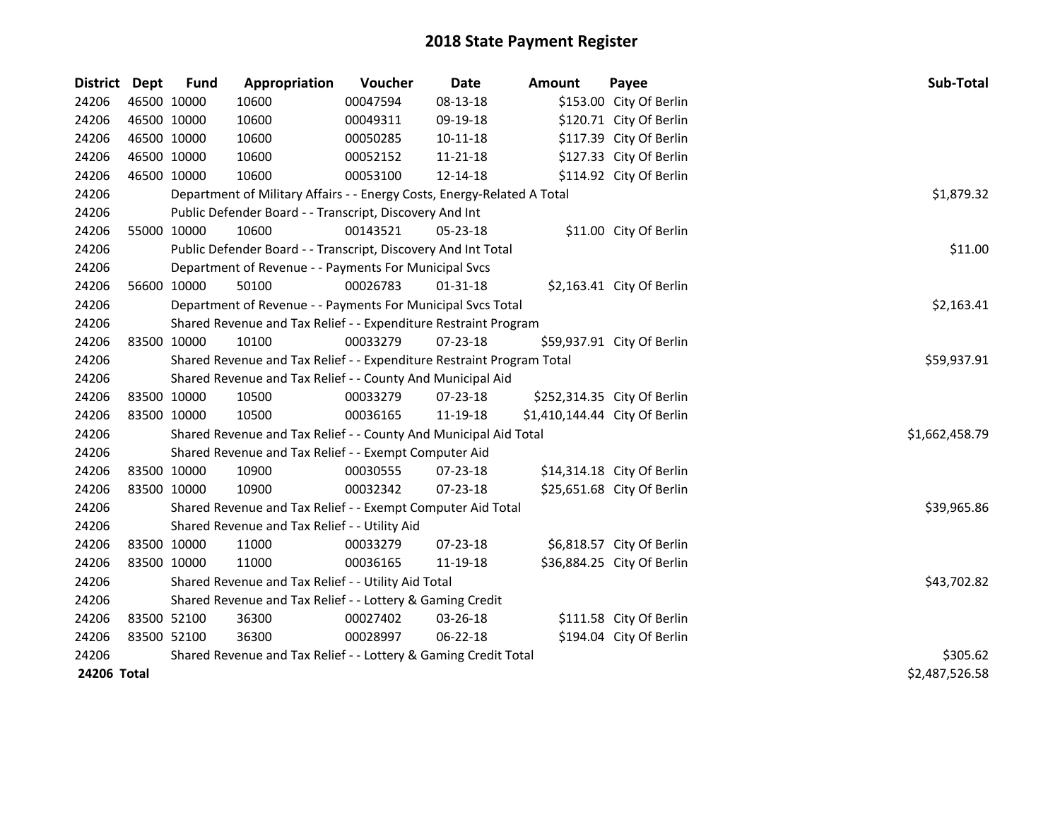# 2018 State Payment Register

| District | Dept | Fund | Appropriation | Voucher | Date | Amount | Payee | Sub-Total |
|---|---|---|---|---|---|---|---|---|
| 24206 | 46500 | 10000 | 10600 | 00047594 | 08-13-18 | $153.00 | City Of Berlin | |
| 24206 | 46500 | 10000 | 10600 | 00049311 | 09-19-18 | $120.71 | City Of Berlin | |
| 24206 | 46500 | 10000 | 10600 | 00050285 | 10-11-18 | $117.39 | City Of Berlin | |
| 24206 | 46500 | 10000 | 10600 | 00052152 | 11-21-18 | $127.33 | City Of Berlin | |
| 24206 | 46500 | 10000 | 10600 | 00053100 | 12-14-18 | $114.92 | City Of Berlin | |
| 24206 | | | Department of Military Affairs - - Energy Costs, Energy-Related A Total | | | | | $1,879.32 |
| 24206 | | | Public Defender Board - - Transcript, Discovery And Int | | | | | |
| 24206 | 55000 | 10000 | 10600 | 00143521 | 05-23-18 | $11.00 | City Of Berlin | |
| 24206 | | | Public Defender Board - - Transcript, Discovery And Int Total | | | | | $11.00 |
| 24206 | | | Department of Revenue - - Payments For Municipal Svcs | | | | | |
| 24206 | 56600 | 10000 | 50100 | 00026783 | 01-31-18 | $2,163.41 | City Of Berlin | |
| 24206 | | | Department of Revenue - - Payments For Municipal Svcs Total | | | | | $2,163.41 |
| 24206 | | | Shared Revenue and Tax Relief - - Expenditure Restraint Program | | | | | |
| 24206 | 83500 | 10000 | 10100 | 00033279 | 07-23-18 | $59,937.91 | City Of Berlin | |
| 24206 | | | Shared Revenue and Tax Relief - - Expenditure Restraint Program Total | | | | | $59,937.91 |
| 24206 | | | Shared Revenue and Tax Relief - - County And Municipal Aid | | | | | |
| 24206 | 83500 | 10000 | 10500 | 00033279 | 07-23-18 | $252,314.35 | City Of Berlin | |
| 24206 | 83500 | 10000 | 10500 | 00036165 | 11-19-18 | $1,410,144.44 | City Of Berlin | |
| 24206 | | | Shared Revenue and Tax Relief - - County And Municipal Aid Total | | | | | $1,662,458.79 |
| 24206 | | | Shared Revenue and Tax Relief - - Exempt Computer Aid | | | | | |
| 24206 | 83500 | 10000 | 10900 | 00030555 | 07-23-18 | $14,314.18 | City Of Berlin | |
| 24206 | 83500 | 10000 | 10900 | 00032342 | 07-23-18 | $25,651.68 | City Of Berlin | |
| 24206 | | | Shared Revenue and Tax Relief - - Exempt Computer Aid Total | | | | | $39,965.86 |
| 24206 | | | Shared Revenue and Tax Relief - - Utility Aid | | | | | |
| 24206 | 83500 | 10000 | 11000 | 00033279 | 07-23-18 | $6,818.57 | City Of Berlin | |
| 24206 | 83500 | 10000 | 11000 | 00036165 | 11-19-18 | $36,884.25 | City Of Berlin | |
| 24206 | | | Shared Revenue and Tax Relief - - Utility Aid Total | | | | | $43,702.82 |
| 24206 | | | Shared Revenue and Tax Relief - - Lottery & Gaming Credit | | | | | |
| 24206 | 83500 | 52100 | 36300 | 00027402 | 03-26-18 | $111.58 | City Of Berlin | |
| 24206 | 83500 | 52100 | 36300 | 00028997 | 06-22-18 | $194.04 | City Of Berlin | |
| 24206 | | | Shared Revenue and Tax Relief - - Lottery & Gaming Credit Total | | | | | $305.62 |
| **24206 Total** | | | | | | | | $2,487,526.58 |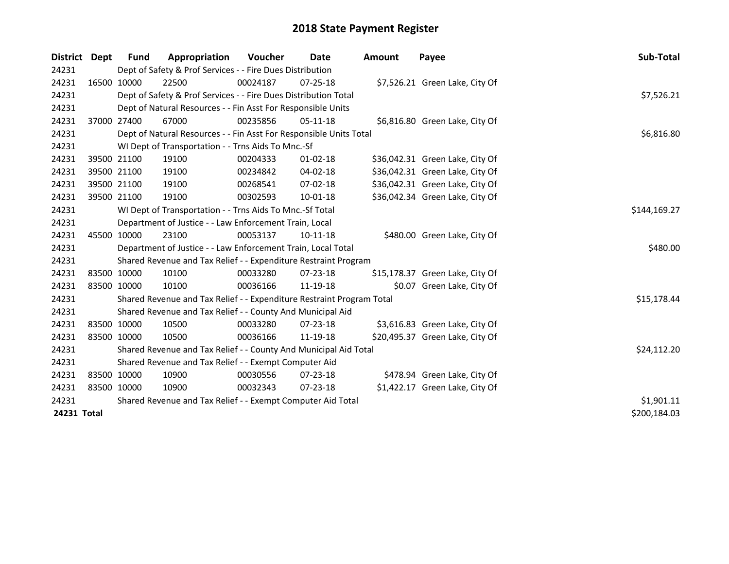# 2018 State Payment Register

| District | Dept | Fund | Appropriation | Voucher | Date | Amount | Payee | Sub-Total |
|---|---|---|---|---|---|---|---|---|
| 24231 | | Dept of Safety & Prof Services - - Fire Dues Distribution | | | | | | |
| 24231 | 16500 | 10000 | 22500 | 00024187 | 07-25-18 | $7,526.21 | Green Lake, City Of | |
| 24231 | | Dept of Safety & Prof Services - - Fire Dues Distribution Total | | | | | | $7,526.21 |
| 24231 | | Dept of Natural Resources - - Fin Asst For Responsible Units | | | | | | |
| 24231 | 37000 | 27400 | 67000 | 00235856 | 05-11-18 | $6,816.80 | Green Lake, City Of | |
| 24231 | | Dept of Natural Resources - - Fin Asst For Responsible Units Total | | | | | | $6,816.80 |
| 24231 | | WI Dept of Transportation - - Trns Aids To Mnc.-Sf | | | | | | |
| 24231 | 39500 | 21100 | 19100 | 00204333 | 01-02-18 | $36,042.31 | Green Lake, City Of | |
| 24231 | 39500 | 21100 | 19100 | 00234842 | 04-02-18 | $36,042.31 | Green Lake, City Of | |
| 24231 | 39500 | 21100 | 19100 | 00268541 | 07-02-18 | $36,042.31 | Green Lake, City Of | |
| 24231 | 39500 | 21100 | 19100 | 00302593 | 10-01-18 | $36,042.34 | Green Lake, City Of | |
| 24231 | | WI Dept of Transportation - - Trns Aids To Mnc.-Sf Total | | | | | | $144,169.27 |
| 24231 | | Department of Justice - - Law Enforcement Train, Local | | | | | | |
| 24231 | 45500 | 10000 | 23100 | 00053137 | 10-11-18 | $480.00 | Green Lake, City Of | |
| 24231 | | Department of Justice - - Law Enforcement Train, Local Total | | | | | | $480.00 |
| 24231 | | Shared Revenue and Tax Relief - - Expenditure Restraint Program | | | | | | |
| 24231 | 83500 | 10000 | 10100 | 00033280 | 07-23-18 | $15,178.37 | Green Lake, City Of | |
| 24231 | 83500 | 10000 | 10100 | 00036166 | 11-19-18 | $0.07 | Green Lake, City Of | |
| 24231 | | Shared Revenue and Tax Relief - - Expenditure Restraint Program Total | | | | | | $15,178.44 |
| 24231 | | Shared Revenue and Tax Relief - - County And Municipal Aid | | | | | | |
| 24231 | 83500 | 10000 | 10500 | 00033280 | 07-23-18 | $3,616.83 | Green Lake, City Of | |
| 24231 | 83500 | 10000 | 10500 | 00036166 | 11-19-18 | $20,495.37 | Green Lake, City Of | |
| 24231 | | Shared Revenue and Tax Relief - - County And Municipal Aid Total | | | | | | $24,112.20 |
| 24231 | | Shared Revenue and Tax Relief - - Exempt Computer Aid | | | | | | |
| 24231 | 83500 | 10000 | 10900 | 00030556 | 07-23-18 | $478.94 | Green Lake, City Of | |
| 24231 | 83500 | 10000 | 10900 | 00032343 | 07-23-18 | $1,422.17 | Green Lake, City Of | |
| 24231 | | Shared Revenue and Tax Relief - - Exempt Computer Aid Total | | | | | | $1,901.11 |
| **24231 Total** | | | | | | | | $200,184.03 |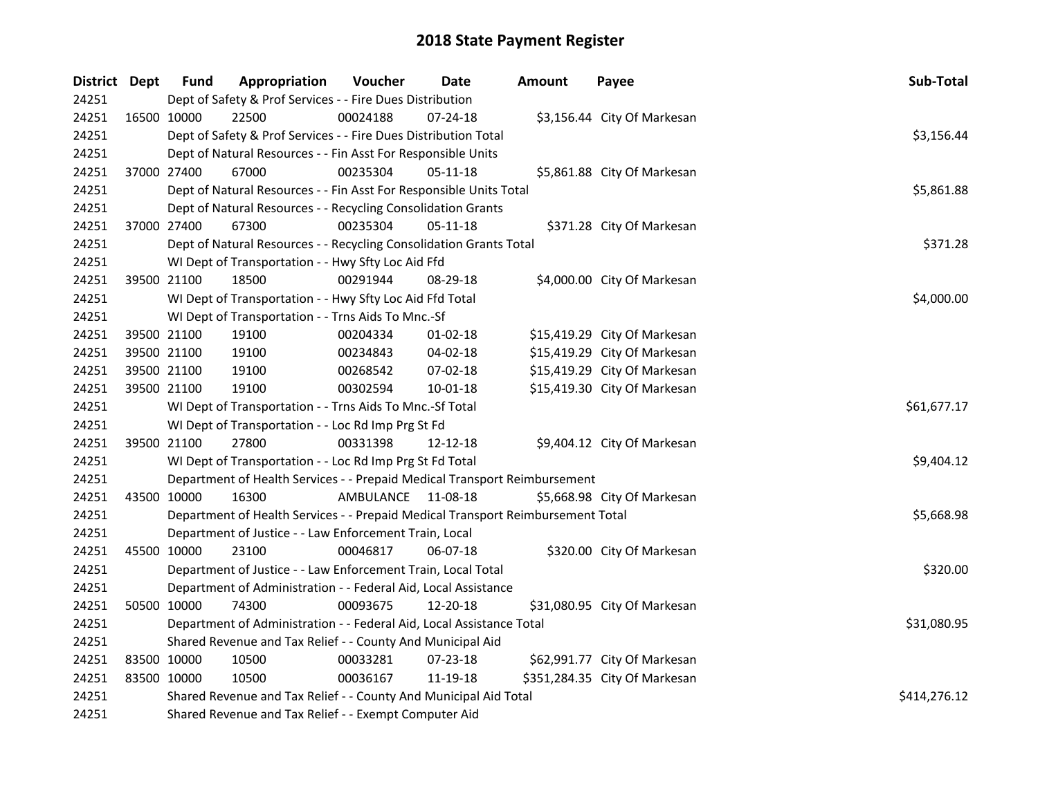# 2018 State Payment Register

| District | Dept | Fund | Appropriation | Voucher | Date | Amount | Payee | Sub-Total |
|---|---|---|---|---|---|---|---|---|
| 24251 | | Dept of Safety & Prof Services - - Fire Dues Distribution | | | | | | |
| 24251 | 16500 | 10000 | 22500 | 00024188 | 07-24-18 | $3,156.44 | City Of Markesan | |
| 24251 | | Dept of Safety & Prof Services - - Fire Dues Distribution Total | | | | | | $3,156.44 |
| 24251 | | Dept of Natural Resources - - Fin Asst For Responsible Units | | | | | | |
| 24251 | 37000 | 27400 | 67000 | 00235304 | 05-11-18 | $5,861.88 | City Of Markesan | |
| 24251 | | Dept of Natural Resources - - Fin Asst For Responsible Units Total | | | | | | $5,861.88 |
| 24251 | | Dept of Natural Resources - - Recycling Consolidation Grants | | | | | | |
| 24251 | 37000 | 27400 | 67300 | 00235304 | 05-11-18 | $371.28 | City Of Markesan | |
| 24251 | | Dept of Natural Resources - - Recycling Consolidation Grants Total | | | | | | $371.28 |
| 24251 | | WI Dept of Transportation - - Hwy Sfty Loc Aid Ffd | | | | | | |
| 24251 | 39500 | 21100 | 18500 | 00291944 | 08-29-18 | $4,000.00 | City Of Markesan | |
| 24251 | | WI Dept of Transportation - - Hwy Sfty Loc Aid Ffd Total | | | | | | $4,000.00 |
| 24251 | | WI Dept of Transportation - - Trns Aids To Mnc.-Sf | | | | | | |
| 24251 | 39500 | 21100 | 19100 | 00204334 | 01-02-18 | $15,419.29 | City Of Markesan | |
| 24251 | 39500 | 21100 | 19100 | 00234843 | 04-02-18 | $15,419.29 | City Of Markesan | |
| 24251 | 39500 | 21100 | 19100 | 00268542 | 07-02-18 | $15,419.29 | City Of Markesan | |
| 24251 | 39500 | 21100 | 19100 | 00302594 | 10-01-18 | $15,419.30 | City Of Markesan | |
| 24251 | | WI Dept of Transportation - - Trns Aids To Mnc.-Sf Total | | | | | | $61,677.17 |
| 24251 | | WI Dept of Transportation - - Loc Rd Imp Prg St Fd | | | | | | |
| 24251 | 39500 | 21100 | 27800 | 00331398 | 12-12-18 | $9,404.12 | City Of Markesan | |
| 24251 | | WI Dept of Transportation - - Loc Rd Imp Prg St Fd Total | | | | | | $9,404.12 |
| 24251 | | Department of Health Services - - Prepaid Medical Transport Reimbursement | | | | | | |
| 24251 | 43500 | 10000 | 16300 | AMBULANCE | 11-08-18 | $5,668.98 | City Of Markesan | |
| 24251 | | Department of Health Services - - Prepaid Medical Transport Reimbursement Total | | | | | | $5,668.98 |
| 24251 | | Department of Justice - - Law Enforcement Train, Local | | | | | | |
| 24251 | 45500 | 10000 | 23100 | 00046817 | 06-07-18 | $320.00 | City Of Markesan | |
| 24251 | | Department of Justice - - Law Enforcement Train, Local Total | | | | | | $320.00 |
| 24251 | | Department of Administration - - Federal Aid, Local Assistance | | | | | | |
| 24251 | 50500 | 10000 | 74300 | 00093675 | 12-20-18 | $31,080.95 | City Of Markesan | |
| 24251 | | Department of Administration - - Federal Aid, Local Assistance Total | | | | | | $31,080.95 |
| 24251 | | Shared Revenue and Tax Relief - - County And Municipal Aid | | | | | | |
| 24251 | 83500 | 10000 | 10500 | 00033281 | 07-23-18 | $62,991.77 | City Of Markesan | |
| 24251 | 83500 | 10000 | 10500 | 00036167 | 11-19-18 | $351,284.35 | City Of Markesan | |
| 24251 | | Shared Revenue and Tax Relief - - County And Municipal Aid Total | | | | | | $414,276.12 |
| 24251 | | Shared Revenue and Tax Relief - - Exempt Computer Aid | | | | | | |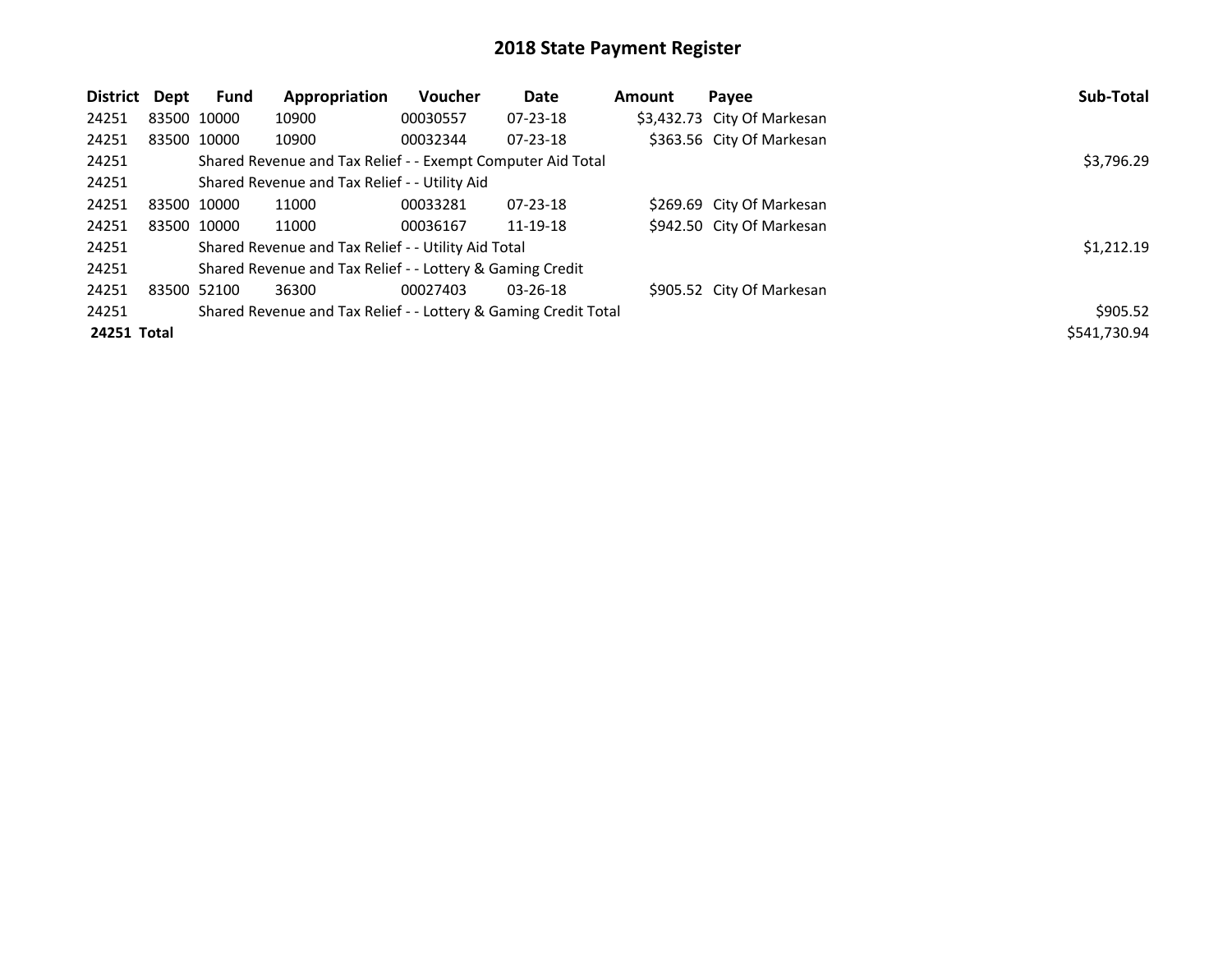# 2018 State Payment Register

| District | Dept | Fund | Appropriation | Voucher | Date | Amount | Payee | Sub-Total |
|---|---|---|---|---|---|---|---|---|
| 24251 | 83500 | 10000 | 10900 | 00030557 | 07-23-18 | $3,432.73 | City Of Markesan | |
| 24251 | 83500 | 10000 | 10900 | 00032344 | 07-23-18 | $363.56 | City Of Markesan | |
| 24251 | | Shared Revenue and Tax Relief - - Exempt Computer Aid Total | | | | | | $3,796.29 |
| 24251 | | Shared Revenue and Tax Relief - - Utility Aid | | | | | | |
| 24251 | 83500 | 10000 | 11000 | 00033281 | 07-23-18 | $269.69 | City Of Markesan | |
| 24251 | 83500 | 10000 | 11000 | 00036167 | 11-19-18 | $942.50 | City Of Markesan | |
| 24251 | | Shared Revenue and Tax Relief - - Utility Aid Total | | | | | | $1,212.19 |
| 24251 | | Shared Revenue and Tax Relief - - Lottery & Gaming Credit | | | | | | |
| 24251 | 83500 | 52100 | 36300 | 00027403 | 03-26-18 | $905.52 | City Of Markesan | |
| 24251 | | Shared Revenue and Tax Relief - - Lottery & Gaming Credit Total | | | | | | $905.52 |
| **24251 Total** | | | | | | | | $541,730.94 |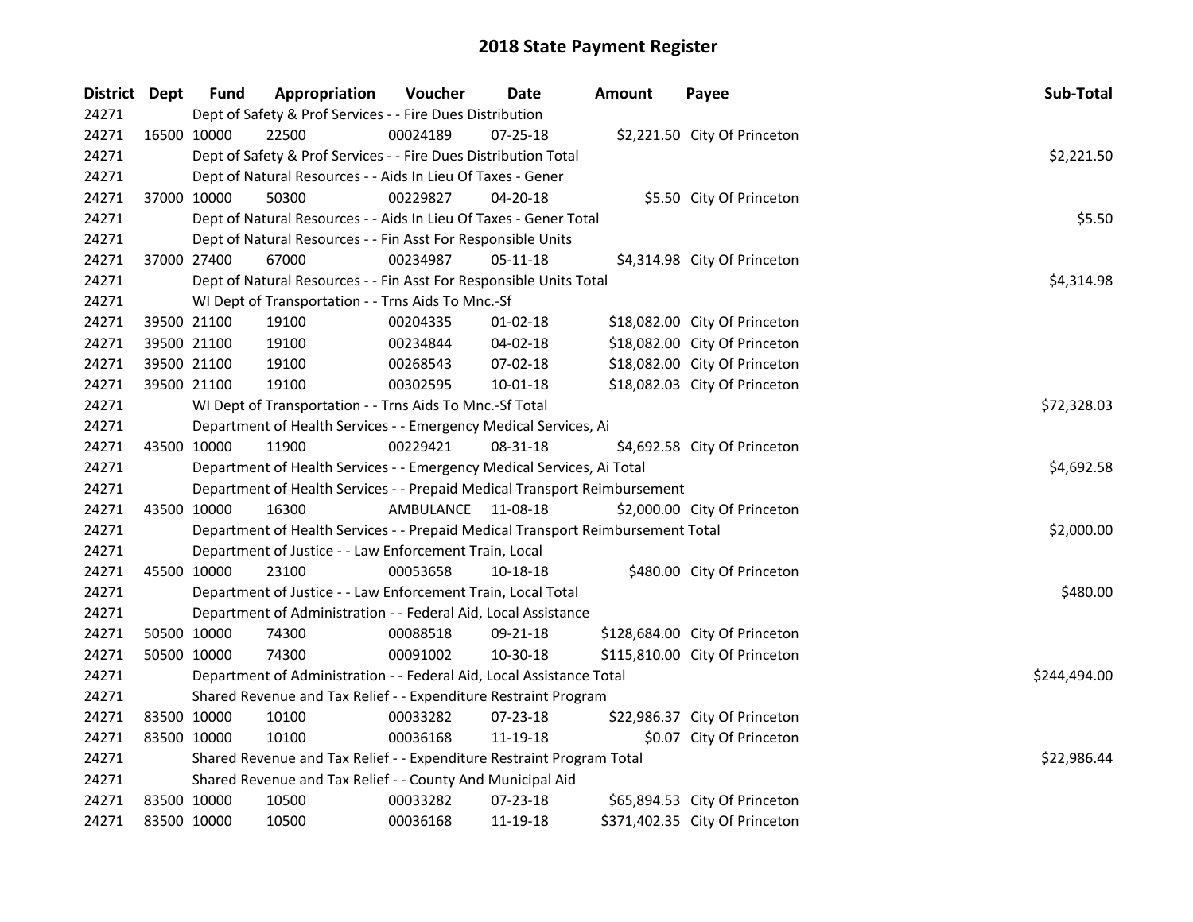# 2018 State Payment Register

| District | Dept | Fund | Appropriation | Voucher | Date | Amount | Payee | Sub-Total |
|---|---|---|---|---|---|---|---|---|
| 24271 | | Dept of Safety & Prof Services - - Fire Dues Distribution | | | | | | |
| 24271 | 16500 | 10000 | 22500 | 00024189 | 07-25-18 | $2,221.50 | City Of Princeton | |
| 24271 | | Dept of Safety & Prof Services - - Fire Dues Distribution Total | | | | | | $2,221.50 |
| 24271 | | Dept of Natural Resources - - Aids In Lieu Of Taxes - Gener | | | | | | |
| 24271 | 37000 | 10000 | 50300 | 00229827 | 04-20-18 | $5.50 | City Of Princeton | |
| 24271 | | Dept of Natural Resources - - Aids In Lieu Of Taxes - Gener Total | | | | | | $5.50 |
| 24271 | | Dept of Natural Resources - - Fin Asst For Responsible Units | | | | | | |
| 24271 | 37000 | 27400 | 67000 | 00234987 | 05-11-18 | $4,314.98 | City Of Princeton | |
| 24271 | | Dept of Natural Resources - - Fin Asst For Responsible Units Total | | | | | | $4,314.98 |
| 24271 | | WI Dept of Transportation - - Trns Aids To Mnc.-Sf | | | | | | |
| 24271 | 39500 | 21100 | 19100 | 00204335 | 01-02-18 | $18,082.00 | City Of Princeton | |
| 24271 | 39500 | 21100 | 19100 | 00234844 | 04-02-18 | $18,082.00 | City Of Princeton | |
| 24271 | 39500 | 21100 | 19100 | 00268543 | 07-02-18 | $18,082.00 | City Of Princeton | |
| 24271 | 39500 | 21100 | 19100 | 00302595 | 10-01-18 | $18,082.03 | City Of Princeton | |
| 24271 | | WI Dept of Transportation - - Trns Aids To Mnc.-Sf Total | | | | | | $72,328.03 |
| 24271 | | Department of Health Services - - Emergency Medical Services, Ai | | | | | | |
| 24271 | 43500 | 10000 | 11900 | 00229421 | 08-31-18 | $4,692.58 | City Of Princeton | |
| 24271 | | Department of Health Services - - Emergency Medical Services, Ai Total | | | | | | $4,692.58 |
| 24271 | | Department of Health Services - - Prepaid Medical Transport Reimbursement | | | | | | |
| 24271 | 43500 | 10000 | 16300 | AMBULANCE | 11-08-18 | $2,000.00 | City Of Princeton | |
| 24271 | | Department of Health Services - - Prepaid Medical Transport Reimbursement Total | | | | | | $2,000.00 |
| 24271 | | Department of Justice - - Law Enforcement Train, Local | | | | | | |
| 24271 | 45500 | 10000 | 23100 | 00053658 | 10-18-18 | $480.00 | City Of Princeton | |
| 24271 | | Department of Justice - - Law Enforcement Train, Local Total | | | | | | $480.00 |
| 24271 | | Department of Administration - - Federal Aid, Local Assistance | | | | | | |
| 24271 | 50500 | 10000 | 74300 | 00088518 | 09-21-18 | $128,684.00 | City Of Princeton | |
| 24271 | 50500 | 10000 | 74300 | 00091002 | 10-30-18 | $115,810.00 | City Of Princeton | |
| 24271 | | Department of Administration - - Federal Aid, Local Assistance Total | | | | | | $244,494.00 |
| 24271 | | Shared Revenue and Tax Relief - - Expenditure Restraint Program | | | | | | |
| 24271 | 83500 | 10000 | 10100 | 00033282 | 07-23-18 | $22,986.37 | City Of Princeton | |
| 24271 | 83500 | 10000 | 10100 | 00036168 | 11-19-18 | $0.07 | City Of Princeton | |
| 24271 | | Shared Revenue and Tax Relief - - Expenditure Restraint Program Total | | | | | | $22,986.44 |
| 24271 | | Shared Revenue and Tax Relief - - County And Municipal Aid | | | | | | |
| 24271 | 83500 | 10000 | 10500 | 00033282 | 07-23-18 | $65,894.53 | City Of Princeton | |
| 24271 | 83500 | 10000 | 10500 | 00036168 | 11-19-18 | $371,402.35 | City Of Princeton | |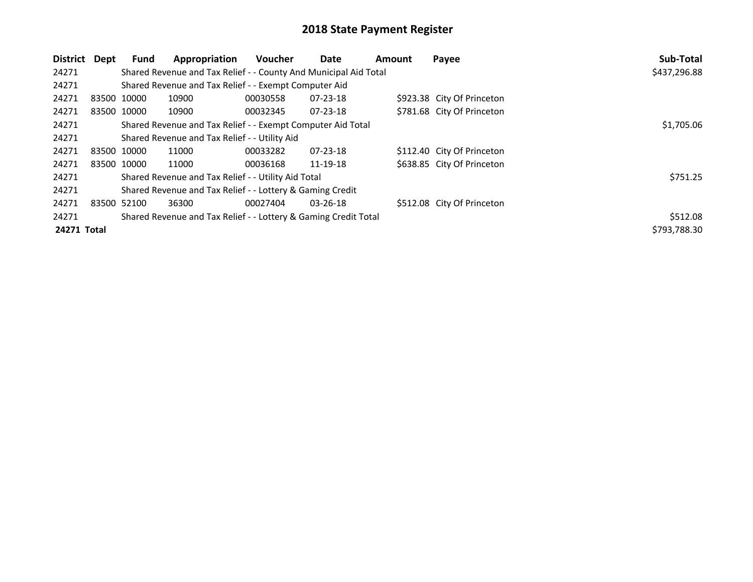# 2018 State Payment Register

| District | Dept | Fund | Appropriation | Voucher | Date | Amount | Payee | Sub-Total |
|---|---|---|---|---|---|---|---|---|
| 24271 | | Shared Revenue and Tax Relief - - County And Municipal Aid Total | | | | | | $437,296.88 |
| 24271 | | Shared Revenue and Tax Relief - - Exempt Computer Aid | | | | | | |
| 24271 | 83500 | 10000 | 10900 | 00030558 | 07-23-18 | $923.38 | City Of Princeton | |
| 24271 | 83500 | 10000 | 10900 | 00032345 | 07-23-18 | $781.68 | City Of Princeton | |
| 24271 | | Shared Revenue and Tax Relief - - Exempt Computer Aid Total | | | | | | $1,705.06 |
| 24271 | | Shared Revenue and Tax Relief - - Utility Aid | | | | | | |
| 24271 | 83500 | 10000 | 11000 | 00033282 | 07-23-18 | $112.40 | City Of Princeton | |
| 24271 | 83500 | 10000 | 11000 | 00036168 | 11-19-18 | $638.85 | City Of Princeton | |
| 24271 | | Shared Revenue and Tax Relief - - Utility Aid Total | | | | | | $751.25 |
| 24271 | | Shared Revenue and Tax Relief - - Lottery & Gaming Credit | | | | | | |
| 24271 | 83500 | 52100 | 36300 | 00027404 | 03-26-18 | $512.08 | City Of Princeton | |
| 24271 | | Shared Revenue and Tax Relief - - Lottery & Gaming Credit Total | | | | | | $512.08 |
| **24271 Total** | | | | | | | | $793,788.30 |